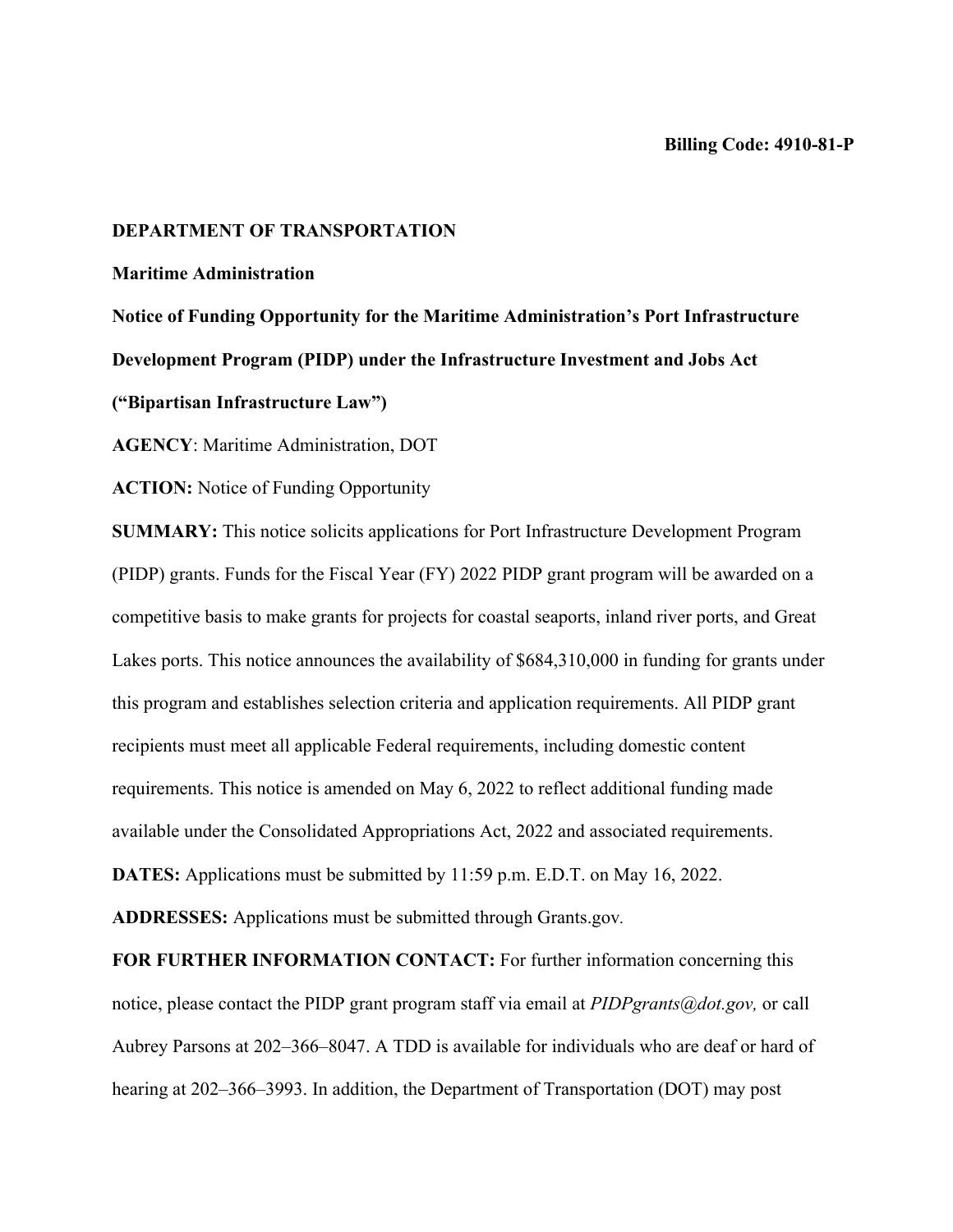**Billing Code: 4910-81-P**

**DEPARTMENT OF TRANSPORTATION**

**Maritime Administration**

**Notice of Funding Opportunity for the Maritime Administration's Port Infrastructure Development Program (PIDP) under the Infrastructure Investment and Jobs Act ("Bipartisan Infrastructure Law")**

**AGENCY**: Maritime Administration, DOT

**ACTION:** Notice of Funding Opportunity

**SUMMARY:** This notice solicits applications for Port Infrastructure Development Program (PIDP) grants. Funds for the Fiscal Year (FY) 2022 PIDP grant program will be awarded on a competitive basis to make grants for projects for coastal seaports, inland river ports, and Great Lakes ports. This notice announces the availability of $684,310,000 in funding for grants under this program and establishes selection criteria and application requirements. All PIDP grant recipients must meet all applicable Federal requirements, including domestic content requirements. This notice is amended on May 6, 2022 to reflect additional funding made available under the Consolidated Appropriations Act, 2022 and associated requirements.

**DATES:** Applications must be submitted by 11:59 p.m. E.D.T. on May 16, 2022.

**ADDRESSES:** Applications must be submitted through Grants.gov.

**FOR FURTHER INFORMATION CONTACT:** For further information concerning this notice, please contact the PIDP grant program staff via email at *PIDPgrants@dot.gov,* or call Aubrey Parsons at 202–366–8047. A TDD is available for individuals who are deaf or hard of hearing at 202–366–3993. In addition, the Department of Transportation (DOT) may post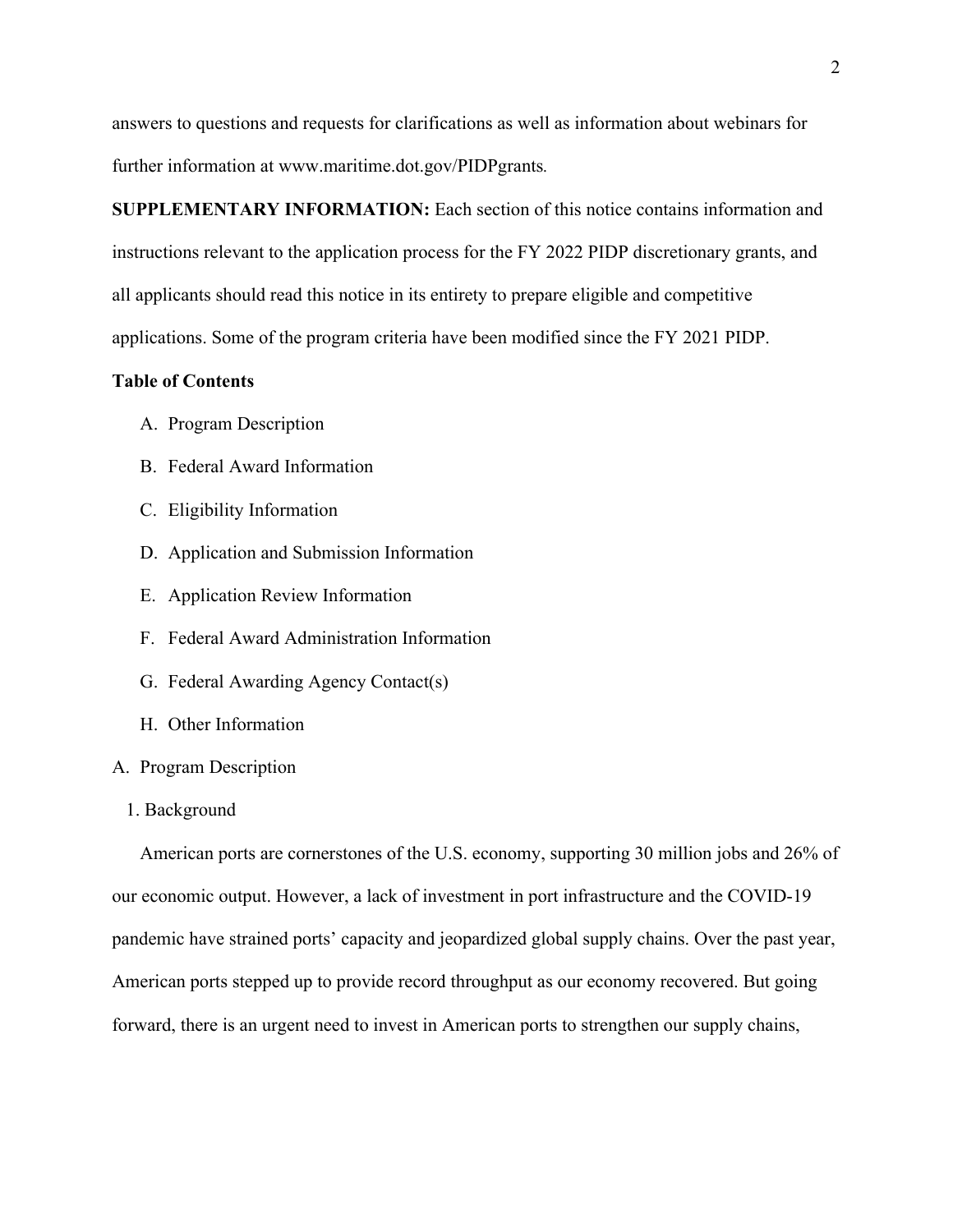answers to questions and requests for clarifications as well as information about webinars for further information at www.maritime.dot.gov/PIDPgrants.

**SUPPLEMENTARY INFORMATION:** Each section of this notice contains information and instructions relevant to the application process for the FY 2022 PIDP discretionary grants, and all applicants should read this notice in its entirety to prepare eligible and competitive applications. Some of the program criteria have been modified since the FY 2021 PIDP.

**Table of Contents**

A. Program Description
B. Federal Award Information
C. Eligibility Information
D. Application and Submission Information
E. Application Review Information
F. Federal Award Administration Information
G. Federal Awarding Agency Contact(s)
H. Other Information

A. Program Description

1. Background

American ports are cornerstones of the U.S. economy, supporting 30 million jobs and 26% of our economic output. However, a lack of investment in port infrastructure and the COVID-19 pandemic have strained ports' capacity and jeopardized global supply chains. Over the past year, American ports stepped up to provide record throughput as our economy recovered. But going forward, there is an urgent need to invest in American ports to strengthen our supply chains,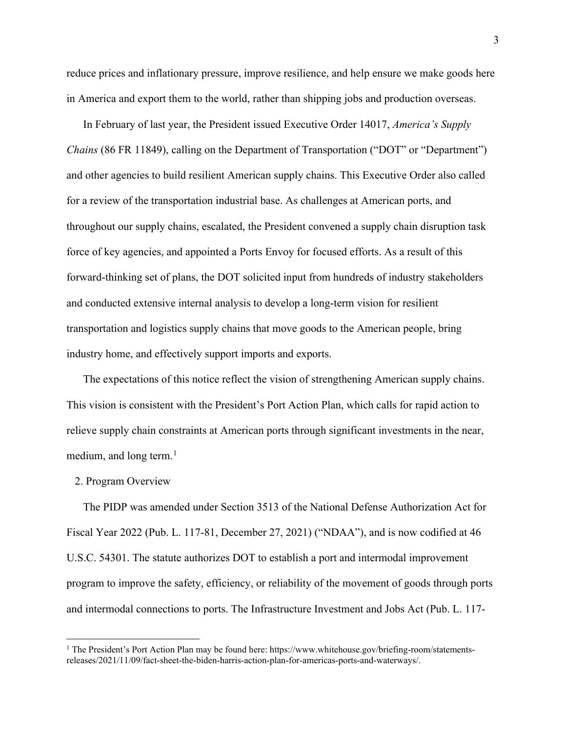reduce prices and inflationary pressure, improve resilience, and help ensure we make goods here in America and export them to the world, rather than shipping jobs and production overseas.

In February of last year, the President issued Executive Order 14017, *America's Supply Chains* (86 FR 11849), calling on the Department of Transportation ("DOT" or "Department") and other agencies to build resilient American supply chains. This Executive Order also called for a review of the transportation industrial base. As challenges at American ports, and throughout our supply chains, escalated, the President convened a supply chain disruption task force of key agencies, and appointed a Ports Envoy for focused efforts. As a result of this forward-thinking set of plans, the DOT solicited input from hundreds of industry stakeholders and conducted extensive internal analysis to develop a long-term vision for resilient transportation and logistics supply chains that move goods to the American people, bring industry home, and effectively support imports and exports.

The expectations of this notice reflect the vision of strengthening American supply chains. This vision is consistent with the President's Port Action Plan, which calls for rapid action to relieve supply chain constraints at American ports through significant investments in the near, medium, and long term.[1]

2. Program Overview

The PIDP was amended under Section 3513 of the National Defense Authorization Act for Fiscal Year 2022 (Pub. L. 117-81, December 27, 2021) ("NDAA"), and is now codified at 46 U.S.C. 54301. The statute authorizes DOT to establish a port and intermodal improvement program to improve the safety, efficiency, or reliability of the movement of goods through ports and intermodal connections to ports. The Infrastructure Investment and Jobs Act (Pub. L. 117-

[1] The President's Port Action Plan may be found here: https://www.whitehouse.gov/briefing-room/statements-releases/2021/11/09/fact-sheet-the-biden-harris-action-plan-for-americas-ports-and-waterways/.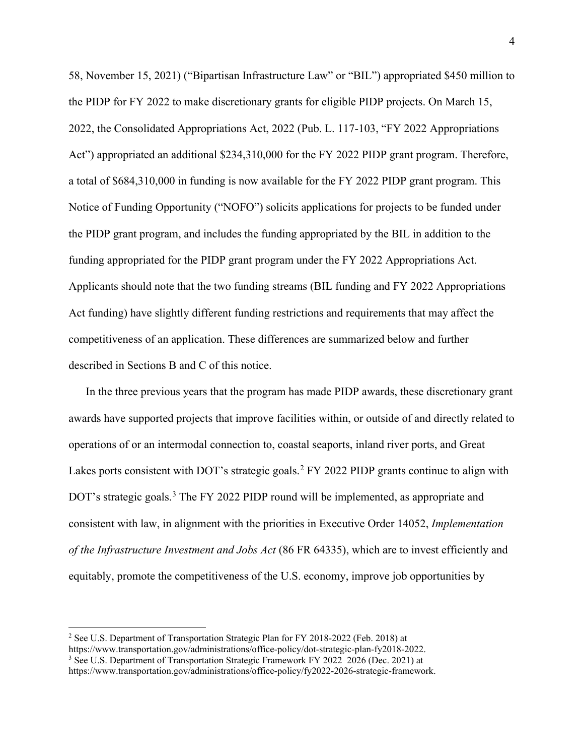58, November 15, 2021) ("Bipartisan Infrastructure Law" or "BIL") appropriated $450 million to the PIDP for FY 2022 to make discretionary grants for eligible PIDP projects. On March 15, 2022, the Consolidated Appropriations Act, 2022 (Pub. L. 117-103, "FY 2022 Appropriations Act") appropriated an additional $234,310,000 for the FY 2022 PIDP grant program. Therefore, a total of $684,310,000 in funding is now available for the FY 2022 PIDP grant program. This Notice of Funding Opportunity ("NOFO") solicits applications for projects to be funded under the PIDP grant program, and includes the funding appropriated by the BIL in addition to the funding appropriated for the PIDP grant program under the FY 2022 Appropriations Act. Applicants should note that the two funding streams (BIL funding and FY 2022 Appropriations Act funding) have slightly different funding restrictions and requirements that may affect the competitiveness of an application. These differences are summarized below and further described in Sections B and C of this notice.

In the three previous years that the program has made PIDP awards, these discretionary grant awards have supported projects that improve facilities within, or outside of and directly related to operations of or an intermodal connection to, coastal seaports, inland river ports, and Great Lakes ports consistent with DOT's strategic goals.[2] FY 2022 PIDP grants continue to align with DOT's strategic goals.[3] The FY 2022 PIDP round will be implemented, as appropriate and consistent with law, in alignment with the priorities in Executive Order 14052, *Implementation of the Infrastructure Investment and Jobs Act* (86 FR 64335), which are to invest efficiently and equitably, promote the competitiveness of the U.S. economy, improve job opportunities by

[2] See U.S. Department of Transportation Strategic Plan for FY 2018-2022 (Feb. 2018) at https://www.transportation.gov/administrations/office-policy/dot-strategic-plan-fy2018-2022.

[3] See U.S. Department of Transportation Strategic Framework FY 2022–2026 (Dec. 2021) at https://www.transportation.gov/administrations/office-policy/fy2022-2026-strategic-framework.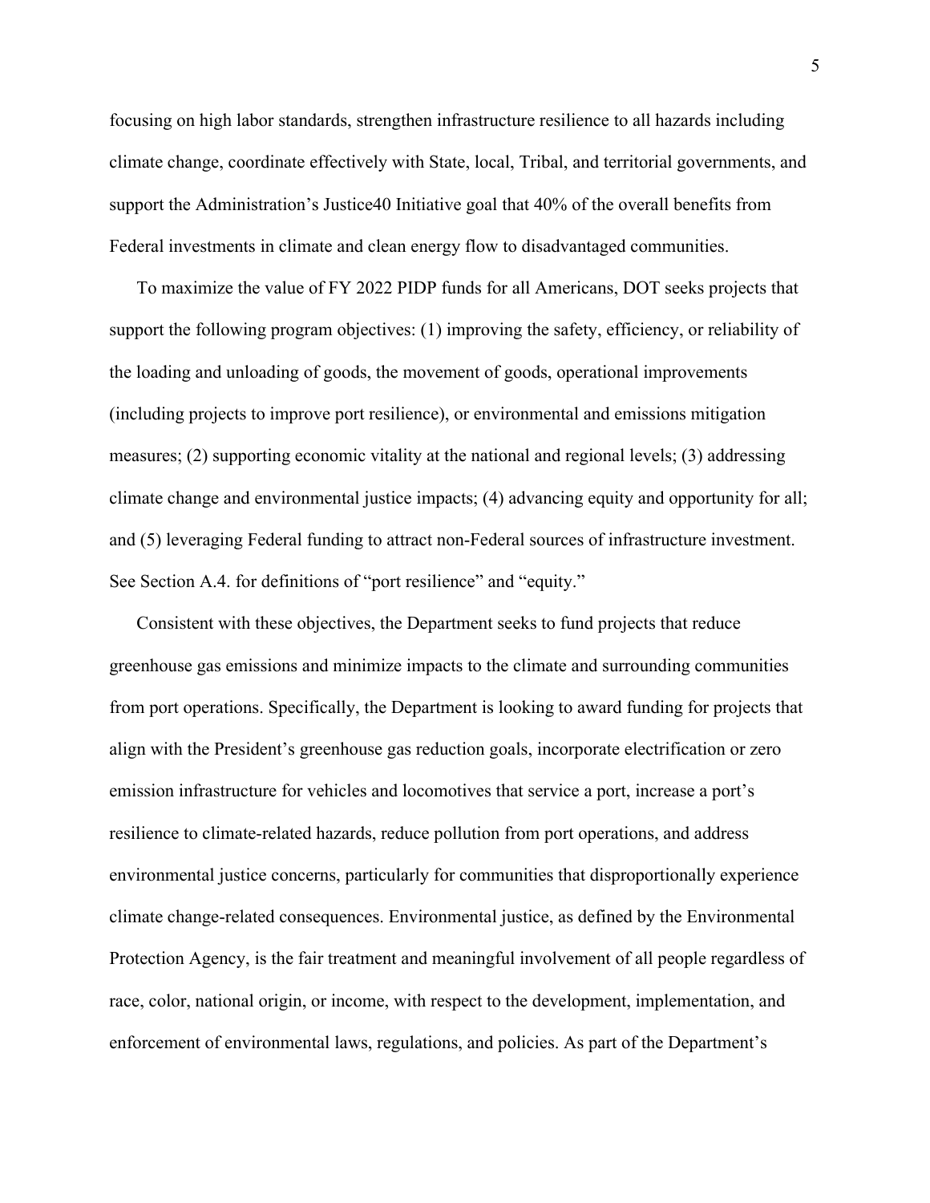focusing on high labor standards, strengthen infrastructure resilience to all hazards including climate change, coordinate effectively with State, local, Tribal, and territorial governments, and support the Administration's Justice40 Initiative goal that 40% of the overall benefits from Federal investments in climate and clean energy flow to disadvantaged communities.

To maximize the value of FY 2022 PIDP funds for all Americans, DOT seeks projects that support the following program objectives: (1) improving the safety, efficiency, or reliability of the loading and unloading of goods, the movement of goods, operational improvements (including projects to improve port resilience), or environmental and emissions mitigation measures; (2) supporting economic vitality at the national and regional levels; (3) addressing climate change and environmental justice impacts; (4) advancing equity and opportunity for all; and (5) leveraging Federal funding to attract non-Federal sources of infrastructure investment. See Section A.4. for definitions of "port resilience" and "equity."

Consistent with these objectives, the Department seeks to fund projects that reduce greenhouse gas emissions and minimize impacts to the climate and surrounding communities from port operations. Specifically, the Department is looking to award funding for projects that align with the President's greenhouse gas reduction goals, incorporate electrification or zero emission infrastructure for vehicles and locomotives that service a port, increase a port's resilience to climate-related hazards, reduce pollution from port operations, and address environmental justice concerns, particularly for communities that disproportionally experience climate change-related consequences. Environmental justice, as defined by the Environmental Protection Agency, is the fair treatment and meaningful involvement of all people regardless of race, color, national origin, or income, with respect to the development, implementation, and enforcement of environmental laws, regulations, and policies. As part of the Department's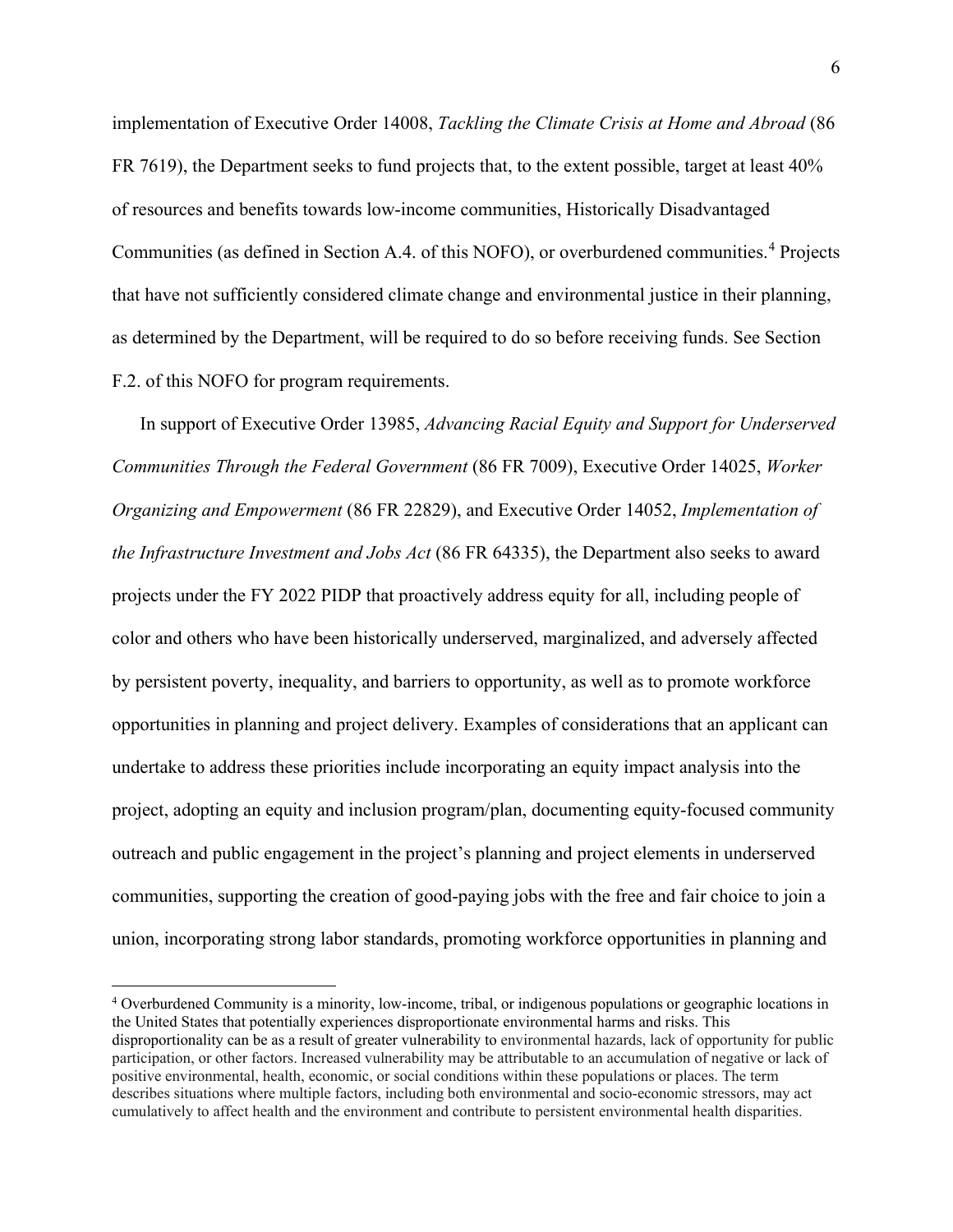implementation of Executive Order 14008, *Tackling the Climate Crisis at Home and Abroad* (86 FR 7619), the Department seeks to fund projects that, to the extent possible, target at least 40% of resources and benefits towards low-income communities, Historically Disadvantaged Communities (as defined in Section A.4. of this NOFO), or overburdened communities.[4] Projects that have not sufficiently considered climate change and environmental justice in their planning, as determined by the Department, will be required to do so before receiving funds. See Section F.2. of this NOFO for program requirements.

In support of Executive Order 13985, *Advancing Racial Equity and Support for Underserved Communities Through the Federal Government* (86 FR 7009), Executive Order 14025, *Worker Organizing and Empowerment* (86 FR 22829), and Executive Order 14052, *Implementation of the Infrastructure Investment and Jobs Act* (86 FR 64335), the Department also seeks to award projects under the FY 2022 PIDP that proactively address equity for all, including people of color and others who have been historically underserved, marginalized, and adversely affected by persistent poverty, inequality, and barriers to opportunity, as well as to promote workforce opportunities in planning and project delivery. Examples of considerations that an applicant can undertake to address these priorities include incorporating an equity impact analysis into the project, adopting an equity and inclusion program/plan, documenting equity-focused community outreach and public engagement in the project's planning and project elements in underserved communities, supporting the creation of good-paying jobs with the free and fair choice to join a union, incorporating strong labor standards, promoting workforce opportunities in planning and

[4] Overburdened Community is a minority, low-income, tribal, or indigenous populations or geographic locations in the United States that potentially experiences disproportionate environmental harms and risks. This disproportionality can be as a result of greater vulnerability to environmental hazards, lack of opportunity for public participation, or other factors. Increased vulnerability may be attributable to an accumulation of negative or lack of positive environmental, health, economic, or social conditions within these populations or places. The term describes situations where multiple factors, including both environmental and socio-economic stressors, may act cumulatively to affect health and the environment and contribute to persistent environmental health disparities.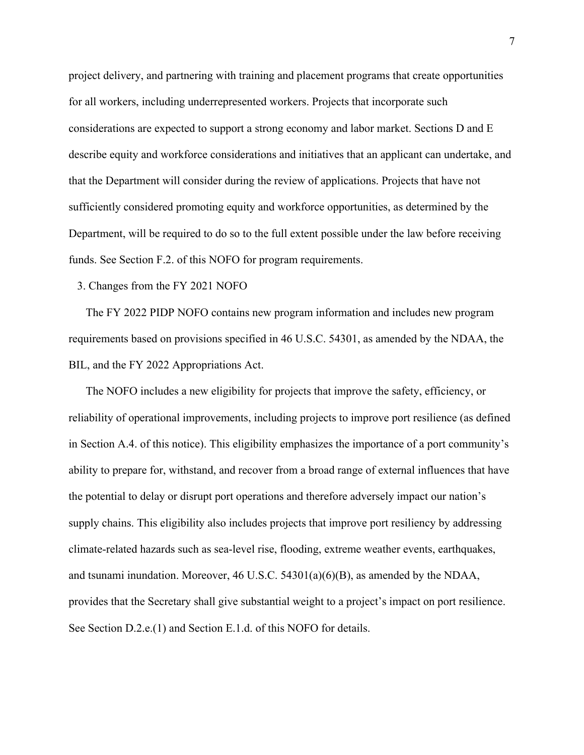project delivery, and partnering with training and placement programs that create opportunities for all workers, including underrepresented workers. Projects that incorporate such considerations are expected to support a strong economy and labor market. Sections D and E describe equity and workforce considerations and initiatives that an applicant can undertake, and that the Department will consider during the review of applications. Projects that have not sufficiently considered promoting equity and workforce opportunities, as determined by the Department, will be required to do so to the full extent possible under the law before receiving funds. See Section F.2. of this NOFO for program requirements.

3. Changes from the FY 2021 NOFO

The FY 2022 PIDP NOFO contains new program information and includes new program requirements based on provisions specified in 46 U.S.C. 54301, as amended by the NDAA, the BIL, and the FY 2022 Appropriations Act.

The NOFO includes a new eligibility for projects that improve the safety, efficiency, or reliability of operational improvements, including projects to improve port resilience (as defined in Section A.4. of this notice). This eligibility emphasizes the importance of a port community's ability to prepare for, withstand, and recover from a broad range of external influences that have the potential to delay or disrupt port operations and therefore adversely impact our nation's supply chains. This eligibility also includes projects that improve port resiliency by addressing climate-related hazards such as sea-level rise, flooding, extreme weather events, earthquakes, and tsunami inundation. Moreover, 46 U.S.C. 54301(a)(6)(B), as amended by the NDAA, provides that the Secretary shall give substantial weight to a project's impact on port resilience. See Section D.2.e.(1) and Section E.1.d. of this NOFO for details.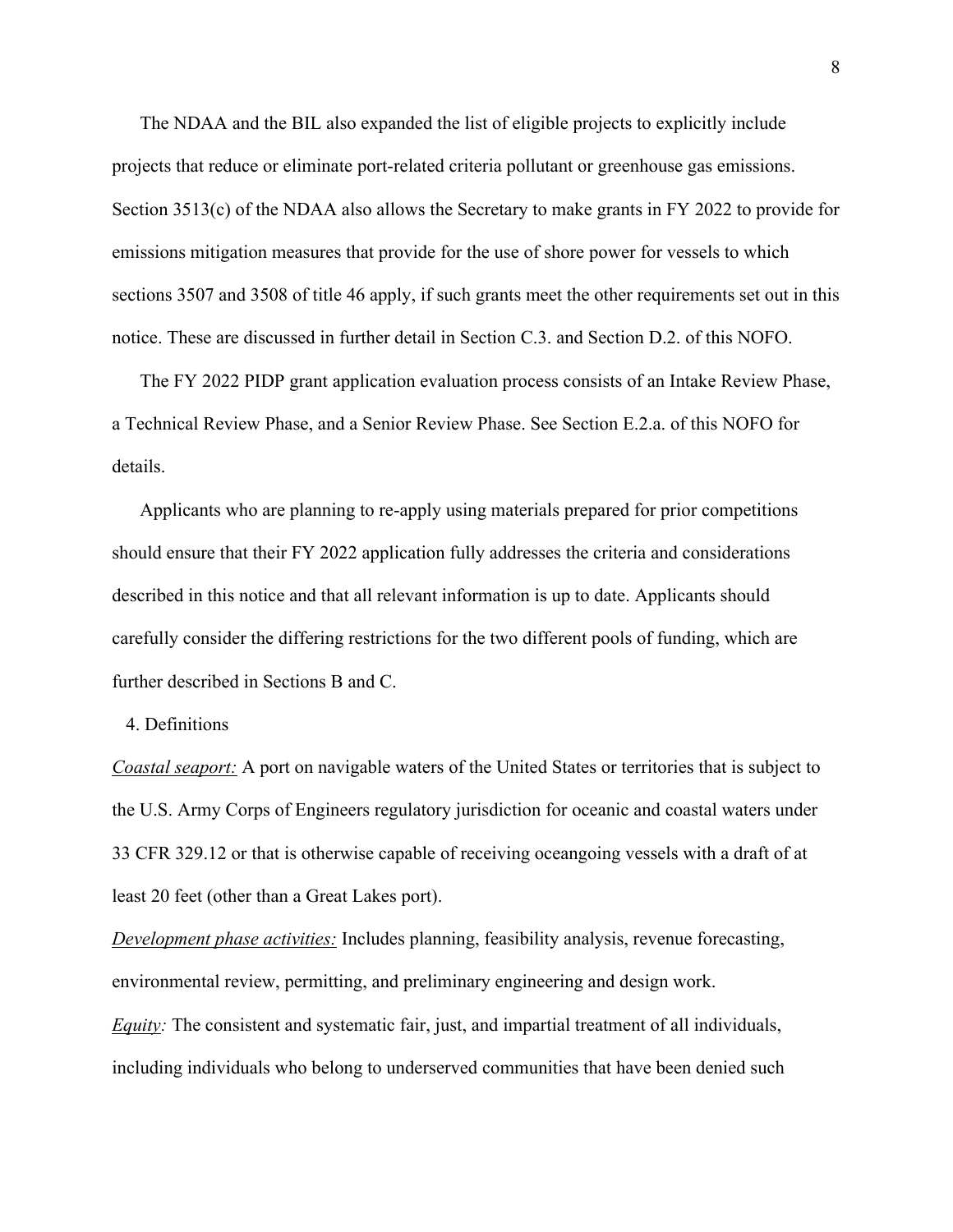The NDAA and the BIL also expanded the list of eligible projects to explicitly include projects that reduce or eliminate port-related criteria pollutant or greenhouse gas emissions. Section 3513(c) of the NDAA also allows the Secretary to make grants in FY 2022 to provide for emissions mitigation measures that provide for the use of shore power for vessels to which sections 3507 and 3508 of title 46 apply, if such grants meet the other requirements set out in this notice. These are discussed in further detail in Section C.3. and Section D.2. of this NOFO.

The FY 2022 PIDP grant application evaluation process consists of an Intake Review Phase, a Technical Review Phase, and a Senior Review Phase. See Section E.2.a. of this NOFO for details.

Applicants who are planning to re-apply using materials prepared for prior competitions should ensure that their FY 2022 application fully addresses the criteria and considerations described in this notice and that all relevant information is up to date. Applicants should carefully consider the differing restrictions for the two different pools of funding, which are further described in Sections B and C.

4. Definitions

*Coastal seaport:* A port on navigable waters of the United States or territories that is subject to the U.S. Army Corps of Engineers regulatory jurisdiction for oceanic and coastal waters under 33 CFR 329.12 or that is otherwise capable of receiving oceangoing vessels with a draft of at least 20 feet (other than a Great Lakes port).

*Development phase activities:* Includes planning, feasibility analysis, revenue forecasting, environmental review, permitting, and preliminary engineering and design work.

*Equity:* The consistent and systematic fair, just, and impartial treatment of all individuals, including individuals who belong to underserved communities that have been denied such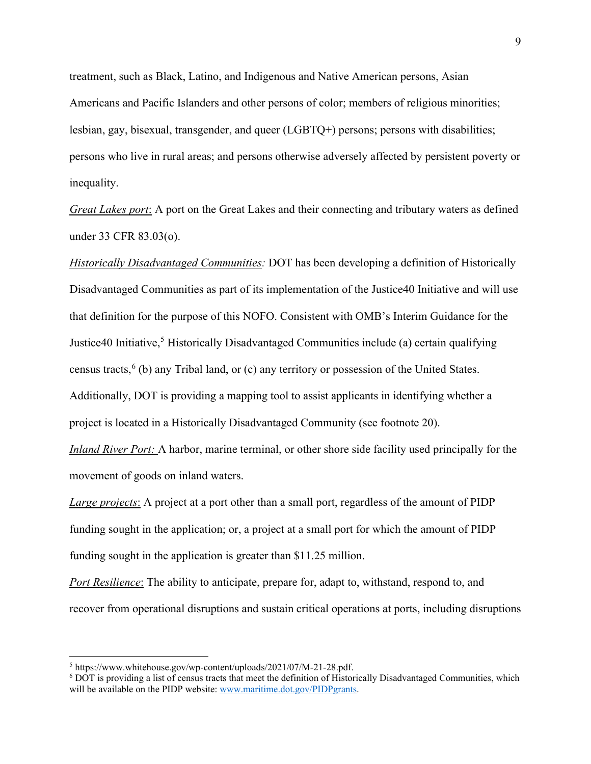treatment, such as Black, Latino, and Indigenous and Native American persons, Asian Americans and Pacific Islanders and other persons of color; members of religious minorities; lesbian, gay, bisexual, transgender, and queer (LGBTQ+) persons; persons with disabilities; persons who live in rural areas; and persons otherwise adversely affected by persistent poverty or inequality.

*Great Lakes port*: A port on the Great Lakes and their connecting and tributary waters as defined under 33 CFR 83.03(o).

*Historically Disadvantaged Communities:* DOT has been developing a definition of Historically Disadvantaged Communities as part of its implementation of the Justice40 Initiative and will use that definition for the purpose of this NOFO. Consistent with OMB's Interim Guidance for the Justice40 Initiative,[5] Historically Disadvantaged Communities include (a) certain qualifying census tracts,[6] (b) any Tribal land, or (c) any territory or possession of the United States. Additionally, DOT is providing a mapping tool to assist applicants in identifying whether a project is located in a Historically Disadvantaged Community (see footnote 20).

*Inland River Port:* A harbor, marine terminal, or other shore side facility used principally for the movement of goods on inland waters.

*Large projects*: A project at a port other than a small port, regardless of the amount of PIDP funding sought in the application; or, a project at a small port for which the amount of PIDP funding sought in the application is greater than $11.25 million.

*Port Resilience*: The ability to anticipate, prepare for, adapt to, withstand, respond to, and recover from operational disruptions and sustain critical operations at ports, including disruptions

---

[5] https://www.whitehouse.gov/wp-content/uploads/2021/07/M-21-28.pdf.

[6] DOT is providing a list of census tracts that meet the definition of Historically Disadvantaged Communities, which will be available on the PIDP website: [www.maritime.dot.gov/PIDPgrants](www.maritime.dot.gov/PIDPgrants).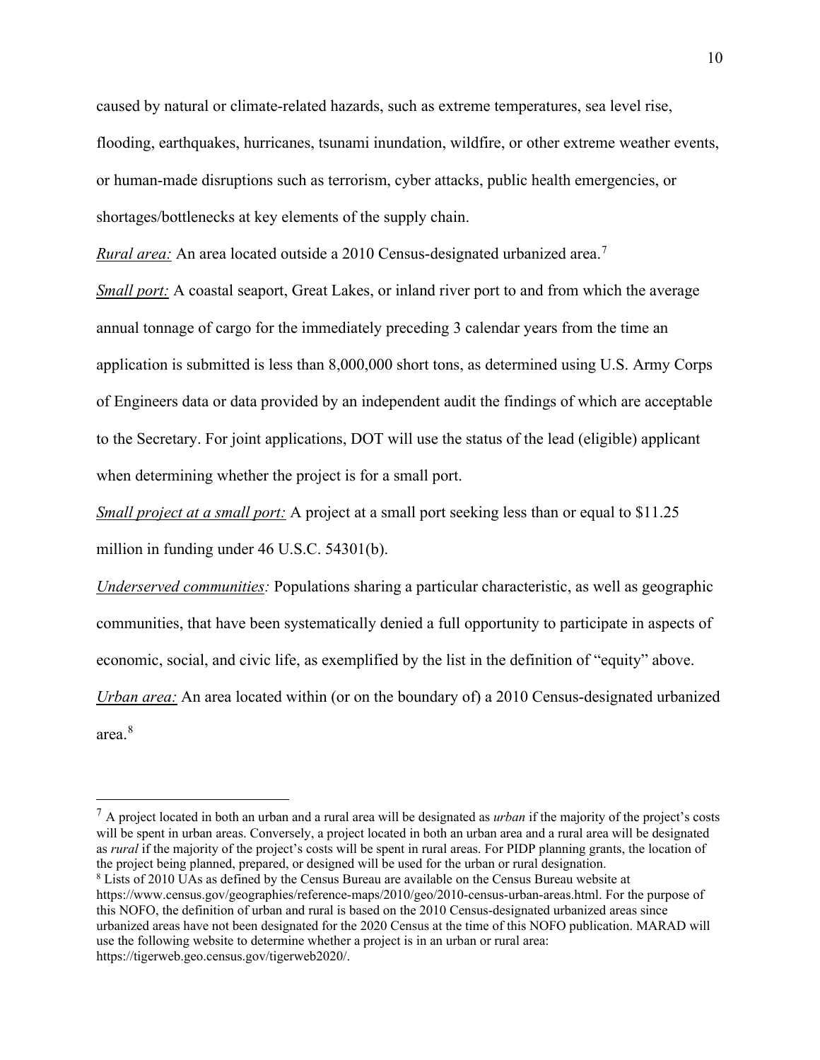caused by natural or climate-related hazards, such as extreme temperatures, sea level rise, flooding, earthquakes, hurricanes, tsunami inundation, wildfire, or other extreme weather events, or human-made disruptions such as terrorism, cyber attacks, public health emergencies, or shortages/bottlenecks at key elements of the supply chain.

*Rural area:* An area located outside a 2010 Census-designated urbanized area.[7]

*Small port:* A coastal seaport, Great Lakes, or inland river port to and from which the average annual tonnage of cargo for the immediately preceding 3 calendar years from the time an application is submitted is less than 8,000,000 short tons, as determined using U.S. Army Corps of Engineers data or data provided by an independent audit the findings of which are acceptable to the Secretary. For joint applications, DOT will use the status of the lead (eligible) applicant when determining whether the project is for a small port.

*Small project at a small port:* A project at a small port seeking less than or equal to $11.25 million in funding under 46 U.S.C. 54301(b).

*Underserved communities:* Populations sharing a particular characteristic, as well as geographic communities, that have been systematically denied a full opportunity to participate in aspects of economic, social, and civic life, as exemplified by the list in the definition of "equity" above.

*Urban area:* An area located within (or on the boundary of) a 2010 Census-designated urbanized area.[8]

---

[7] A project located in both an urban and a rural area will be designated as *urban* if the majority of the project's costs will be spent in urban areas. Conversely, a project located in both an urban area and a rural area will be designated as *rural* if the majority of the project's costs will be spent in rural areas. For PIDP planning grants, the location of the project being planned, prepared, or designed will be used for the urban or rural designation.

[8] Lists of 2010 UAs as defined by the Census Bureau are available on the Census Bureau website at https://www.census.gov/geographies/reference-maps/2010/geo/2010-census-urban-areas.html. For the purpose of this NOFO, the definition of urban and rural is based on the 2010 Census-designated urbanized areas since urbanized areas have not been designated for the 2020 Census at the time of this NOFO publication. MARAD will use the following website to determine whether a project is in an urban or rural area: https://tigerweb.geo.census.gov/tigerweb2020/.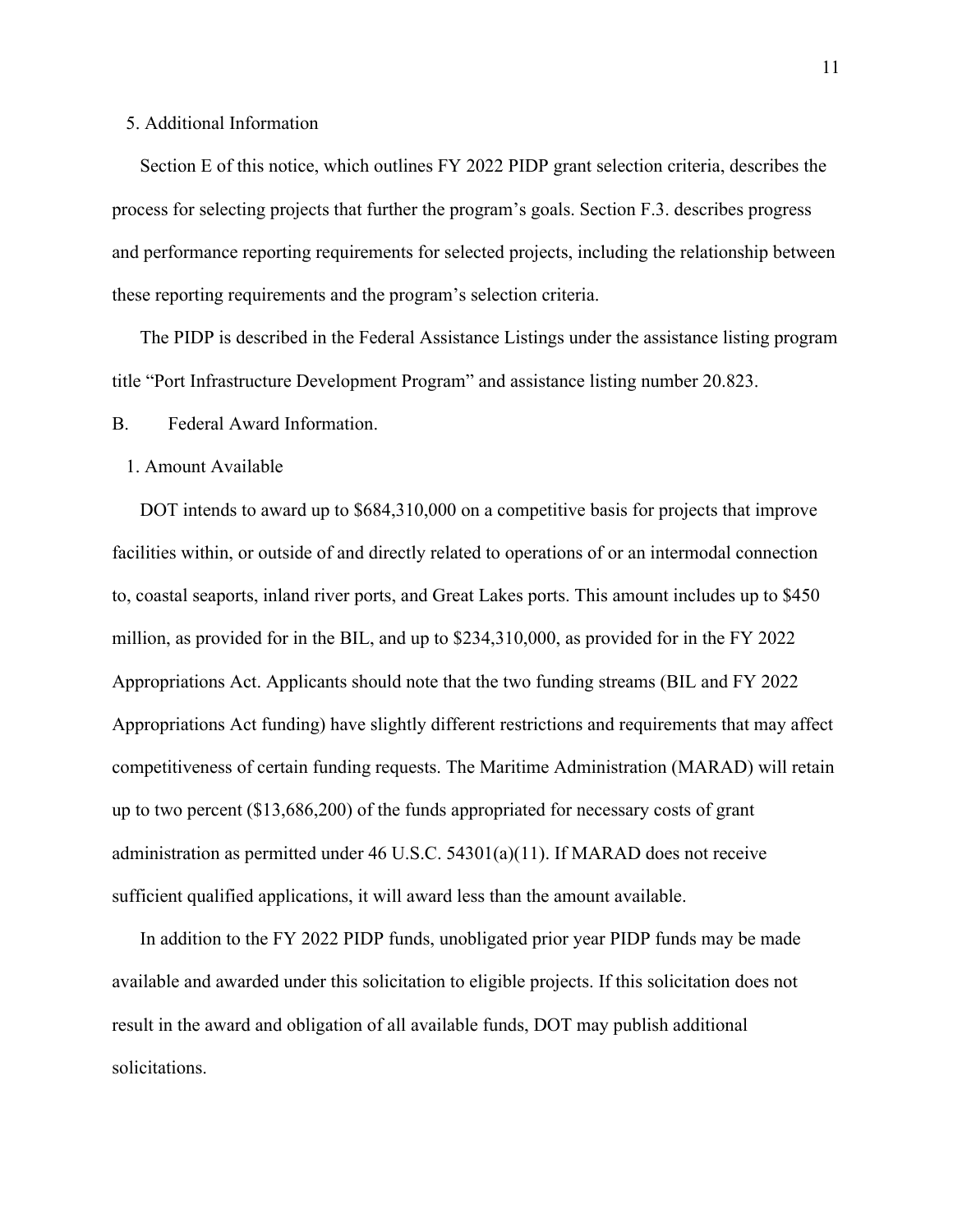5. Additional Information

Section E of this notice, which outlines FY 2022 PIDP grant selection criteria, describes the process for selecting projects that further the program's goals. Section F.3. describes progress and performance reporting requirements for selected projects, including the relationship between these reporting requirements and the program's selection criteria.

The PIDP is described in the Federal Assistance Listings under the assistance listing program title "Port Infrastructure Development Program" and assistance listing number 20.823.

## B. Federal Award Information.

1. Amount Available

DOT intends to award up to $684,310,000 on a competitive basis for projects that improve facilities within, or outside of and directly related to operations of or an intermodal connection to, coastal seaports, inland river ports, and Great Lakes ports. This amount includes up to $450 million, as provided for in the BIL, and up to $234,310,000, as provided for in the FY 2022 Appropriations Act. Applicants should note that the two funding streams (BIL and FY 2022 Appropriations Act funding) have slightly different restrictions and requirements that may affect competitiveness of certain funding requests. The Maritime Administration (MARAD) will retain up to two percent ($13,686,200) of the funds appropriated for necessary costs of grant administration as permitted under 46 U.S.C. 54301(a)(11). If MARAD does not receive sufficient qualified applications, it will award less than the amount available.

In addition to the FY 2022 PIDP funds, unobligated prior year PIDP funds may be made available and awarded under this solicitation to eligible projects. If this solicitation does not result in the award and obligation of all available funds, DOT may publish additional solicitations.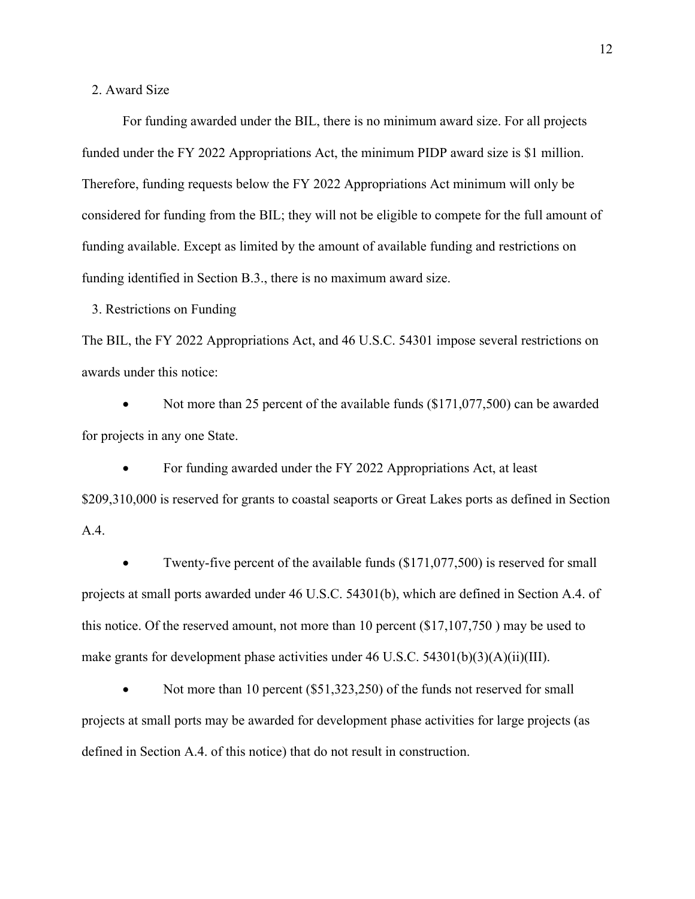2. Award Size

For funding awarded under the BIL, there is no minimum award size. For all projects funded under the FY 2022 Appropriations Act, the minimum PIDP award size is $1 million. Therefore, funding requests below the FY 2022 Appropriations Act minimum will only be considered for funding from the BIL; they will not be eligible to compete for the full amount of funding available. Except as limited by the amount of available funding and restrictions on funding identified in Section B.3., there is no maximum award size.

3. Restrictions on Funding

The BIL, the FY 2022 Appropriations Act, and 46 U.S.C. 54301 impose several restrictions on awards under this notice:

- Not more than 25 percent of the available funds ($171,077,500) can be awarded for projects in any one State.
- For funding awarded under the FY 2022 Appropriations Act, at least $209,310,000 is reserved for grants to coastal seaports or Great Lakes ports as defined in Section A.4.
- Twenty-five percent of the available funds ($171,077,500) is reserved for small projects at small ports awarded under 46 U.S.C. 54301(b), which are defined in Section A.4. of this notice. Of the reserved amount, not more than 10 percent ($17,107,750 ) may be used to make grants for development phase activities under 46 U.S.C. 54301(b)(3)(A)(ii)(III).
- Not more than 10 percent ($51,323,250) of the funds not reserved for small projects at small ports may be awarded for development phase activities for large projects (as defined in Section A.4. of this notice) that do not result in construction.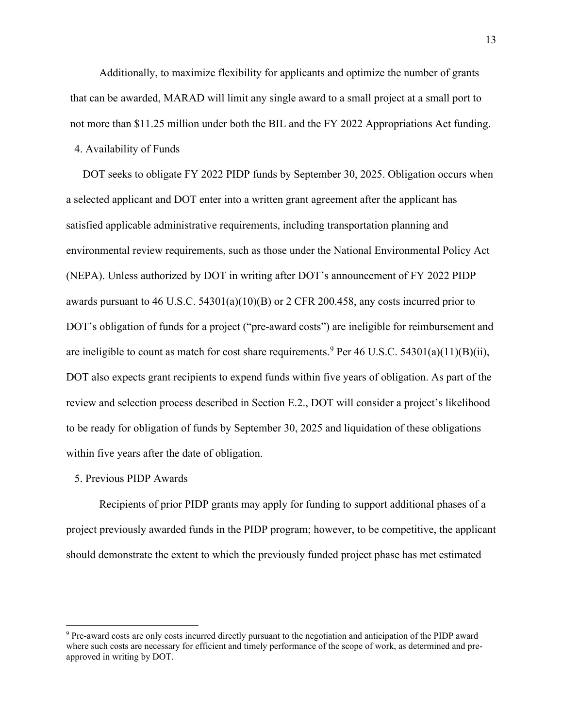Additionally, to maximize flexibility for applicants and optimize the number of grants that can be awarded, MARAD will limit any single award to a small project at a small port to not more than $11.25 million under both the BIL and the FY 2022 Appropriations Act funding.

4. Availability of Funds

DOT seeks to obligate FY 2022 PIDP funds by September 30, 2025. Obligation occurs when a selected applicant and DOT enter into a written grant agreement after the applicant has satisfied applicable administrative requirements, including transportation planning and environmental review requirements, such as those under the National Environmental Policy Act (NEPA). Unless authorized by DOT in writing after DOT's announcement of FY 2022 PIDP awards pursuant to 46 U.S.C. 54301(a)(10)(B) or 2 CFR 200.458, any costs incurred prior to DOT's obligation of funds for a project ("pre-award costs") are ineligible for reimbursement and are ineligible to count as match for cost share requirements.[9] Per 46 U.S.C. 54301(a)(11)(B)(ii), DOT also expects grant recipients to expend funds within five years of obligation. As part of the review and selection process described in Section E.2., DOT will consider a project's likelihood to be ready for obligation of funds by September 30, 2025 and liquidation of these obligations within five years after the date of obligation.

5. Previous PIDP Awards

Recipients of prior PIDP grants may apply for funding to support additional phases of a project previously awarded funds in the PIDP program; however, to be competitive, the applicant should demonstrate the extent to which the previously funded project phase has met estimated

---

[9] Pre-award costs are only costs incurred directly pursuant to the negotiation and anticipation of the PIDP award where such costs are necessary for efficient and timely performance of the scope of work, as determined and pre-approved in writing by DOT.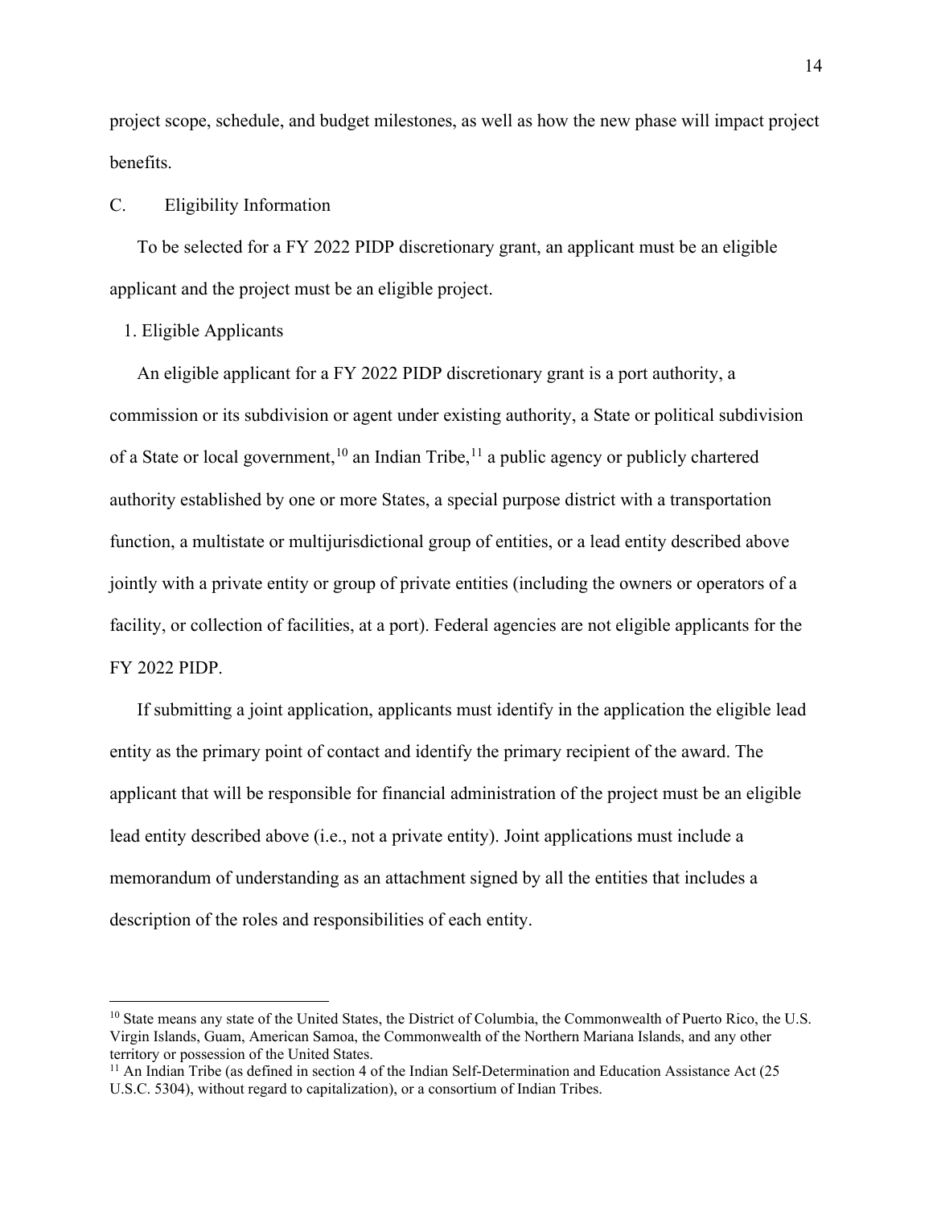project scope, schedule, and budget milestones, as well as how the new phase will impact project benefits.

## C. Eligibility Information

To be selected for a FY 2022 PIDP discretionary grant, an applicant must be an eligible applicant and the project must be an eligible project.

### 1. Eligible Applicants

An eligible applicant for a FY 2022 PIDP discretionary grant is a port authority, a commission or its subdivision or agent under existing authority, a State or political subdivision of a State or local government,[10] an Indian Tribe,[11] a public agency or publicly chartered authority established by one or more States, a special purpose district with a transportation function, a multistate or multijurisdictional group of entities, or a lead entity described above jointly with a private entity or group of private entities (including the owners or operators of a facility, or collection of facilities, at a port). Federal agencies are not eligible applicants for the FY 2022 PIDP.

If submitting a joint application, applicants must identify in the application the eligible lead entity as the primary point of contact and identify the primary recipient of the award. The applicant that will be responsible for financial administration of the project must be an eligible lead entity described above (i.e., not a private entity). Joint applications must include a memorandum of understanding as an attachment signed by all the entities that includes a description of the roles and responsibilities of each entity.

---

[10] State means any state of the United States, the District of Columbia, the Commonwealth of Puerto Rico, the U.S. Virgin Islands, Guam, American Samoa, the Commonwealth of the Northern Mariana Islands, and any other territory or possession of the United States.

[11] An Indian Tribe (as defined in section 4 of the Indian Self-Determination and Education Assistance Act (25 U.S.C. 5304), without regard to capitalization), or a consortium of Indian Tribes.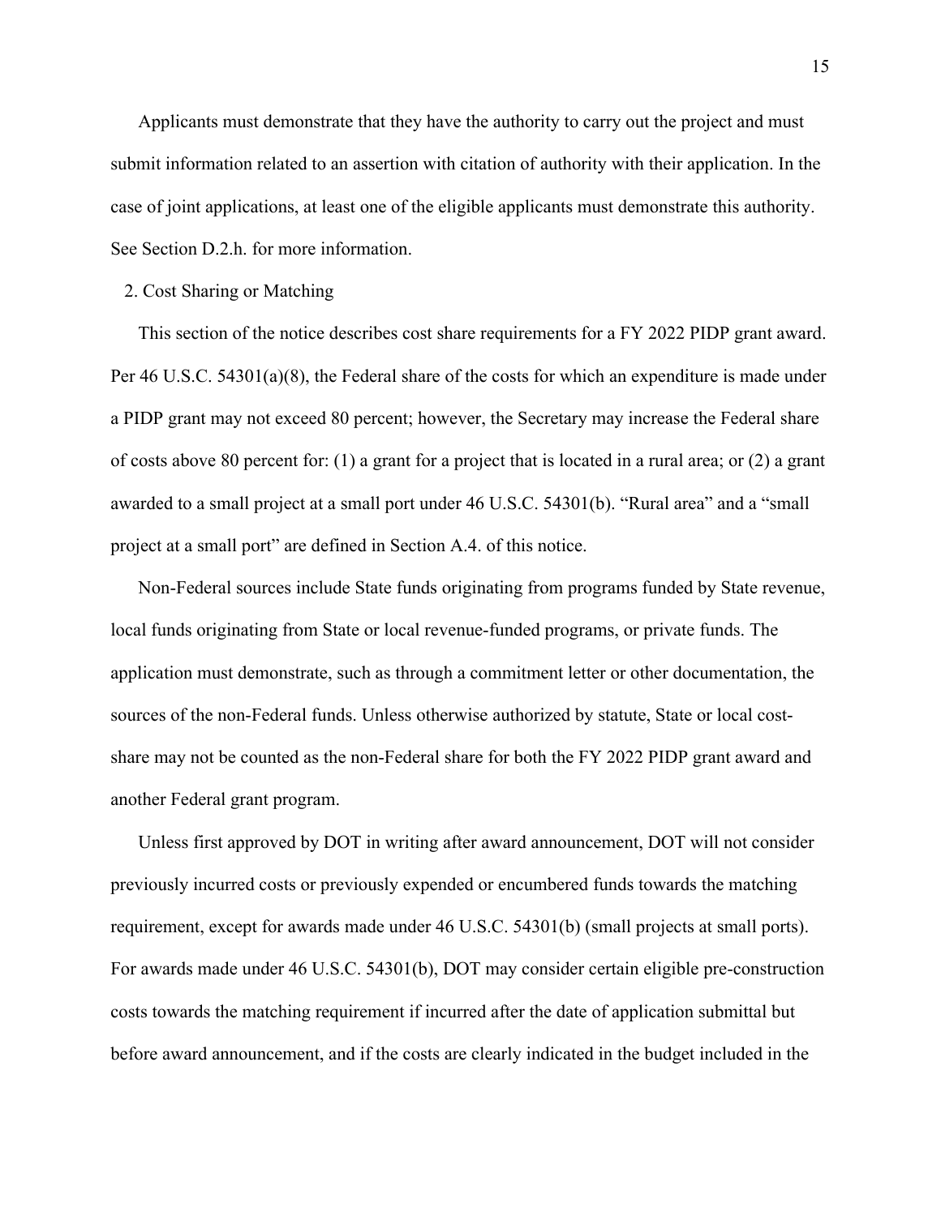Applicants must demonstrate that they have the authority to carry out the project and must submit information related to an assertion with citation of authority with their application. In the case of joint applications, at least one of the eligible applicants must demonstrate this authority. See Section D.2.h. for more information.

2. Cost Sharing or Matching

This section of the notice describes cost share requirements for a FY 2022 PIDP grant award. Per 46 U.S.C. 54301(a)(8), the Federal share of the costs for which an expenditure is made under a PIDP grant may not exceed 80 percent; however, the Secretary may increase the Federal share of costs above 80 percent for: (1) a grant for a project that is located in a rural area; or (2) a grant awarded to a small project at a small port under 46 U.S.C. 54301(b). "Rural area" and a "small project at a small port" are defined in Section A.4. of this notice.

Non-Federal sources include State funds originating from programs funded by State revenue, local funds originating from State or local revenue-funded programs, or private funds. The application must demonstrate, such as through a commitment letter or other documentation, the sources of the non-Federal funds. Unless otherwise authorized by statute, State or local cost-share may not be counted as the non-Federal share for both the FY 2022 PIDP grant award and another Federal grant program.

Unless first approved by DOT in writing after award announcement, DOT will not consider previously incurred costs or previously expended or encumbered funds towards the matching requirement, except for awards made under 46 U.S.C. 54301(b) (small projects at small ports). For awards made under 46 U.S.C. 54301(b), DOT may consider certain eligible pre-construction costs towards the matching requirement if incurred after the date of application submittal but before award announcement, and if the costs are clearly indicated in the budget included in the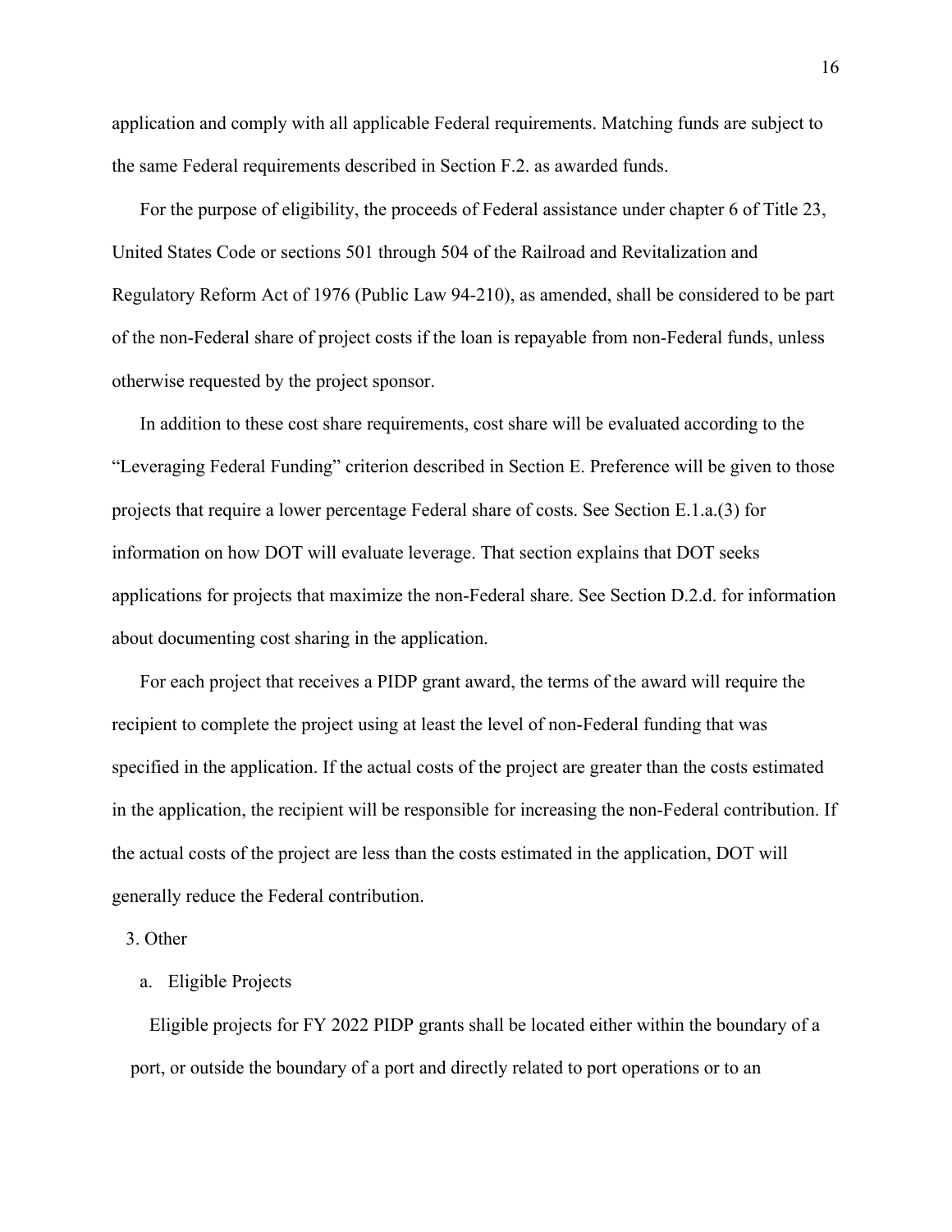application and comply with all applicable Federal requirements. Matching funds are subject to the same Federal requirements described in Section F.2. as awarded funds.

For the purpose of eligibility, the proceeds of Federal assistance under chapter 6 of Title 23, United States Code or sections 501 through 504 of the Railroad and Revitalization and Regulatory Reform Act of 1976 (Public Law 94-210), as amended, shall be considered to be part of the non-Federal share of project costs if the loan is repayable from non-Federal funds, unless otherwise requested by the project sponsor.

In addition to these cost share requirements, cost share will be evaluated according to the "Leveraging Federal Funding" criterion described in Section E. Preference will be given to those projects that require a lower percentage Federal share of costs. See Section E.1.a.(3) for information on how DOT will evaluate leverage. That section explains that DOT seeks applications for projects that maximize the non-Federal share. See Section D.2.d. for information about documenting cost sharing in the application.

For each project that receives a PIDP grant award, the terms of the award will require the recipient to complete the project using at least the level of non-Federal funding that was specified in the application. If the actual costs of the project are greater than the costs estimated in the application, the recipient will be responsible for increasing the non-Federal contribution. If the actual costs of the project are less than the costs estimated in the application, DOT will generally reduce the Federal contribution.

3. Other

a. Eligible Projects

Eligible projects for FY 2022 PIDP grants shall be located either within the boundary of a port, or outside the boundary of a port and directly related to port operations or to an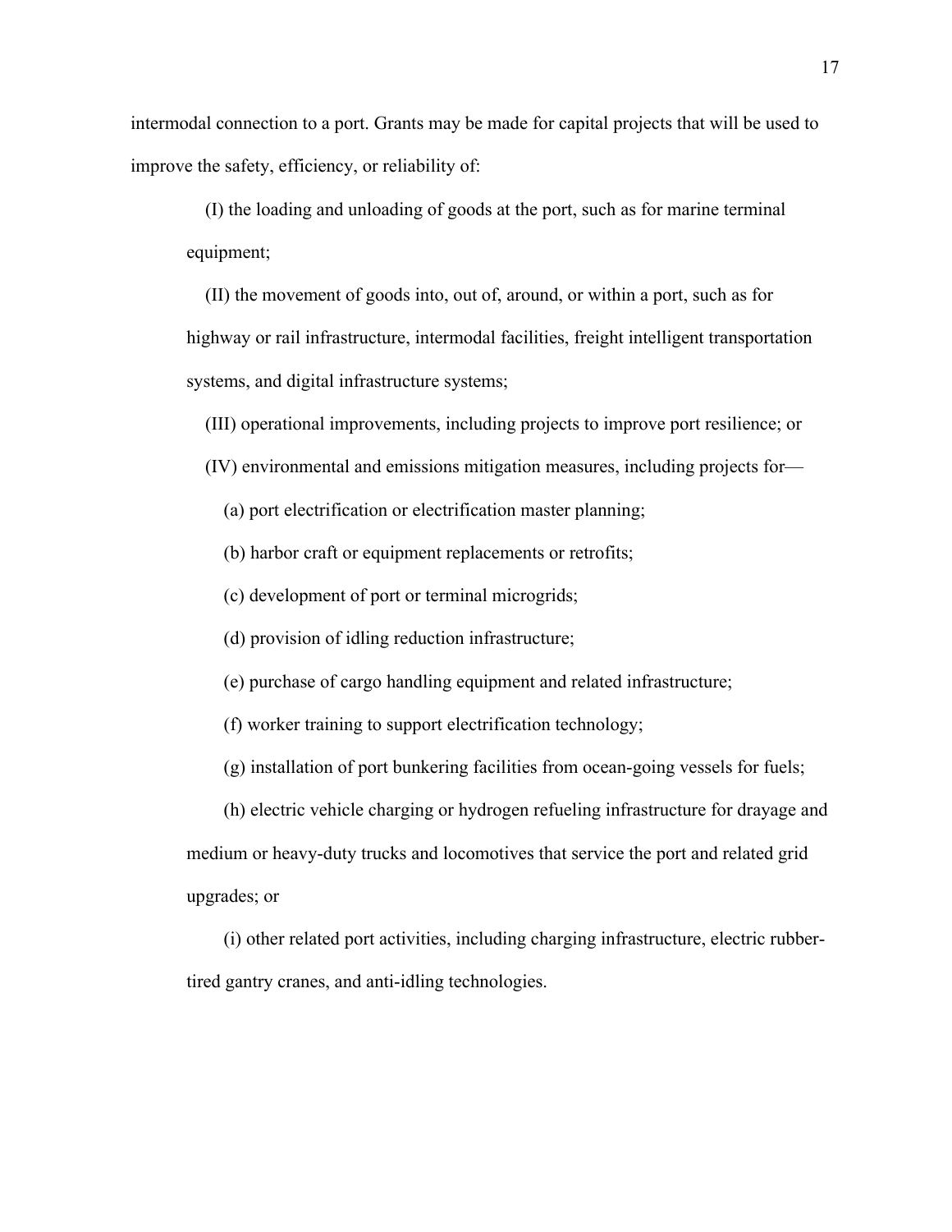intermodal connection to a port. Grants may be made for capital projects that will be used to improve the safety, efficiency, or reliability of:

(I) the loading and unloading of goods at the port, such as for marine terminal equipment;

(II) the movement of goods into, out of, around, or within a port, such as for highway or rail infrastructure, intermodal facilities, freight intelligent transportation systems, and digital infrastructure systems;

(III) operational improvements, including projects to improve port resilience; or

(IV) environmental and emissions mitigation measures, including projects for—

(a) port electrification or electrification master planning;

(b) harbor craft or equipment replacements or retrofits;

(c) development of port or terminal microgrids;

(d) provision of idling reduction infrastructure;

(e) purchase of cargo handling equipment and related infrastructure;

(f) worker training to support electrification technology;

(g) installation of port bunkering facilities from ocean-going vessels for fuels;

(h) electric vehicle charging or hydrogen refueling infrastructure for drayage and medium or heavy-duty trucks and locomotives that service the port and related grid upgrades; or

(i) other related port activities, including charging infrastructure, electric rubber-tired gantry cranes, and anti-idling technologies.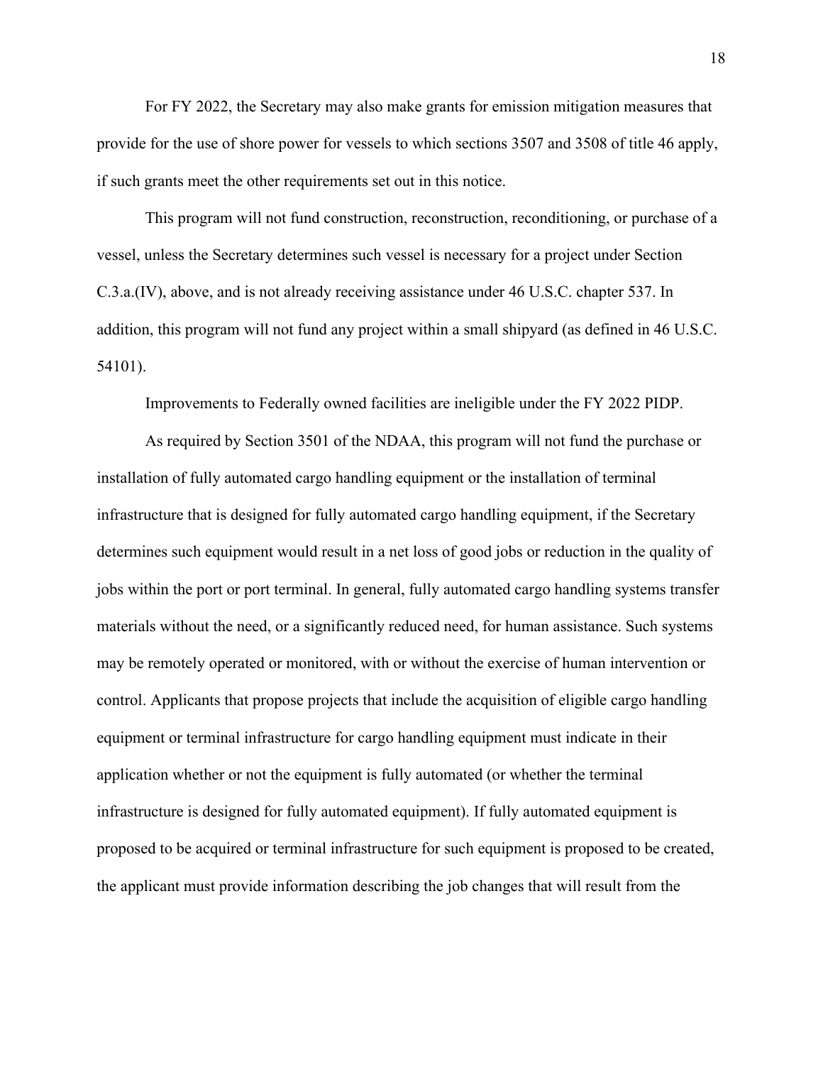For FY 2022, the Secretary may also make grants for emission mitigation measures that provide for the use of shore power for vessels to which sections 3507 and 3508 of title 46 apply, if such grants meet the other requirements set out in this notice.

This program will not fund construction, reconstruction, reconditioning, or purchase of a vessel, unless the Secretary determines such vessel is necessary for a project under Section C.3.a.(IV), above, and is not already receiving assistance under 46 U.S.C. chapter 537. In addition, this program will not fund any project within a small shipyard (as defined in 46 U.S.C. 54101).

Improvements to Federally owned facilities are ineligible under the FY 2022 PIDP.

As required by Section 3501 of the NDAA, this program will not fund the purchase or installation of fully automated cargo handling equipment or the installation of terminal infrastructure that is designed for fully automated cargo handling equipment, if the Secretary determines such equipment would result in a net loss of good jobs or reduction in the quality of jobs within the port or port terminal. In general, fully automated cargo handling systems transfer materials without the need, or a significantly reduced need, for human assistance. Such systems may be remotely operated or monitored, with or without the exercise of human intervention or control. Applicants that propose projects that include the acquisition of eligible cargo handling equipment or terminal infrastructure for cargo handling equipment must indicate in their application whether or not the equipment is fully automated (or whether the terminal infrastructure is designed for fully automated equipment). If fully automated equipment is proposed to be acquired or terminal infrastructure for such equipment is proposed to be created, the applicant must provide information describing the job changes that will result from the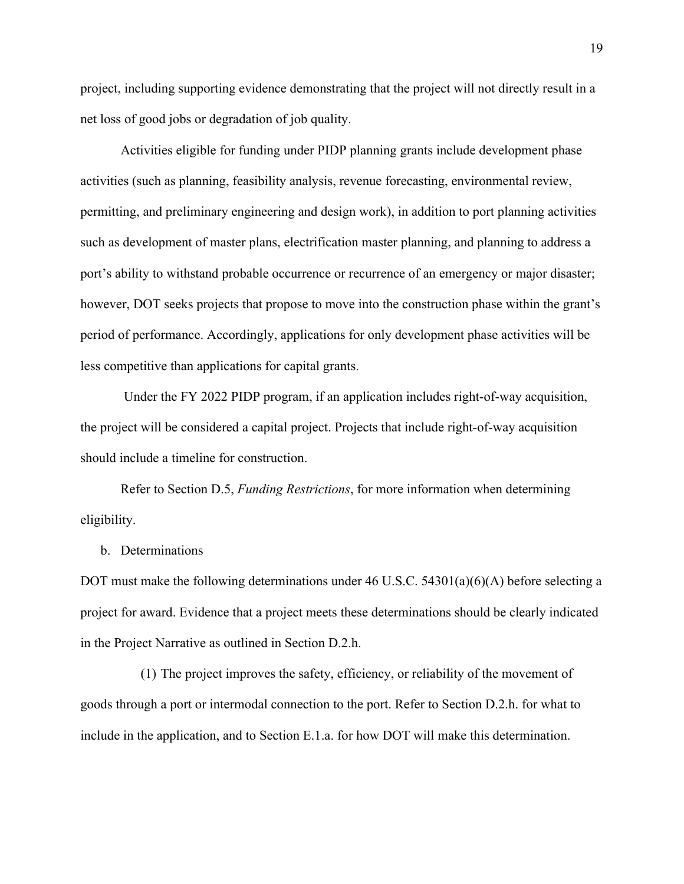project, including supporting evidence demonstrating that the project will not directly result in a net loss of good jobs or degradation of job quality.

Activities eligible for funding under PIDP planning grants include development phase activities (such as planning, feasibility analysis, revenue forecasting, environmental review, permitting, and preliminary engineering and design work), in addition to port planning activities such as development of master plans, electrification master planning, and planning to address a port's ability to withstand probable occurrence or recurrence of an emergency or major disaster; however, DOT seeks projects that propose to move into the construction phase within the grant's period of performance. Accordingly, applications for only development phase activities will be less competitive than applications for capital grants.

Under the FY 2022 PIDP program, if an application includes right-of-way acquisition, the project will be considered a capital project. Projects that include right-of-way acquisition should include a timeline for construction.

Refer to Section D.5, *Funding Restrictions*, for more information when determining eligibility.

b. Determinations

DOT must make the following determinations under 46 U.S.C. 54301(a)(6)(A) before selecting a project for award. Evidence that a project meets these determinations should be clearly indicated in the Project Narrative as outlined in Section D.2.h.

(1) The project improves the safety, efficiency, or reliability of the movement of goods through a port or intermodal connection to the port. Refer to Section D.2.h. for what to include in the application, and to Section E.1.a. for how DOT will make this determination.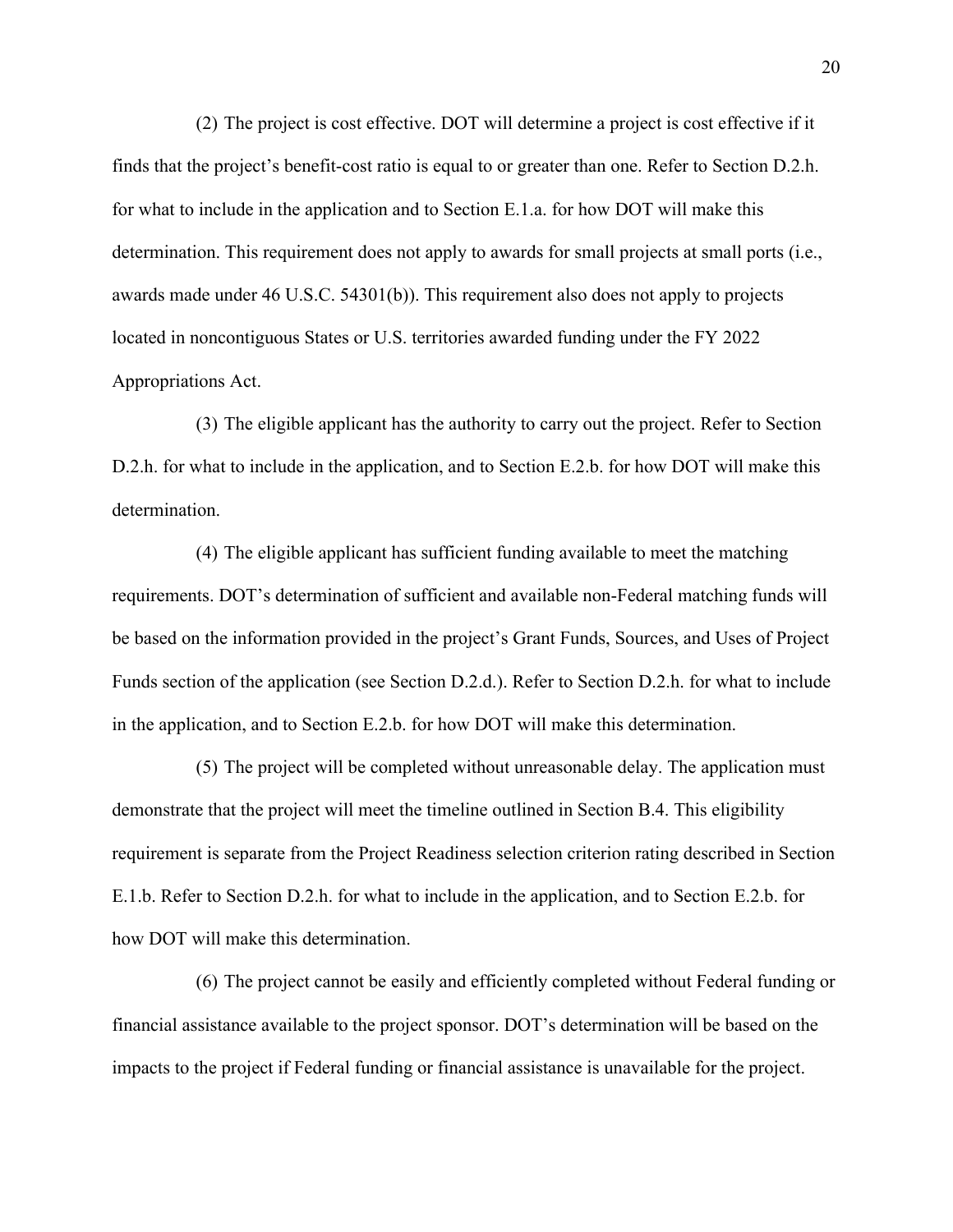(2) The project is cost effective. DOT will determine a project is cost effective if it finds that the project's benefit-cost ratio is equal to or greater than one. Refer to Section D.2.h. for what to include in the application and to Section E.1.a. for how DOT will make this determination. This requirement does not apply to awards for small projects at small ports (i.e., awards made under 46 U.S.C. 54301(b)). This requirement also does not apply to projects located in noncontiguous States or U.S. territories awarded funding under the FY 2022 Appropriations Act.

(3) The eligible applicant has the authority to carry out the project. Refer to Section D.2.h. for what to include in the application, and to Section E.2.b. for how DOT will make this determination.

(4) The eligible applicant has sufficient funding available to meet the matching requirements. DOT's determination of sufficient and available non-Federal matching funds will be based on the information provided in the project's Grant Funds, Sources, and Uses of Project Funds section of the application (see Section D.2.d.). Refer to Section D.2.h. for what to include in the application, and to Section E.2.b. for how DOT will make this determination.

(5) The project will be completed without unreasonable delay. The application must demonstrate that the project will meet the timeline outlined in Section B.4. This eligibility requirement is separate from the Project Readiness selection criterion rating described in Section E.1.b. Refer to Section D.2.h. for what to include in the application, and to Section E.2.b. for how DOT will make this determination.

(6) The project cannot be easily and efficiently completed without Federal funding or financial assistance available to the project sponsor. DOT's determination will be based on the impacts to the project if Federal funding or financial assistance is unavailable for the project.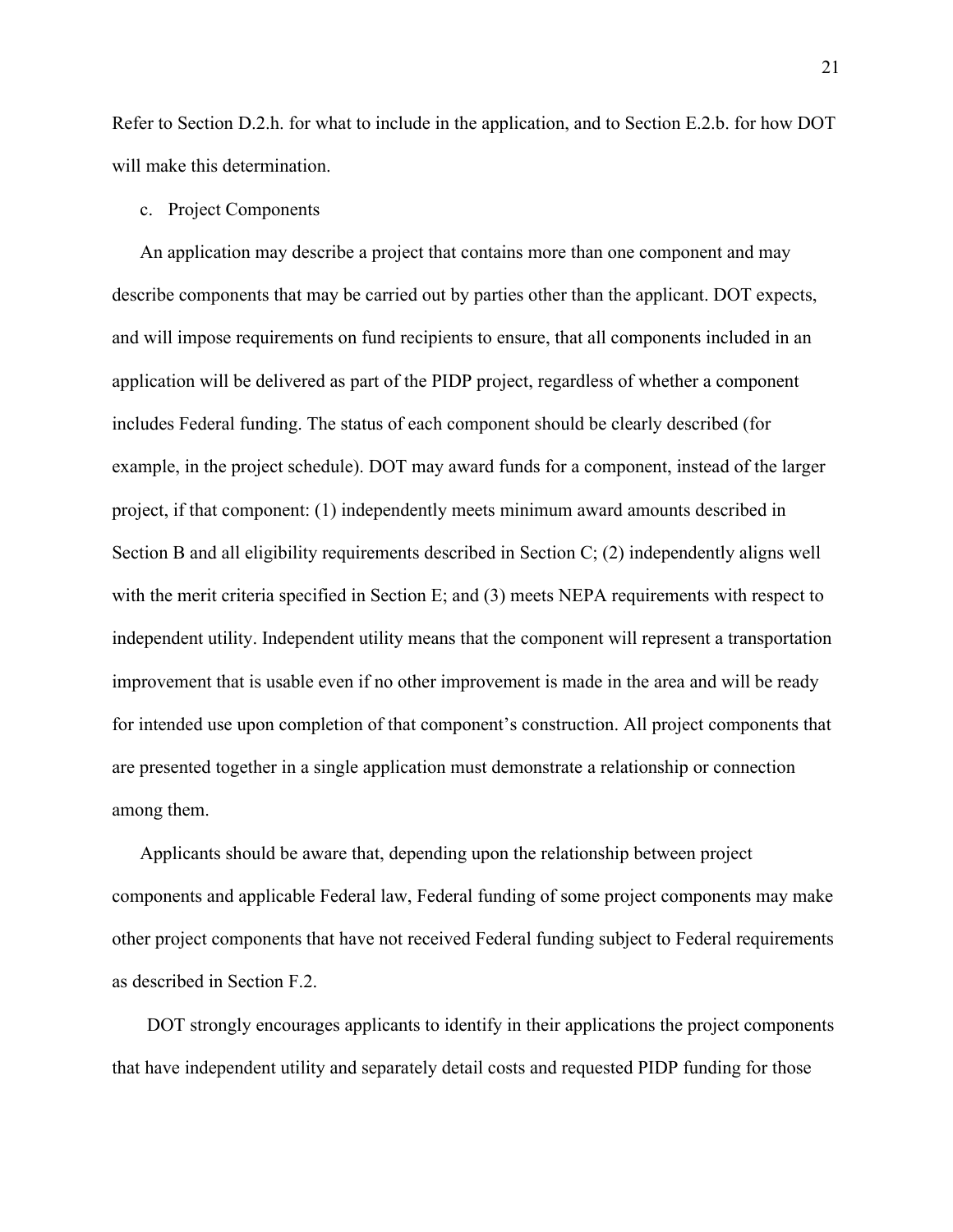Refer to Section D.2.h. for what to include in the application, and to Section E.2.b. for how DOT will make this determination.

c. Project Components

An application may describe a project that contains more than one component and may describe components that may be carried out by parties other than the applicant. DOT expects, and will impose requirements on fund recipients to ensure, that all components included in an application will be delivered as part of the PIDP project, regardless of whether a component includes Federal funding. The status of each component should be clearly described (for example, in the project schedule). DOT may award funds for a component, instead of the larger project, if that component: (1) independently meets minimum award amounts described in Section B and all eligibility requirements described in Section C; (2) independently aligns well with the merit criteria specified in Section E; and (3) meets NEPA requirements with respect to independent utility. Independent utility means that the component will represent a transportation improvement that is usable even if no other improvement is made in the area and will be ready for intended use upon completion of that component's construction. All project components that are presented together in a single application must demonstrate a relationship or connection among them.

Applicants should be aware that, depending upon the relationship between project components and applicable Federal law, Federal funding of some project components may make other project components that have not received Federal funding subject to Federal requirements as described in Section F.2.

DOT strongly encourages applicants to identify in their applications the project components that have independent utility and separately detail costs and requested PIDP funding for those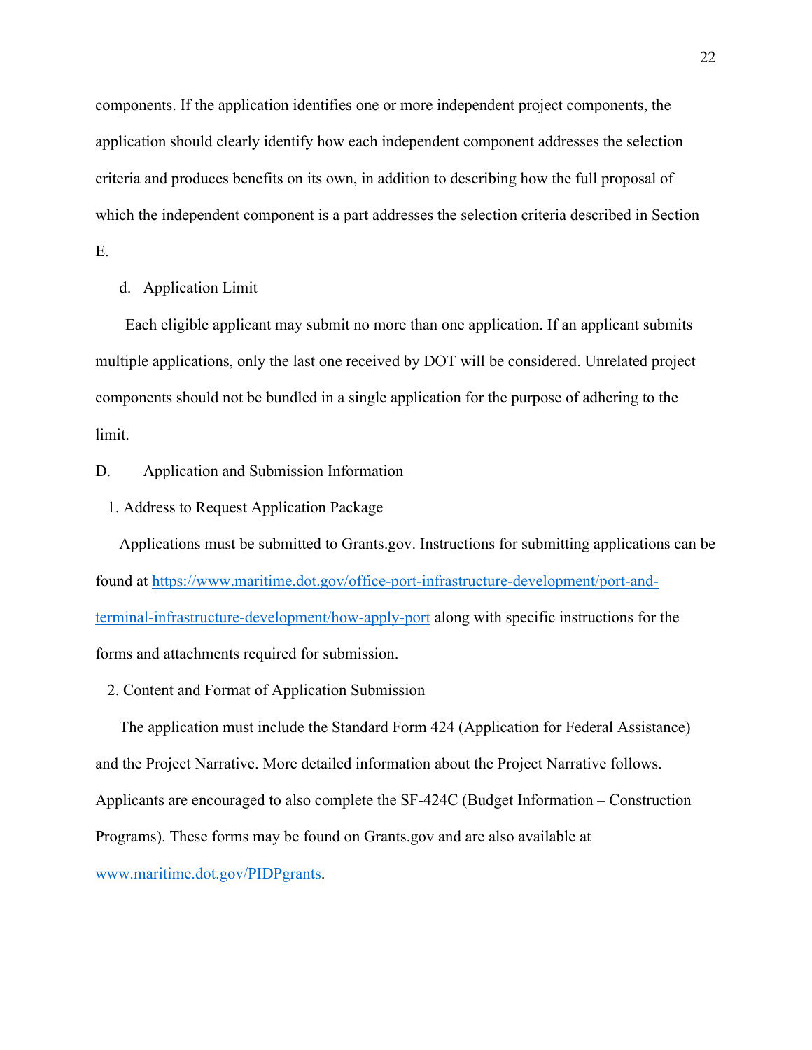components. If the application identifies one or more independent project components, the application should clearly identify how each independent component addresses the selection criteria and produces benefits on its own, in addition to describing how the full proposal of which the independent component is a part addresses the selection criteria described in Section E.

d. Application Limit

Each eligible applicant may submit no more than one application. If an applicant submits multiple applications, only the last one received by DOT will be considered. Unrelated project components should not be bundled in a single application for the purpose of adhering to the limit.

## D. Application and Submission Information

### 1. Address to Request Application Package

Applications must be submitted to Grants.gov. Instructions for submitting applications can be found at [https://www.maritime.dot.gov/office-port-infrastructure-development/port-and-terminal-infrastructure-development/how-apply-port](https://www.maritime.dot.gov/office-port-infrastructure-development/port-and-terminal-infrastructure-development/how-apply-port) along with specific instructions for the forms and attachments required for submission.

### 2. Content and Format of Application Submission

The application must include the Standard Form 424 (Application for Federal Assistance) and the Project Narrative. More detailed information about the Project Narrative follows. Applicants are encouraged to also complete the SF-424C (Budget Information – Construction Programs). These forms may be found on Grants.gov and are also available at [www.maritime.dot.gov/PIDPgrants](www.maritime.dot.gov/PIDPgrants).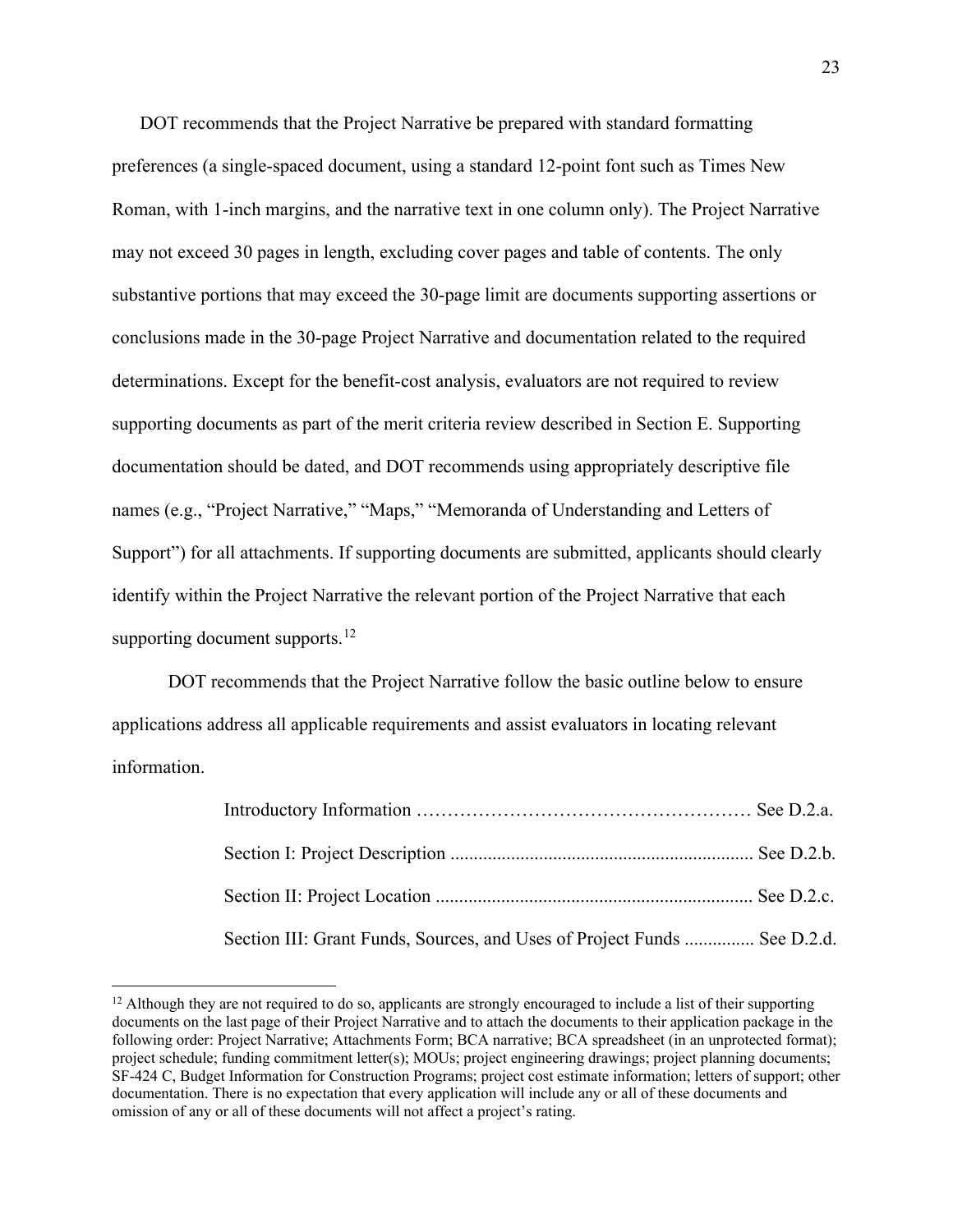DOT recommends that the Project Narrative be prepared with standard formatting preferences (a single-spaced document, using a standard 12-point font such as Times New Roman, with 1-inch margins, and the narrative text in one column only). The Project Narrative may not exceed 30 pages in length, excluding cover pages and table of contents. The only substantive portions that may exceed the 30-page limit are documents supporting assertions or conclusions made in the 30-page Project Narrative and documentation related to the required determinations. Except for the benefit-cost analysis, evaluators are not required to review supporting documents as part of the merit criteria review described in Section E. Supporting documentation should be dated, and DOT recommends using appropriately descriptive file names (e.g., "Project Narrative," "Maps," "Memoranda of Understanding and Letters of Support") for all attachments. If supporting documents are submitted, applicants should clearly identify within the Project Narrative the relevant portion of the Project Narrative that each supporting document supports.[12]

DOT recommends that the Project Narrative follow the basic outline below to ensure applications address all applicable requirements and assist evaluators in locating relevant information.

| | |
|---|---|
| Introductory Information | See D.2.a. |
| Section I: Project Description | See D.2.b. |
| Section II: Project Location | See D.2.c. |
| Section III: Grant Funds, Sources, and Uses of Project Funds | See D.2.d. |

[12] Although they are not required to do so, applicants are strongly encouraged to include a list of their supporting documents on the last page of their Project Narrative and to attach the documents to their application package in the following order: Project Narrative; Attachments Form; BCA narrative; BCA spreadsheet (in an unprotected format); project schedule; funding commitment letter(s); MOUs; project engineering drawings; project planning documents; SF-424 C, Budget Information for Construction Programs; project cost estimate information; letters of support; other documentation. There is no expectation that every application will include any or all of these documents and omission of any or all of these documents will not affect a project's rating.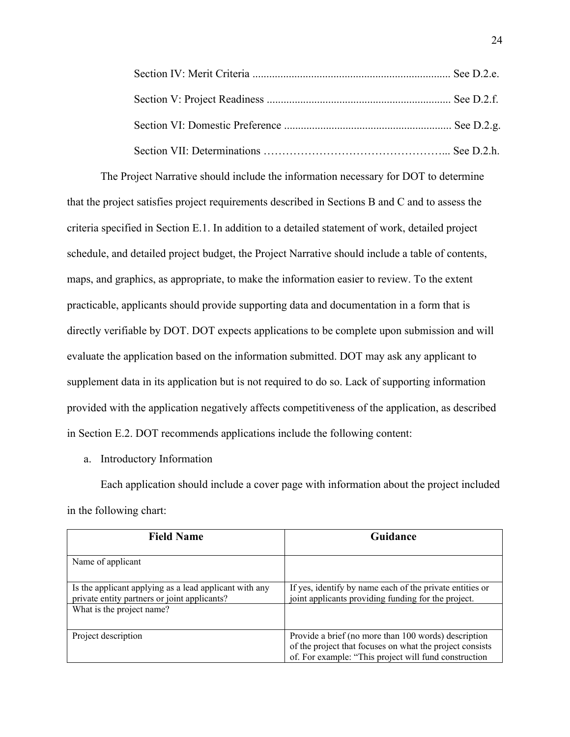Section IV: Merit Criteria ...................................................................... See D.2.e.

Section V: Project Readiness ................................................................ See D.2.f.

Section VI: Domestic Preference ........................................................... See D.2.g.

Section VII: Determinations ……………………………………….. See D.2.h.

The Project Narrative should include the information necessary for DOT to determine that the project satisfies project requirements described in Sections B and C and to assess the criteria specified in Section E.1. In addition to a detailed statement of work, detailed project schedule, and detailed project budget, the Project Narrative should include a table of contents, maps, and graphics, as appropriate, to make the information easier to review. To the extent practicable, applicants should provide supporting data and documentation in a form that is directly verifiable by DOT. DOT expects applications to be complete upon submission and will evaluate the application based on the information submitted. DOT may ask any applicant to supplement data in its application but is not required to do so. Lack of supporting information provided with the application negatively affects competitiveness of the application, as described in Section E.2. DOT recommends applications include the following content:

a. Introductory Information

Each application should include a cover page with information about the project included in the following chart:

| Field Name | Guidance |
|---|---|
| Name of applicant | |
| Is the applicant applying as a lead applicant with any private entity partners or joint applicants? | If yes, identify by name each of the private entities or joint applicants providing funding for the project. |
| What is the project name? | |
| Project description | Provide a brief (no more than 100 words) description of the project that focuses on what the project consists of. For example: "This project will fund construction |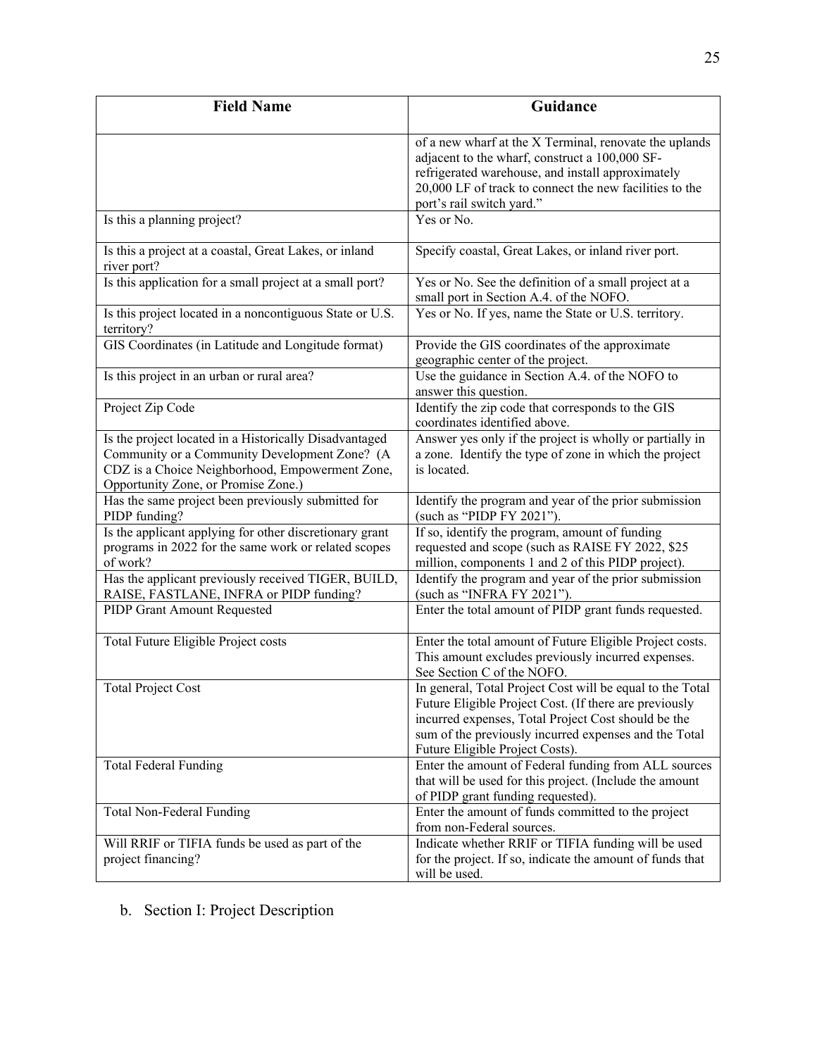| Field Name | Guidance |
|---|---|
| | of a new wharf at the X Terminal, renovate the uplands adjacent to the wharf, construct a 100,000 SF-refrigerated warehouse, and install approximately 20,000 LF of track to connect the new facilities to the port's rail switch yard." |
| Is this a planning project? | Yes or No. |
| Is this a project at a coastal, Great Lakes, or inland river port? | Specify coastal, Great Lakes, or inland river port. |
| Is this application for a small project at a small port? | Yes or No. See the definition of a small project at a small port in Section A.4. of the NOFO. |
| Is this project located in a noncontiguous State or U.S. territory? | Yes or No. If yes, name the State or U.S. territory. |
| GIS Coordinates (in Latitude and Longitude format) | Provide the GIS coordinates of the approximate geographic center of the project. |
| Is this project in an urban or rural area? | Use the guidance in Section A.4. of the NOFO to answer this question. |
| Project Zip Code | Identify the zip code that corresponds to the GIS coordinates identified above. |
| Is the project located in a Historically Disadvantaged Community or a Community Development Zone? (A CDZ is a Choice Neighborhood, Empowerment Zone, Opportunity Zone, or Promise Zone.) | Answer yes only if the project is wholly or partially in a zone. Identify the type of zone in which the project is located. |
| Has the same project been previously submitted for PIDP funding? | Identify the program and year of the prior submission (such as "PIDP FY 2021"). |
| Is the applicant applying for other discretionary grant programs in 2022 for the same work or related scopes of work? | If so, identify the program, amount of funding requested and scope (such as RAISE FY 2022, $25 million, components 1 and 2 of this PIDP project). |
| Has the applicant previously received TIGER, BUILD, RAISE, FASTLANE, INFRA or PIDP funding? | Identify the program and year of the prior submission (such as "INFRA FY 2021"). |
| PIDP Grant Amount Requested | Enter the total amount of PIDP grant funds requested. |
| Total Future Eligible Project costs | Enter the total amount of Future Eligible Project costs. This amount excludes previously incurred expenses. See Section C of the NOFO. |
| Total Project Cost | In general, Total Project Cost will be equal to the Total Future Eligible Project Cost. (If there are previously incurred expenses, Total Project Cost should be the sum of the previously incurred expenses and the Total Future Eligible Project Costs). |
| Total Federal Funding | Enter the amount of Federal funding from ALL sources that will be used for this project. (Include the amount of PIDP grant funding requested). |
| Total Non-Federal Funding | Enter the amount of funds committed to the project from non-Federal sources. |
| Will RRIF or TIFIA funds be used as part of the project financing? | Indicate whether RRIF or TIFIA funding will be used for the project. If so, indicate the amount of funds that will be used. |

b. Section I: Project Description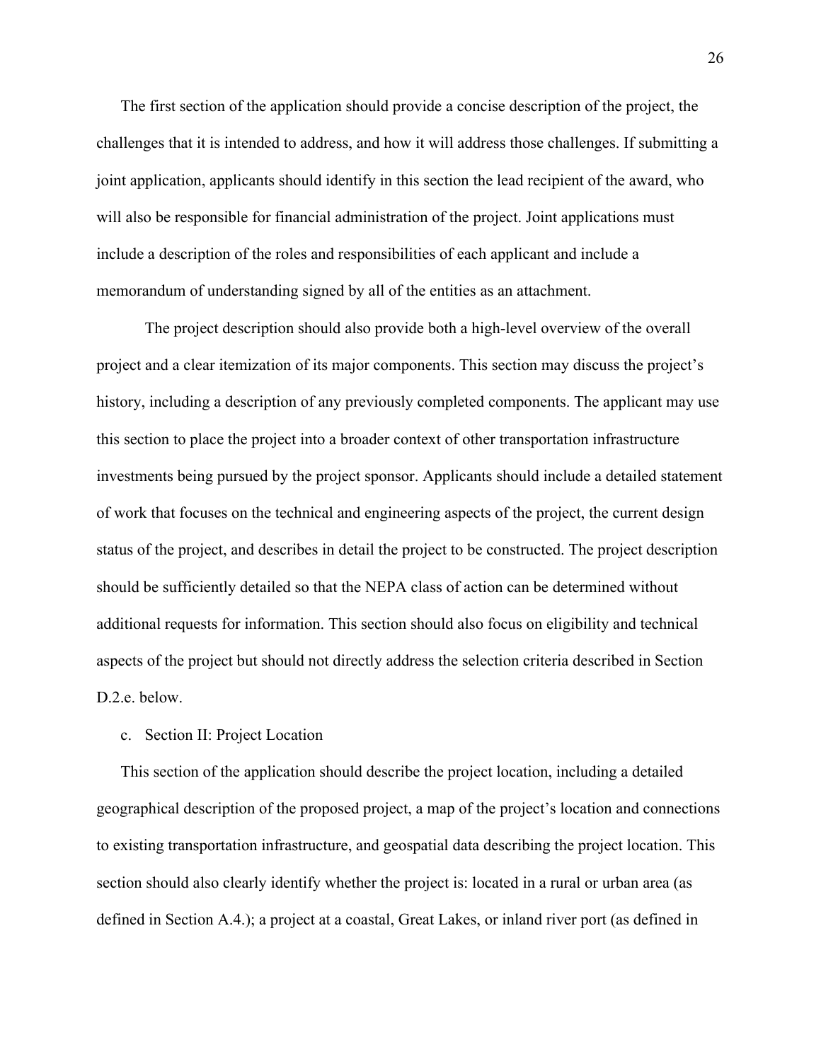The first section of the application should provide a concise description of the project, the challenges that it is intended to address, and how it will address those challenges. If submitting a joint application, applicants should identify in this section the lead recipient of the award, who will also be responsible for financial administration of the project. Joint applications must include a description of the roles and responsibilities of each applicant and include a memorandum of understanding signed by all of the entities as an attachment.

The project description should also provide both a high-level overview of the overall project and a clear itemization of its major components. This section may discuss the project's history, including a description of any previously completed components. The applicant may use this section to place the project into a broader context of other transportation infrastructure investments being pursued by the project sponsor. Applicants should include a detailed statement of work that focuses on the technical and engineering aspects of the project, the current design status of the project, and describes in detail the project to be constructed. The project description should be sufficiently detailed so that the NEPA class of action can be determined without additional requests for information. This section should also focus on eligibility and technical aspects of the project but should not directly address the selection criteria described in Section D.2.e. below.

c. Section II: Project Location

This section of the application should describe the project location, including a detailed geographical description of the proposed project, a map of the project's location and connections to existing transportation infrastructure, and geospatial data describing the project location. This section should also clearly identify whether the project is: located in a rural or urban area (as defined in Section A.4.); a project at a coastal, Great Lakes, or inland river port (as defined in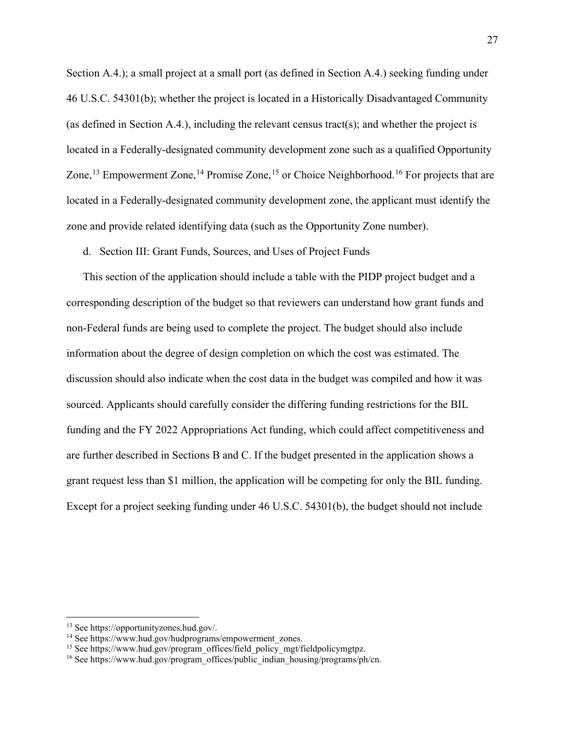Section A.4.); a small project at a small port (as defined in Section A.4.) seeking funding under 46 U.S.C. 54301(b); whether the project is located in a Historically Disadvantaged Community (as defined in Section A.4.), including the relevant census tract(s); and whether the project is located in a Federally-designated community development zone such as a qualified Opportunity Zone,[13] Empowerment Zone,[14] Promise Zone,[15] or Choice Neighborhood.[16] For projects that are located in a Federally-designated community development zone, the applicant must identify the zone and provide related identifying data (such as the Opportunity Zone number).

d. Section III: Grant Funds, Sources, and Uses of Project Funds

This section of the application should include a table with the PIDP project budget and a corresponding description of the budget so that reviewers can understand how grant funds and non-Federal funds are being used to complete the project. The budget should also include information about the degree of design completion on which the cost was estimated. The discussion should also indicate when the cost data in the budget was compiled and how it was sourced. Applicants should carefully consider the differing funding restrictions for the BIL funding and the FY 2022 Appropriations Act funding, which could affect competitiveness and are further described in Sections B and C. If the budget presented in the application shows a grant request less than $1 million, the application will be competing for only the BIL funding. Except for a project seeking funding under 46 U.S.C. 54301(b), the budget should not include

---

[13] See https://opportunityzones.hud.gov/.

[14] See https://www.hud.gov/hudprograms/empowerment_zones.

[15] See https://www.hud.gov/program_offices/field_policy_mgt/fieldpolicymgtpz.

[16] See https://www.hud.gov/program_offices/public_indian_housing/programs/ph/cn.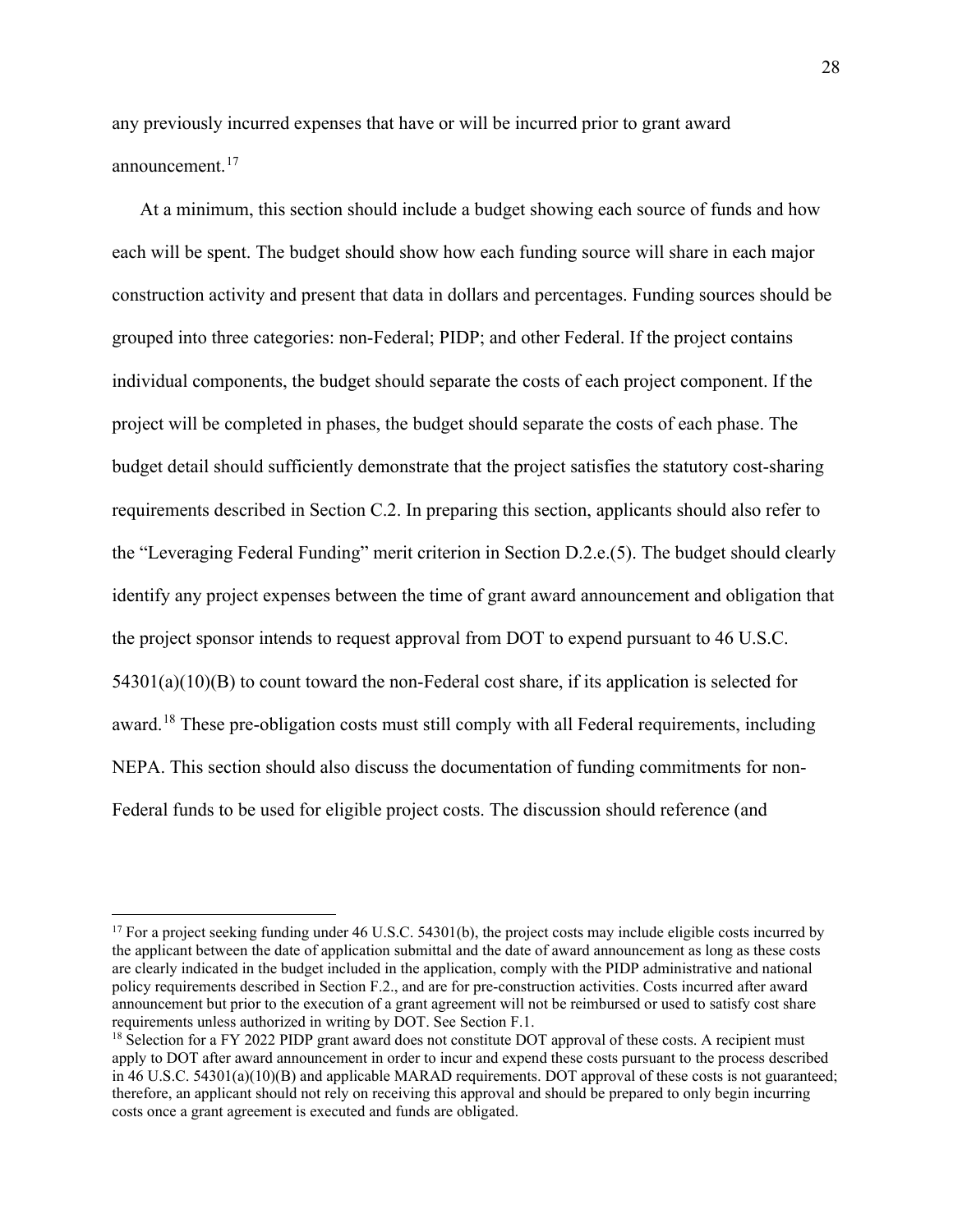any previously incurred expenses that have or will be incurred prior to grant award announcement.[17]

At a minimum, this section should include a budget showing each source of funds and how each will be spent. The budget should show how each funding source will share in each major construction activity and present that data in dollars and percentages. Funding sources should be grouped into three categories: non-Federal; PIDP; and other Federal. If the project contains individual components, the budget should separate the costs of each project component. If the project will be completed in phases, the budget should separate the costs of each phase. The budget detail should sufficiently demonstrate that the project satisfies the statutory cost-sharing requirements described in Section C.2. In preparing this section, applicants should also refer to the "Leveraging Federal Funding" merit criterion in Section D.2.e.(5). The budget should clearly identify any project expenses between the time of grant award announcement and obligation that the project sponsor intends to request approval from DOT to expend pursuant to 46 U.S.C. 54301(a)(10)(B) to count toward the non-Federal cost share, if its application is selected for award.[18] These pre-obligation costs must still comply with all Federal requirements, including NEPA. This section should also discuss the documentation of funding commitments for non-Federal funds to be used for eligible project costs. The discussion should reference (and

---

[17] For a project seeking funding under 46 U.S.C. 54301(b), the project costs may include eligible costs incurred by the applicant between the date of application submittal and the date of award announcement as long as these costs are clearly indicated in the budget included in the application, comply with the PIDP administrative and national policy requirements described in Section F.2., and are for pre-construction activities. Costs incurred after award announcement but prior to the execution of a grant agreement will not be reimbursed or used to satisfy cost share requirements unless authorized in writing by DOT. See Section F.1.

[18] Selection for a FY 2022 PIDP grant award does not constitute DOT approval of these costs. A recipient must apply to DOT after award announcement in order to incur and expend these costs pursuant to the process described in 46 U.S.C. 54301(a)(10)(B) and applicable MARAD requirements. DOT approval of these costs is not guaranteed; therefore, an applicant should not rely on receiving this approval and should be prepared to only begin incurring costs once a grant agreement is executed and funds are obligated.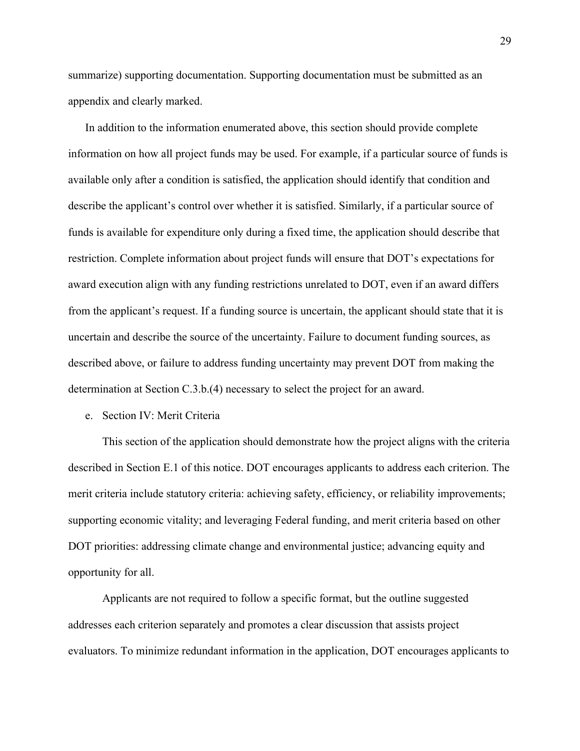summarize) supporting documentation. Supporting documentation must be submitted as an appendix and clearly marked.

In addition to the information enumerated above, this section should provide complete information on how all project funds may be used. For example, if a particular source of funds is available only after a condition is satisfied, the application should identify that condition and describe the applicant's control over whether it is satisfied. Similarly, if a particular source of funds is available for expenditure only during a fixed time, the application should describe that restriction. Complete information about project funds will ensure that DOT's expectations for award execution align with any funding restrictions unrelated to DOT, even if an award differs from the applicant's request. If a funding source is uncertain, the applicant should state that it is uncertain and describe the source of the uncertainty. Failure to document funding sources, as described above, or failure to address funding uncertainty may prevent DOT from making the determination at Section C.3.b.(4) necessary to select the project for an award.

e. Section IV: Merit Criteria

This section of the application should demonstrate how the project aligns with the criteria described in Section E.1 of this notice. DOT encourages applicants to address each criterion. The merit criteria include statutory criteria: achieving safety, efficiency, or reliability improvements; supporting economic vitality; and leveraging Federal funding, and merit criteria based on other DOT priorities: addressing climate change and environmental justice; advancing equity and opportunity for all.

Applicants are not required to follow a specific format, but the outline suggested addresses each criterion separately and promotes a clear discussion that assists project evaluators. To minimize redundant information in the application, DOT encourages applicants to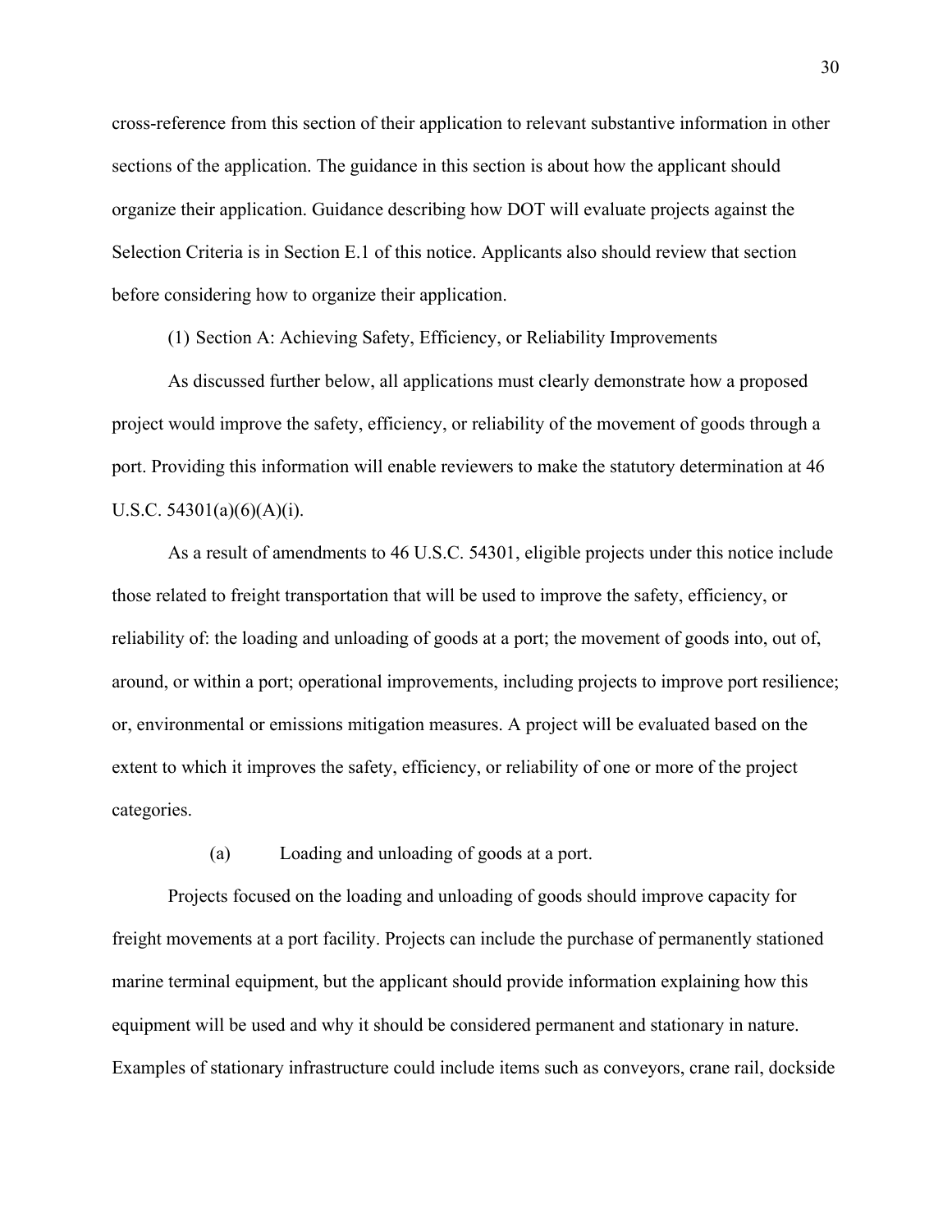cross-reference from this section of their application to relevant substantive information in other sections of the application. The guidance in this section is about how the applicant should organize their application. Guidance describing how DOT will evaluate projects against the Selection Criteria is in Section E.1 of this notice. Applicants also should review that section before considering how to organize their application.

(1) Section A: Achieving Safety, Efficiency, or Reliability Improvements

As discussed further below, all applications must clearly demonstrate how a proposed project would improve the safety, efficiency, or reliability of the movement of goods through a port. Providing this information will enable reviewers to make the statutory determination at 46 U.S.C. 54301(a)(6)(A)(i).

As a result of amendments to 46 U.S.C. 54301, eligible projects under this notice include those related to freight transportation that will be used to improve the safety, efficiency, or reliability of: the loading and unloading of goods at a port; the movement of goods into, out of, around, or within a port; operational improvements, including projects to improve port resilience; or, environmental or emissions mitigation measures. A project will be evaluated based on the extent to which it improves the safety, efficiency, or reliability of one or more of the project categories.

(a) Loading and unloading of goods at a port.

Projects focused on the loading and unloading of goods should improve capacity for freight movements at a port facility. Projects can include the purchase of permanently stationed marine terminal equipment, but the applicant should provide information explaining how this equipment will be used and why it should be considered permanent and stationary in nature. Examples of stationary infrastructure could include items such as conveyors, crane rail, dockside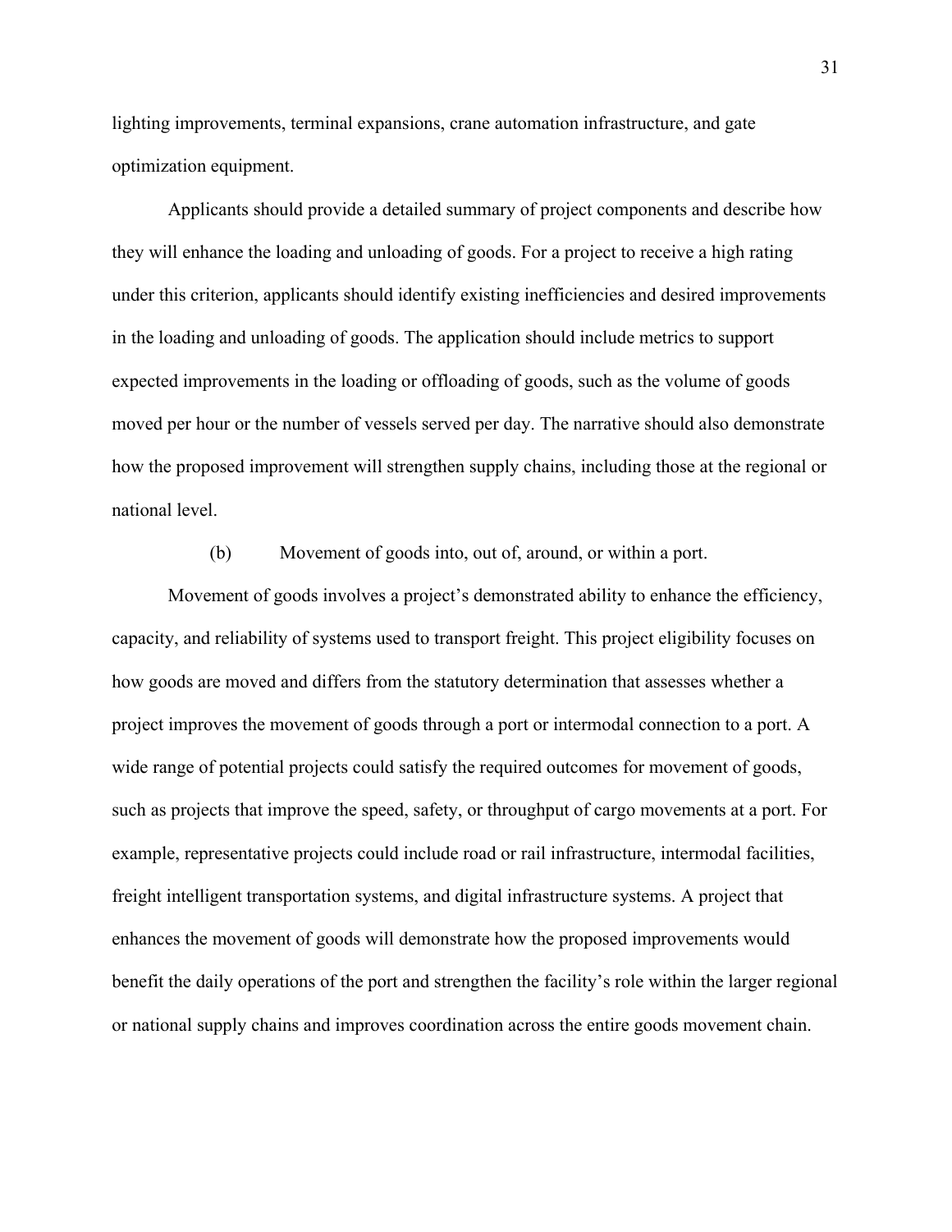lighting improvements, terminal expansions, crane automation infrastructure, and gate optimization equipment.

Applicants should provide a detailed summary of project components and describe how they will enhance the loading and unloading of goods. For a project to receive a high rating under this criterion, applicants should identify existing inefficiencies and desired improvements in the loading and unloading of goods. The application should include metrics to support expected improvements in the loading or offloading of goods, such as the volume of goods moved per hour or the number of vessels served per day. The narrative should also demonstrate how the proposed improvement will strengthen supply chains, including those at the regional or national level.

(b) Movement of goods into, out of, around, or within a port.

Movement of goods involves a project's demonstrated ability to enhance the efficiency, capacity, and reliability of systems used to transport freight. This project eligibility focuses on how goods are moved and differs from the statutory determination that assesses whether a project improves the movement of goods through a port or intermodal connection to a port. A wide range of potential projects could satisfy the required outcomes for movement of goods, such as projects that improve the speed, safety, or throughput of cargo movements at a port. For example, representative projects could include road or rail infrastructure, intermodal facilities, freight intelligent transportation systems, and digital infrastructure systems. A project that enhances the movement of goods will demonstrate how the proposed improvements would benefit the daily operations of the port and strengthen the facility's role within the larger regional or national supply chains and improves coordination across the entire goods movement chain.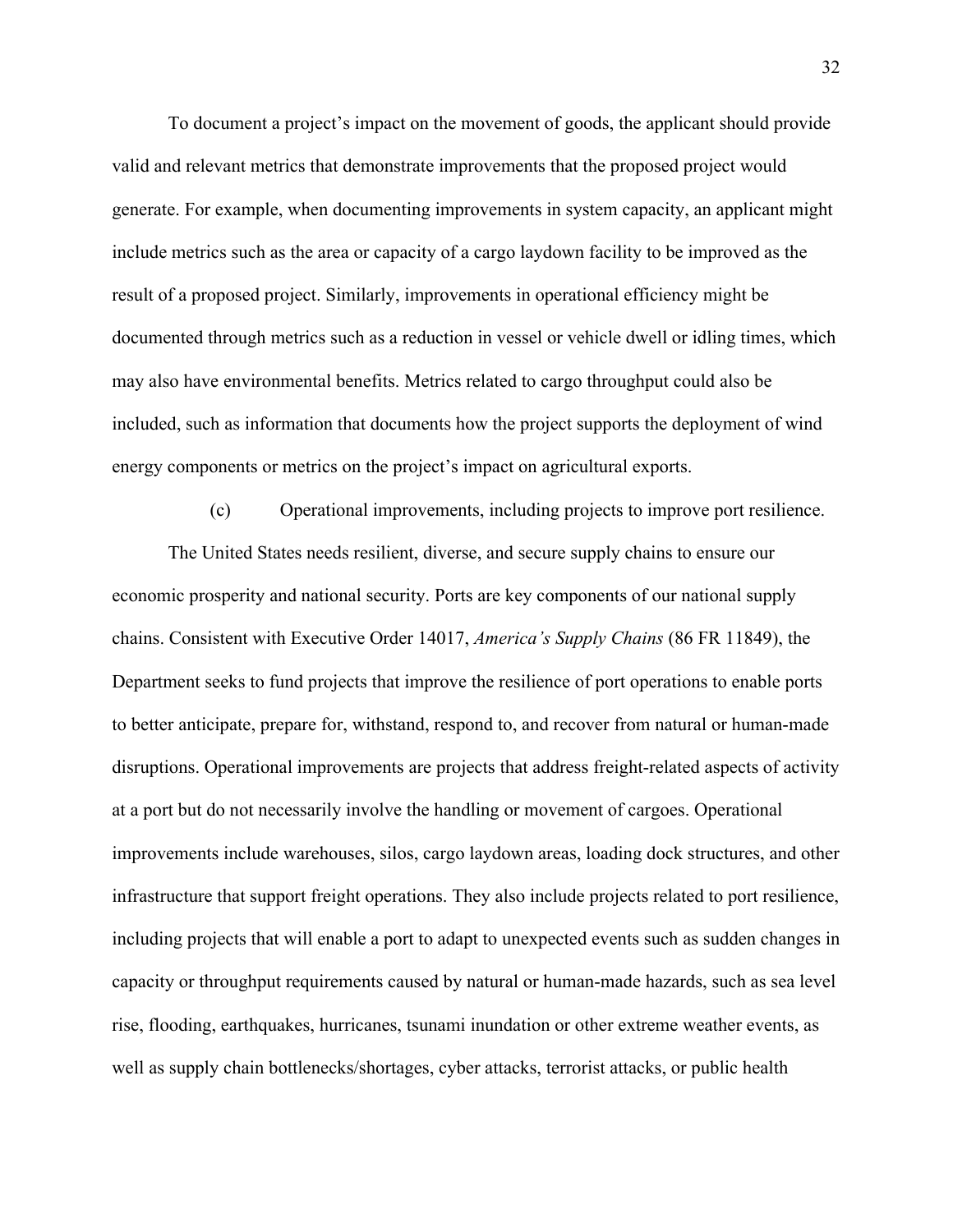To document a project's impact on the movement of goods, the applicant should provide valid and relevant metrics that demonstrate improvements that the proposed project would generate. For example, when documenting improvements in system capacity, an applicant might include metrics such as the area or capacity of a cargo laydown facility to be improved as the result of a proposed project. Similarly, improvements in operational efficiency might be documented through metrics such as a reduction in vessel or vehicle dwell or idling times, which may also have environmental benefits. Metrics related to cargo throughput could also be included, such as information that documents how the project supports the deployment of wind energy components or metrics on the project's impact on agricultural exports.

(c) Operational improvements, including projects to improve port resilience.

The United States needs resilient, diverse, and secure supply chains to ensure our economic prosperity and national security. Ports are key components of our national supply chains. Consistent with Executive Order 14017, *America's Supply Chains* (86 FR 11849), the Department seeks to fund projects that improve the resilience of port operations to enable ports to better anticipate, prepare for, withstand, respond to, and recover from natural or human-made disruptions. Operational improvements are projects that address freight-related aspects of activity at a port but do not necessarily involve the handling or movement of cargoes. Operational improvements include warehouses, silos, cargo laydown areas, loading dock structures, and other infrastructure that support freight operations. They also include projects related to port resilience, including projects that will enable a port to adapt to unexpected events such as sudden changes in capacity or throughput requirements caused by natural or human-made hazards, such as sea level rise, flooding, earthquakes, hurricanes, tsunami inundation or other extreme weather events, as well as supply chain bottlenecks/shortages, cyber attacks, terrorist attacks, or public health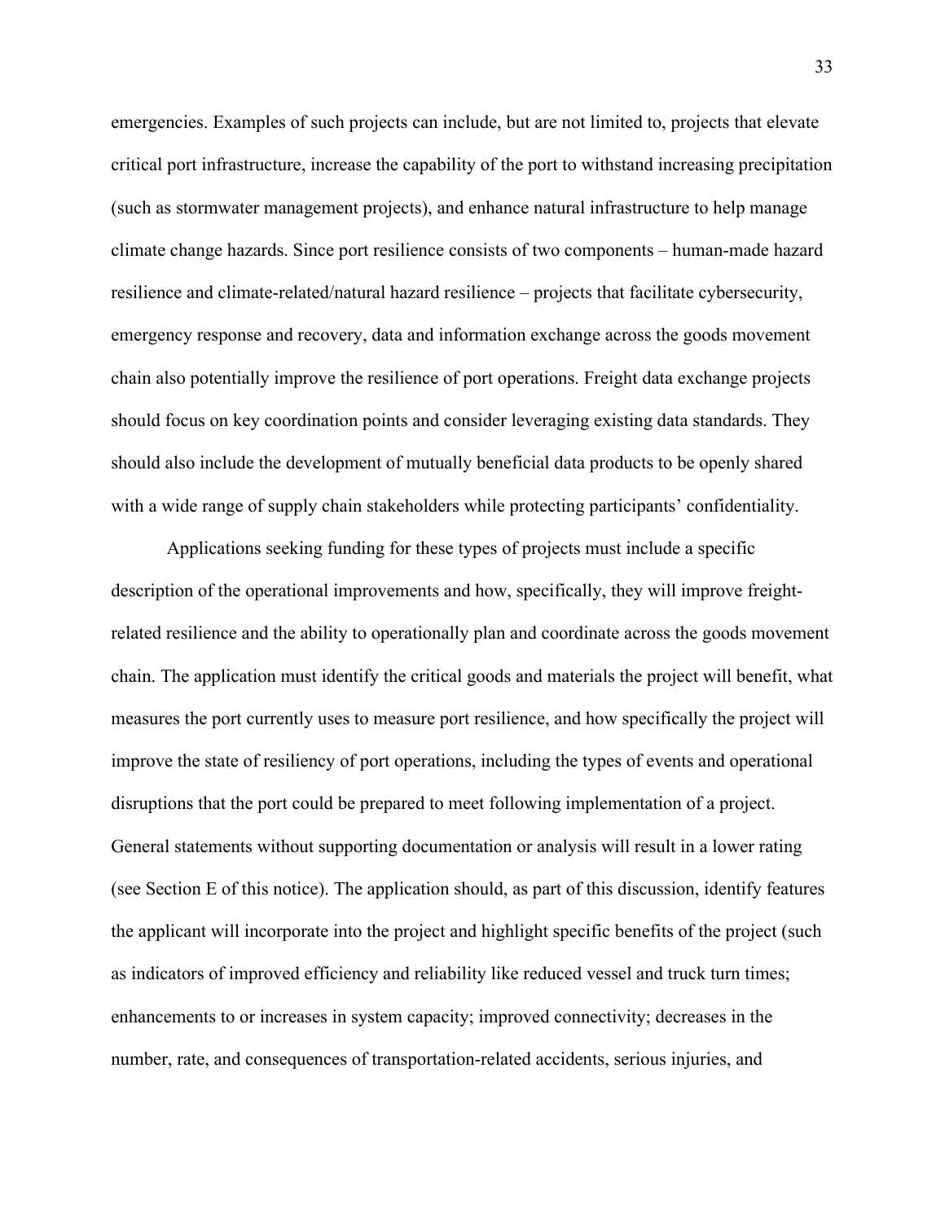emergencies. Examples of such projects can include, but are not limited to, projects that elevate critical port infrastructure, increase the capability of the port to withstand increasing precipitation (such as stormwater management projects), and enhance natural infrastructure to help manage climate change hazards. Since port resilience consists of two components – human-made hazard resilience and climate-related/natural hazard resilience – projects that facilitate cybersecurity, emergency response and recovery, data and information exchange across the goods movement chain also potentially improve the resilience of port operations. Freight data exchange projects should focus on key coordination points and consider leveraging existing data standards. They should also include the development of mutually beneficial data products to be openly shared with a wide range of supply chain stakeholders while protecting participants' confidentiality.

Applications seeking funding for these types of projects must include a specific description of the operational improvements and how, specifically, they will improve freight-related resilience and the ability to operationally plan and coordinate across the goods movement chain. The application must identify the critical goods and materials the project will benefit, what measures the port currently uses to measure port resilience, and how specifically the project will improve the state of resiliency of port operations, including the types of events and operational disruptions that the port could be prepared to meet following implementation of a project. General statements without supporting documentation or analysis will result in a lower rating (see Section E of this notice). The application should, as part of this discussion, identify features the applicant will incorporate into the project and highlight specific benefits of the project (such as indicators of improved efficiency and reliability like reduced vessel and truck turn times; enhancements to or increases in system capacity; improved connectivity; decreases in the number, rate, and consequences of transportation-related accidents, serious injuries, and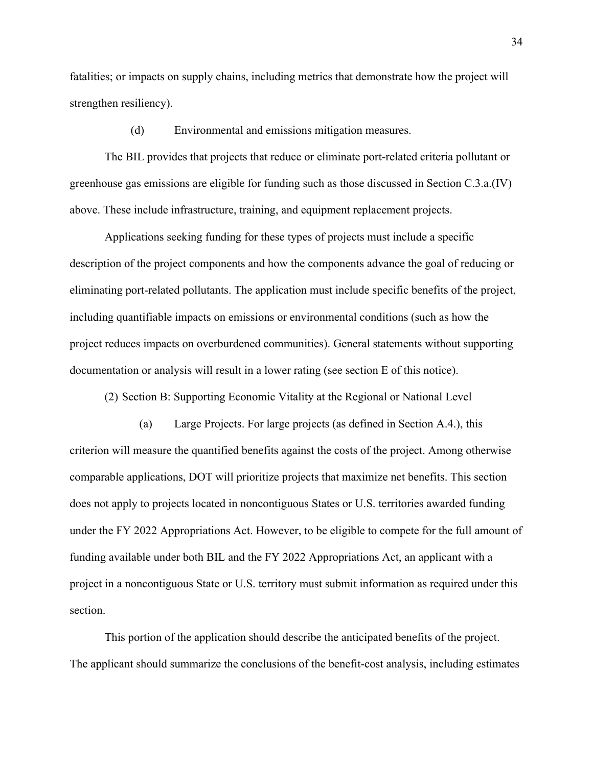fatalities; or impacts on supply chains, including metrics that demonstrate how the project will strengthen resiliency).

(d) Environmental and emissions mitigation measures.

The BIL provides that projects that reduce or eliminate port-related criteria pollutant or greenhouse gas emissions are eligible for funding such as those discussed in Section C.3.a.(IV) above. These include infrastructure, training, and equipment replacement projects.

Applications seeking funding for these types of projects must include a specific description of the project components and how the components advance the goal of reducing or eliminating port-related pollutants. The application must include specific benefits of the project, including quantifiable impacts on emissions or environmental conditions (such as how the project reduces impacts on overburdened communities). General statements without supporting documentation or analysis will result in a lower rating (see section E of this notice).

(2) Section B: Supporting Economic Vitality at the Regional or National Level

(a) Large Projects. For large projects (as defined in Section A.4.), this criterion will measure the quantified benefits against the costs of the project. Among otherwise comparable applications, DOT will prioritize projects that maximize net benefits. This section does not apply to projects located in noncontiguous States or U.S. territories awarded funding under the FY 2022 Appropriations Act. However, to be eligible to compete for the full amount of funding available under both BIL and the FY 2022 Appropriations Act, an applicant with a project in a noncontiguous State or U.S. territory must submit information as required under this section.

This portion of the application should describe the anticipated benefits of the project. The applicant should summarize the conclusions of the benefit-cost analysis, including estimates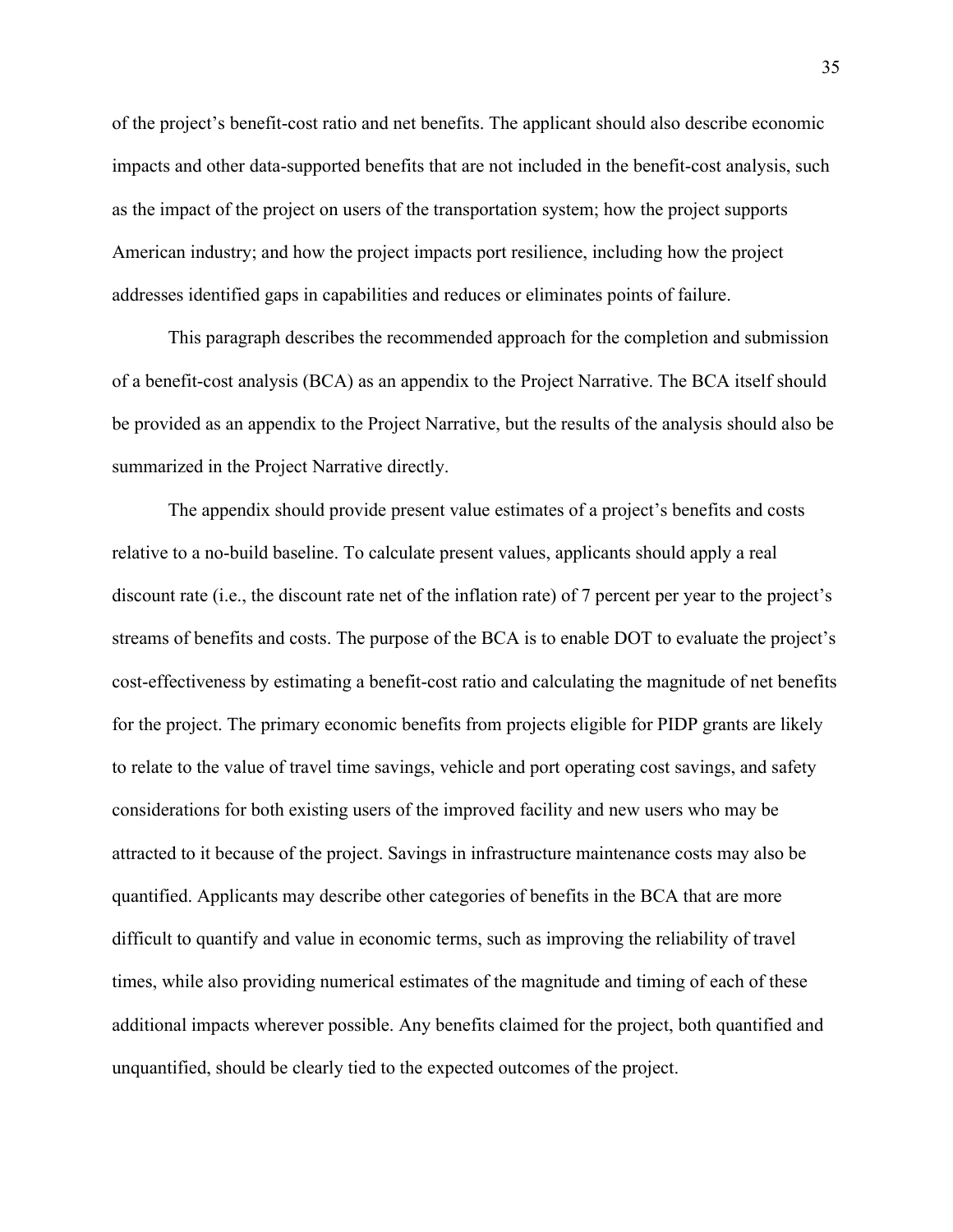of the project's benefit-cost ratio and net benefits. The applicant should also describe economic impacts and other data-supported benefits that are not included in the benefit-cost analysis, such as the impact of the project on users of the transportation system; how the project supports American industry; and how the project impacts port resilience, including how the project addresses identified gaps in capabilities and reduces or eliminates points of failure.

This paragraph describes the recommended approach for the completion and submission of a benefit-cost analysis (BCA) as an appendix to the Project Narrative. The BCA itself should be provided as an appendix to the Project Narrative, but the results of the analysis should also be summarized in the Project Narrative directly.

The appendix should provide present value estimates of a project's benefits and costs relative to a no-build baseline. To calculate present values, applicants should apply a real discount rate (i.e., the discount rate net of the inflation rate) of 7 percent per year to the project's streams of benefits and costs. The purpose of the BCA is to enable DOT to evaluate the project's cost-effectiveness by estimating a benefit-cost ratio and calculating the magnitude of net benefits for the project. The primary economic benefits from projects eligible for PIDP grants are likely to relate to the value of travel time savings, vehicle and port operating cost savings, and safety considerations for both existing users of the improved facility and new users who may be attracted to it because of the project. Savings in infrastructure maintenance costs may also be quantified. Applicants may describe other categories of benefits in the BCA that are more difficult to quantify and value in economic terms, such as improving the reliability of travel times, while also providing numerical estimates of the magnitude and timing of each of these additional impacts wherever possible. Any benefits claimed for the project, both quantified and unquantified, should be clearly tied to the expected outcomes of the project.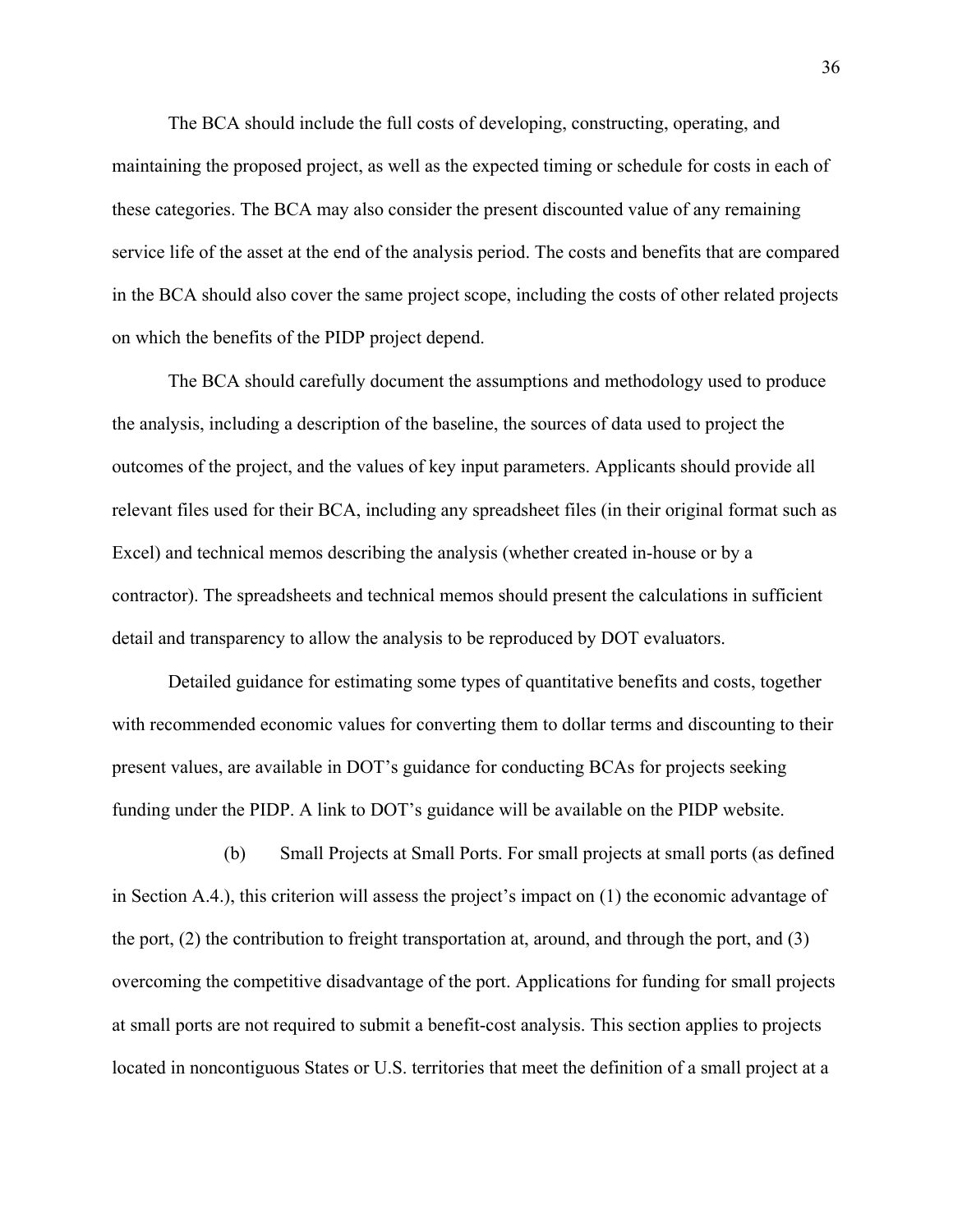The BCA should include the full costs of developing, constructing, operating, and maintaining the proposed project, as well as the expected timing or schedule for costs in each of these categories. The BCA may also consider the present discounted value of any remaining service life of the asset at the end of the analysis period. The costs and benefits that are compared in the BCA should also cover the same project scope, including the costs of other related projects on which the benefits of the PIDP project depend.

The BCA should carefully document the assumptions and methodology used to produce the analysis, including a description of the baseline, the sources of data used to project the outcomes of the project, and the values of key input parameters. Applicants should provide all relevant files used for their BCA, including any spreadsheet files (in their original format such as Excel) and technical memos describing the analysis (whether created in-house or by a contractor). The spreadsheets and technical memos should present the calculations in sufficient detail and transparency to allow the analysis to be reproduced by DOT evaluators.

Detailed guidance for estimating some types of quantitative benefits and costs, together with recommended economic values for converting them to dollar terms and discounting to their present values, are available in DOT's guidance for conducting BCAs for projects seeking funding under the PIDP. A link to DOT's guidance will be available on the PIDP website.

(b) Small Projects at Small Ports. For small projects at small ports (as defined in Section A.4.), this criterion will assess the project's impact on (1) the economic advantage of the port, (2) the contribution to freight transportation at, around, and through the port, and (3) overcoming the competitive disadvantage of the port. Applications for funding for small projects at small ports are not required to submit a benefit-cost analysis. This section applies to projects located in noncontiguous States or U.S. territories that meet the definition of a small project at a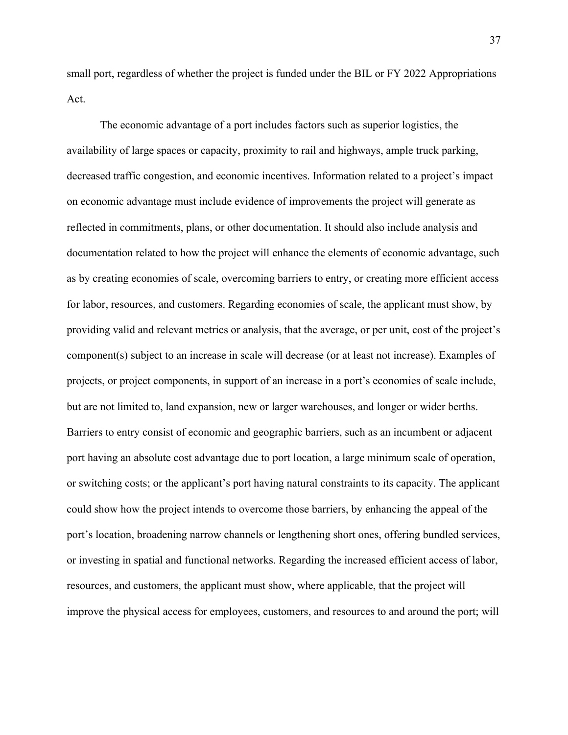small port, regardless of whether the project is funded under the BIL or FY 2022 Appropriations Act.

The economic advantage of a port includes factors such as superior logistics, the availability of large spaces or capacity, proximity to rail and highways, ample truck parking, decreased traffic congestion, and economic incentives. Information related to a project's impact on economic advantage must include evidence of improvements the project will generate as reflected in commitments, plans, or other documentation. It should also include analysis and documentation related to how the project will enhance the elements of economic advantage, such as by creating economies of scale, overcoming barriers to entry, or creating more efficient access for labor, resources, and customers. Regarding economies of scale, the applicant must show, by providing valid and relevant metrics or analysis, that the average, or per unit, cost of the project's component(s) subject to an increase in scale will decrease (or at least not increase). Examples of projects, or project components, in support of an increase in a port's economies of scale include, but are not limited to, land expansion, new or larger warehouses, and longer or wider berths. Barriers to entry consist of economic and geographic barriers, such as an incumbent or adjacent port having an absolute cost advantage due to port location, a large minimum scale of operation, or switching costs; or the applicant's port having natural constraints to its capacity. The applicant could show how the project intends to overcome those barriers, by enhancing the appeal of the port's location, broadening narrow channels or lengthening short ones, offering bundled services, or investing in spatial and functional networks. Regarding the increased efficient access of labor, resources, and customers, the applicant must show, where applicable, that the project will improve the physical access for employees, customers, and resources to and around the port; will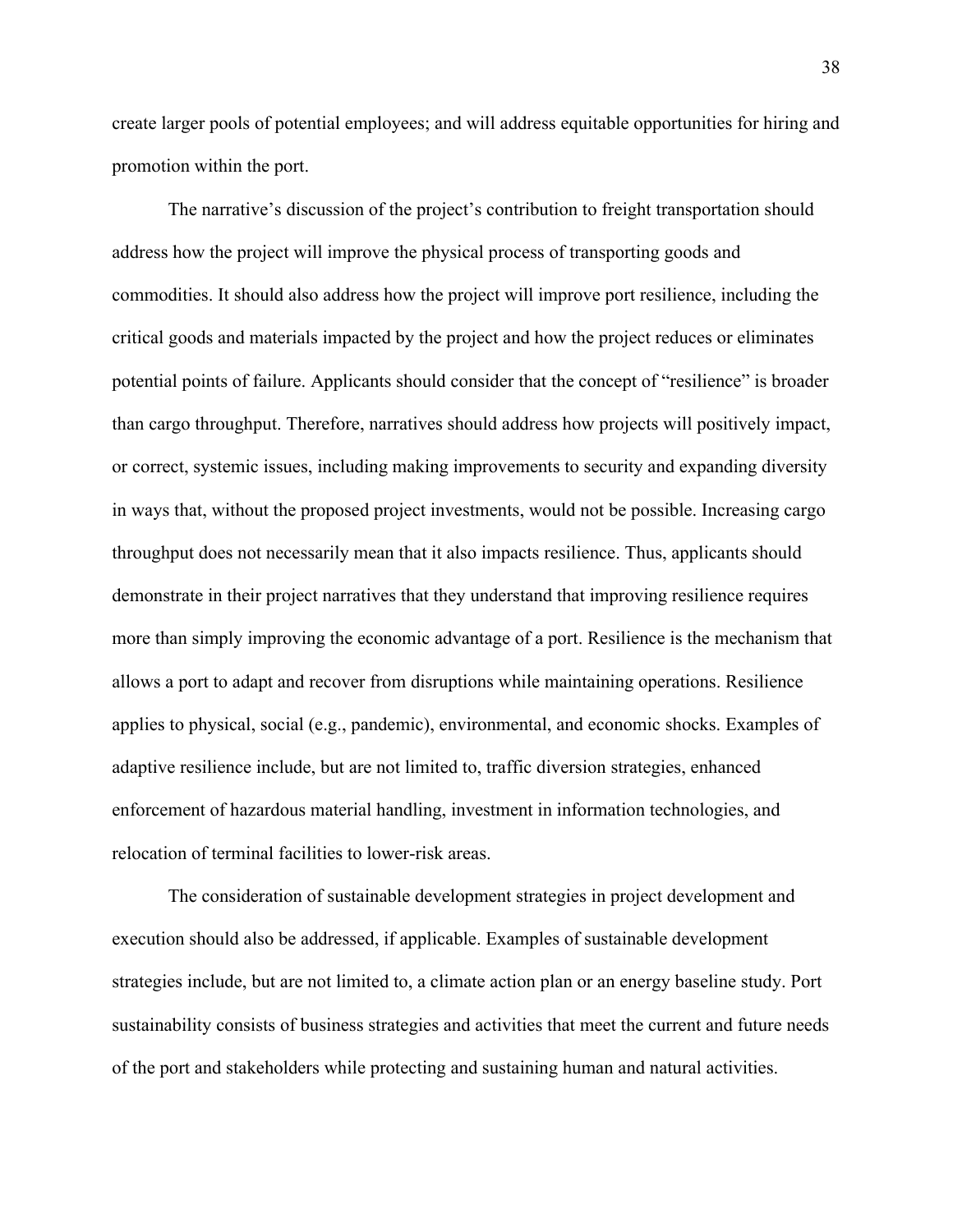create larger pools of potential employees; and will address equitable opportunities for hiring and promotion within the port.

The narrative's discussion of the project's contribution to freight transportation should address how the project will improve the physical process of transporting goods and commodities. It should also address how the project will improve port resilience, including the critical goods and materials impacted by the project and how the project reduces or eliminates potential points of failure. Applicants should consider that the concept of "resilience" is broader than cargo throughput. Therefore, narratives should address how projects will positively impact, or correct, systemic issues, including making improvements to security and expanding diversity in ways that, without the proposed project investments, would not be possible. Increasing cargo throughput does not necessarily mean that it also impacts resilience. Thus, applicants should demonstrate in their project narratives that they understand that improving resilience requires more than simply improving the economic advantage of a port. Resilience is the mechanism that allows a port to adapt and recover from disruptions while maintaining operations. Resilience applies to physical, social (e.g., pandemic), environmental, and economic shocks. Examples of adaptive resilience include, but are not limited to, traffic diversion strategies, enhanced enforcement of hazardous material handling, investment in information technologies, and relocation of terminal facilities to lower-risk areas.

The consideration of sustainable development strategies in project development and execution should also be addressed, if applicable. Examples of sustainable development strategies include, but are not limited to, a climate action plan or an energy baseline study. Port sustainability consists of business strategies and activities that meet the current and future needs of the port and stakeholders while protecting and sustaining human and natural activities.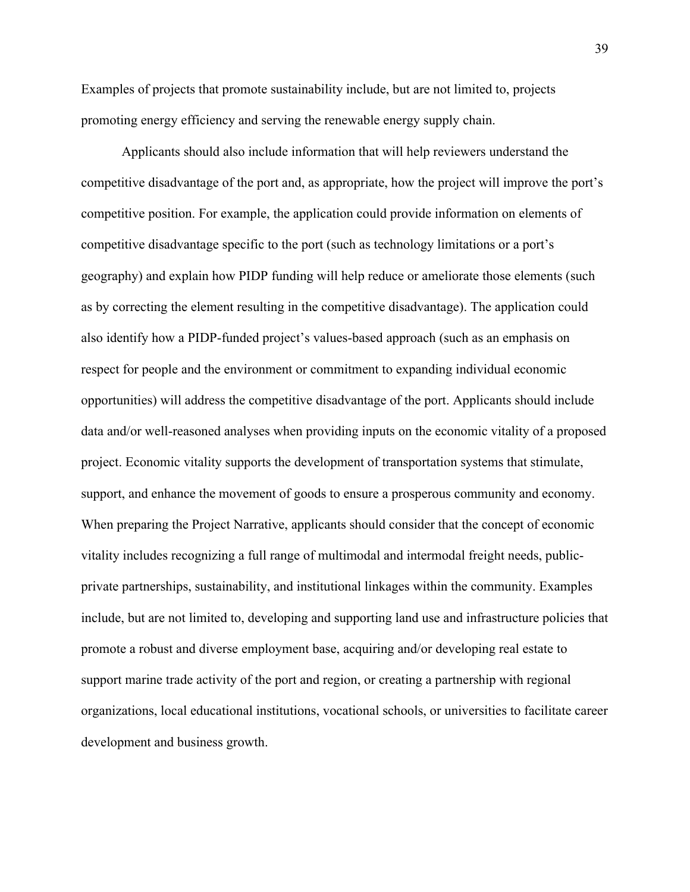Examples of projects that promote sustainability include, but are not limited to, projects promoting energy efficiency and serving the renewable energy supply chain.

Applicants should also include information that will help reviewers understand the competitive disadvantage of the port and, as appropriate, how the project will improve the port's competitive position. For example, the application could provide information on elements of competitive disadvantage specific to the port (such as technology limitations or a port's geography) and explain how PIDP funding will help reduce or ameliorate those elements (such as by correcting the element resulting in the competitive disadvantage). The application could also identify how a PIDP-funded project's values-based approach (such as an emphasis on respect for people and the environment or commitment to expanding individual economic opportunities) will address the competitive disadvantage of the port. Applicants should include data and/or well-reasoned analyses when providing inputs on the economic vitality of a proposed project. Economic vitality supports the development of transportation systems that stimulate, support, and enhance the movement of goods to ensure a prosperous community and economy. When preparing the Project Narrative, applicants should consider that the concept of economic vitality includes recognizing a full range of multimodal and intermodal freight needs, public-private partnerships, sustainability, and institutional linkages within the community. Examples include, but are not limited to, developing and supporting land use and infrastructure policies that promote a robust and diverse employment base, acquiring and/or developing real estate to support marine trade activity of the port and region, or creating a partnership with regional organizations, local educational institutions, vocational schools, or universities to facilitate career development and business growth.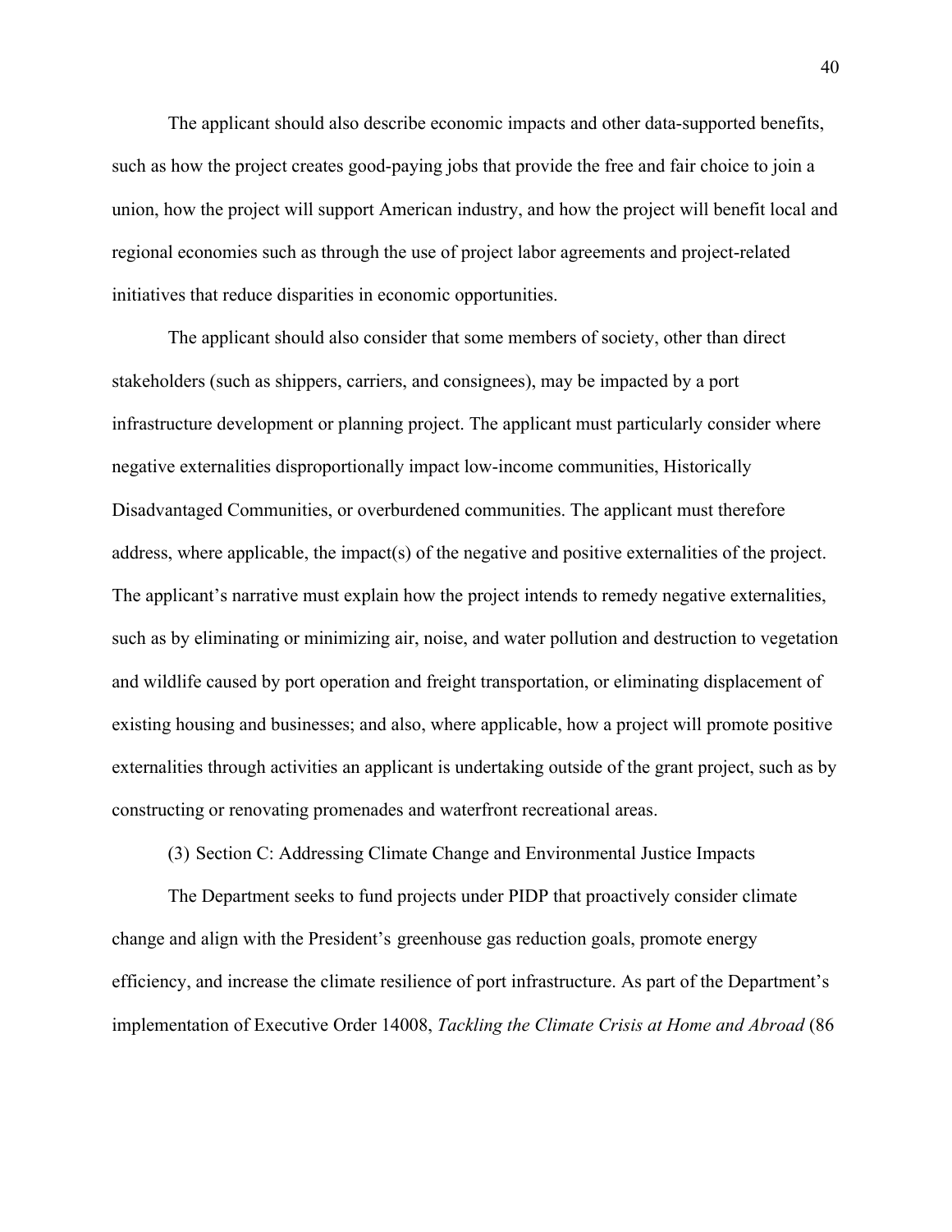The applicant should also describe economic impacts and other data-supported benefits, such as how the project creates good-paying jobs that provide the free and fair choice to join a union, how the project will support American industry, and how the project will benefit local and regional economies such as through the use of project labor agreements and project-related initiatives that reduce disparities in economic opportunities.

The applicant should also consider that some members of society, other than direct stakeholders (such as shippers, carriers, and consignees), may be impacted by a port infrastructure development or planning project. The applicant must particularly consider where negative externalities disproportionally impact low-income communities, Historically Disadvantaged Communities, or overburdened communities. The applicant must therefore address, where applicable, the impact(s) of the negative and positive externalities of the project. The applicant's narrative must explain how the project intends to remedy negative externalities, such as by eliminating or minimizing air, noise, and water pollution and destruction to vegetation and wildlife caused by port operation and freight transportation, or eliminating displacement of existing housing and businesses; and also, where applicable, how a project will promote positive externalities through activities an applicant is undertaking outside of the grant project, such as by constructing or renovating promenades and waterfront recreational areas.

(3) Section C: Addressing Climate Change and Environmental Justice Impacts

The Department seeks to fund projects under PIDP that proactively consider climate change and align with the President's greenhouse gas reduction goals, promote energy efficiency, and increase the climate resilience of port infrastructure. As part of the Department's implementation of Executive Order 14008, *Tackling the Climate Crisis at Home and Abroad* (86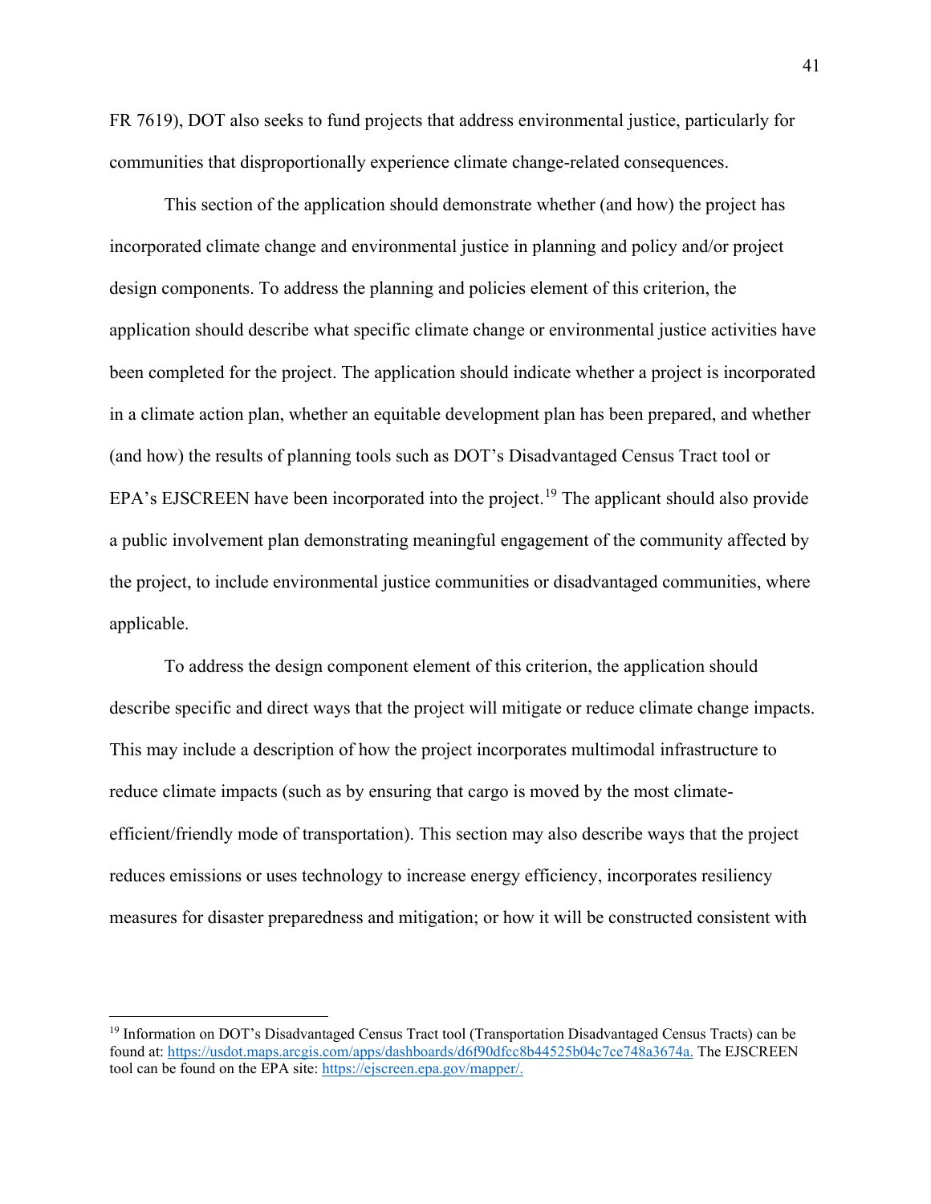FR 7619), DOT also seeks to fund projects that address environmental justice, particularly for communities that disproportionally experience climate change-related consequences.

This section of the application should demonstrate whether (and how) the project has incorporated climate change and environmental justice in planning and policy and/or project design components. To address the planning and policies element of this criterion, the application should describe what specific climate change or environmental justice activities have been completed for the project. The application should indicate whether a project is incorporated in a climate action plan, whether an equitable development plan has been prepared, and whether (and how) the results of planning tools such as DOT's Disadvantaged Census Tract tool or EPA's EJSCREEN have been incorporated into the project.[19] The applicant should also provide a public involvement plan demonstrating meaningful engagement of the community affected by the project, to include environmental justice communities or disadvantaged communities, where applicable.

To address the design component element of this criterion, the application should describe specific and direct ways that the project will mitigate or reduce climate change impacts. This may include a description of how the project incorporates multimodal infrastructure to reduce climate impacts (such as by ensuring that cargo is moved by the most climate-efficient/friendly mode of transportation). This section may also describe ways that the project reduces emissions or uses technology to increase energy efficiency, incorporates resiliency measures for disaster preparedness and mitigation; or how it will be constructed consistent with

---

[19] Information on DOT's Disadvantaged Census Tract tool (Transportation Disadvantaged Census Tracts) can be found at: https://usdot.maps.arcgis.com/apps/dashboards/d6f90dfcc8b44525b04c7ce748a3674a. The EJSCREEN tool can be found on the EPA site: https://ejscreen.epa.gov/mapper/.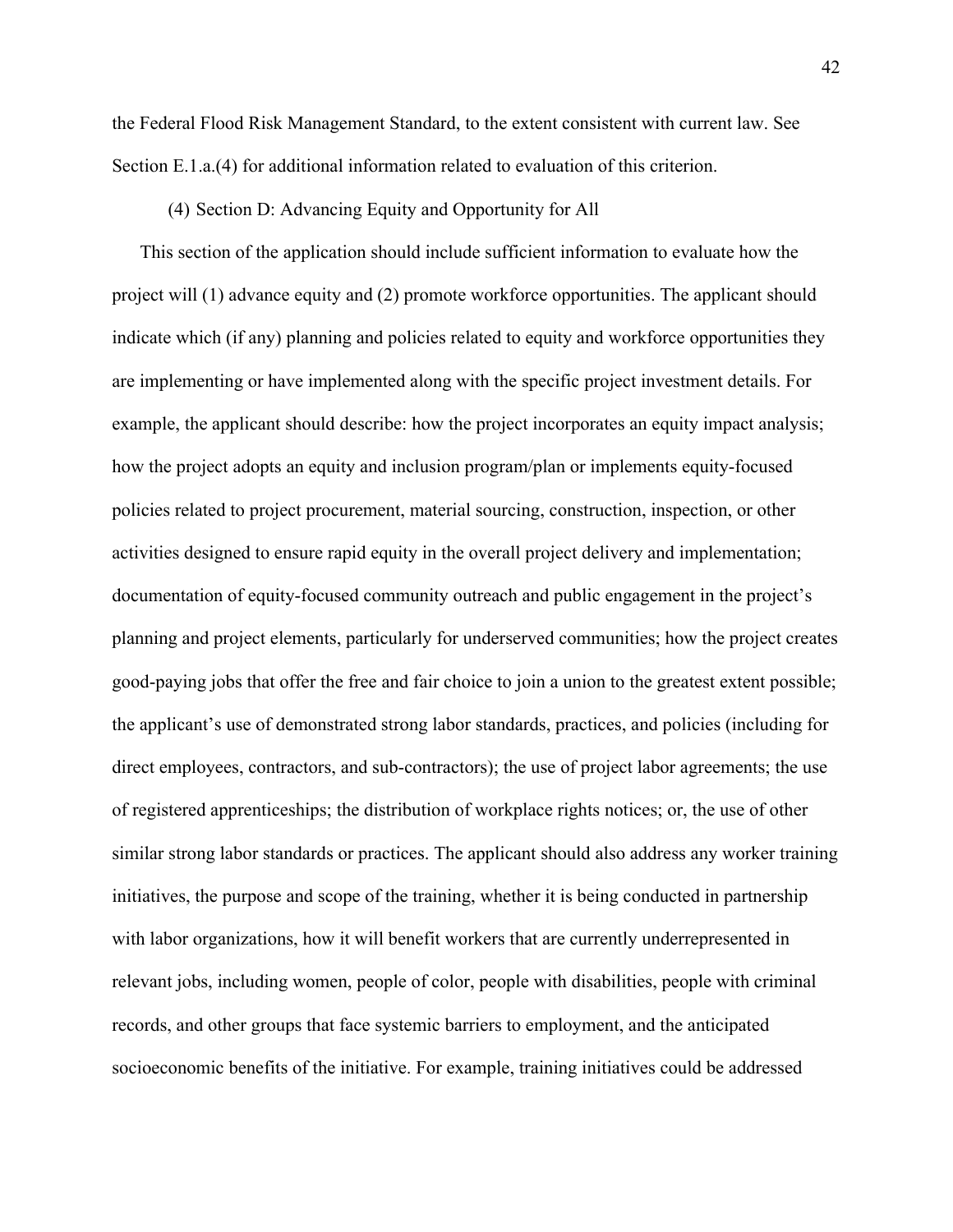the Federal Flood Risk Management Standard, to the extent consistent with current law. See Section E.1.a.(4) for additional information related to evaluation of this criterion.

(4) Section D: Advancing Equity and Opportunity for All

This section of the application should include sufficient information to evaluate how the project will (1) advance equity and (2) promote workforce opportunities. The applicant should indicate which (if any) planning and policies related to equity and workforce opportunities they are implementing or have implemented along with the specific project investment details. For example, the applicant should describe: how the project incorporates an equity impact analysis; how the project adopts an equity and inclusion program/plan or implements equity-focused policies related to project procurement, material sourcing, construction, inspection, or other activities designed to ensure rapid equity in the overall project delivery and implementation; documentation of equity-focused community outreach and public engagement in the project's planning and project elements, particularly for underserved communities; how the project creates good-paying jobs that offer the free and fair choice to join a union to the greatest extent possible; the applicant's use of demonstrated strong labor standards, practices, and policies (including for direct employees, contractors, and sub-contractors); the use of project labor agreements; the use of registered apprenticeships; the distribution of workplace rights notices; or, the use of other similar strong labor standards or practices. The applicant should also address any worker training initiatives, the purpose and scope of the training, whether it is being conducted in partnership with labor organizations, how it will benefit workers that are currently underrepresented in relevant jobs, including women, people of color, people with disabilities, people with criminal records, and other groups that face systemic barriers to employment, and the anticipated socioeconomic benefits of the initiative. For example, training initiatives could be addressed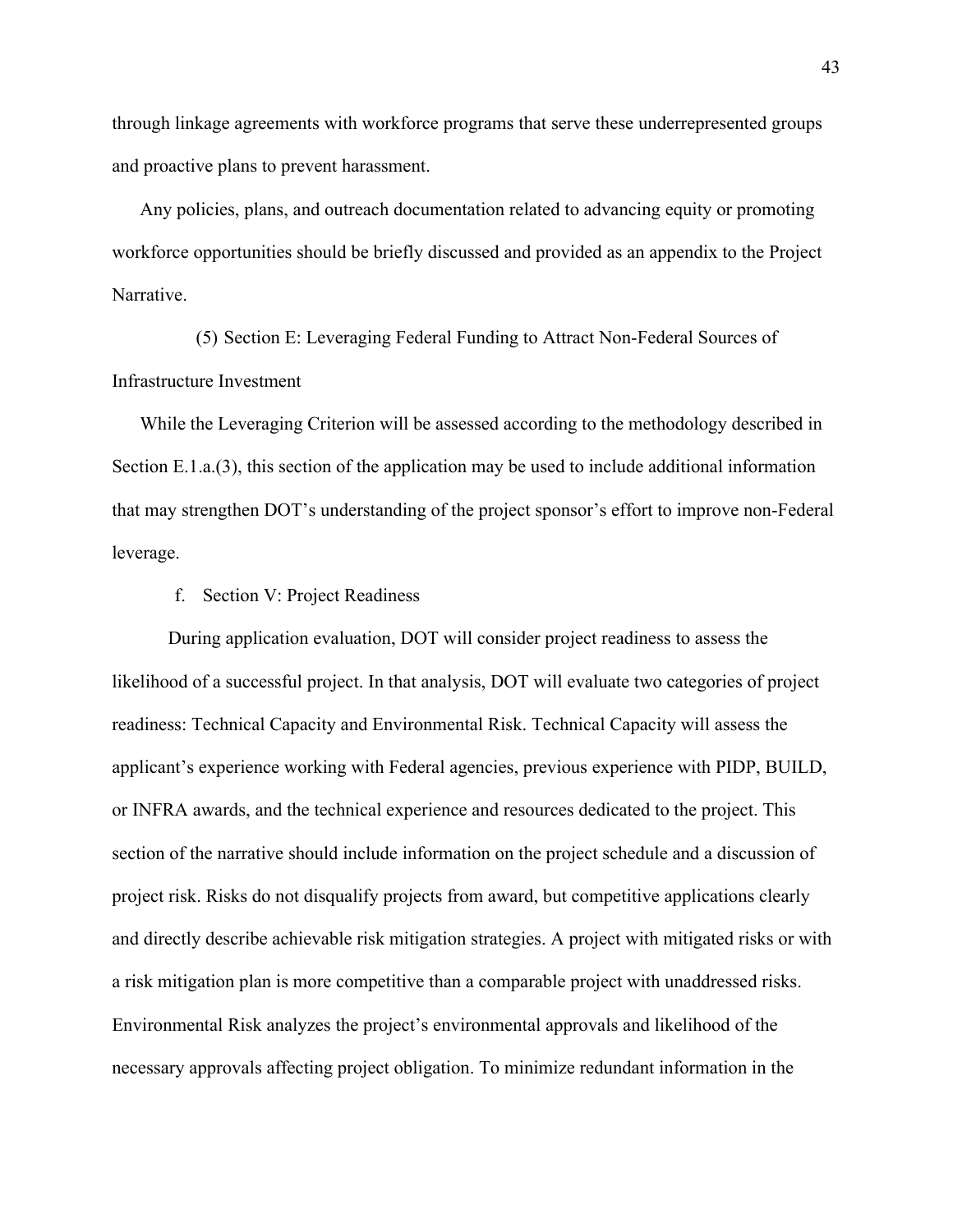through linkage agreements with workforce programs that serve these underrepresented groups and proactive plans to prevent harassment.

Any policies, plans, and outreach documentation related to advancing equity or promoting workforce opportunities should be briefly discussed and provided as an appendix to the Project Narrative.

(5) Section E: Leveraging Federal Funding to Attract Non-Federal Sources of Infrastructure Investment

While the Leveraging Criterion will be assessed according to the methodology described in Section E.1.a.(3), this section of the application may be used to include additional information that may strengthen DOT's understanding of the project sponsor's effort to improve non-Federal leverage.

f. Section V: Project Readiness

During application evaluation, DOT will consider project readiness to assess the likelihood of a successful project. In that analysis, DOT will evaluate two categories of project readiness: Technical Capacity and Environmental Risk. Technical Capacity will assess the applicant's experience working with Federal agencies, previous experience with PIDP, BUILD, or INFRA awards, and the technical experience and resources dedicated to the project. This section of the narrative should include information on the project schedule and a discussion of project risk. Risks do not disqualify projects from award, but competitive applications clearly and directly describe achievable risk mitigation strategies. A project with mitigated risks or with a risk mitigation plan is more competitive than a comparable project with unaddressed risks. Environmental Risk analyzes the project's environmental approvals and likelihood of the necessary approvals affecting project obligation. To minimize redundant information in the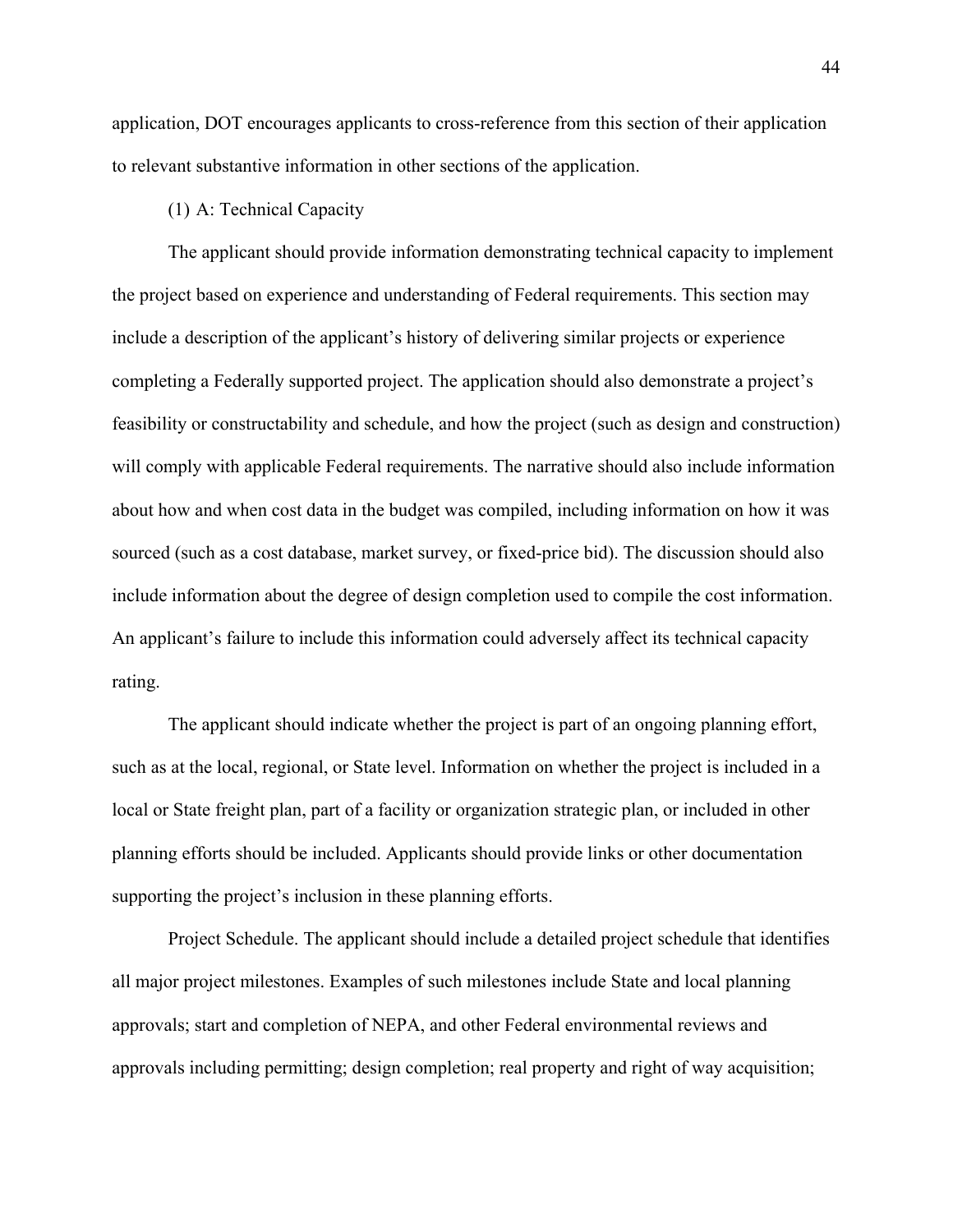application, DOT encourages applicants to cross-reference from this section of their application to relevant substantive information in other sections of the application.

(1) A: Technical Capacity

The applicant should provide information demonstrating technical capacity to implement the project based on experience and understanding of Federal requirements. This section may include a description of the applicant's history of delivering similar projects or experience completing a Federally supported project. The application should also demonstrate a project's feasibility or constructability and schedule, and how the project (such as design and construction) will comply with applicable Federal requirements. The narrative should also include information about how and when cost data in the budget was compiled, including information on how it was sourced (such as a cost database, market survey, or fixed-price bid). The discussion should also include information about the degree of design completion used to compile the cost information. An applicant's failure to include this information could adversely affect its technical capacity rating.

The applicant should indicate whether the project is part of an ongoing planning effort, such as at the local, regional, or State level. Information on whether the project is included in a local or State freight plan, part of a facility or organization strategic plan, or included in other planning efforts should be included. Applicants should provide links or other documentation supporting the project's inclusion in these planning efforts.

Project Schedule. The applicant should include a detailed project schedule that identifies all major project milestones. Examples of such milestones include State and local planning approvals; start and completion of NEPA, and other Federal environmental reviews and approvals including permitting; design completion; real property and right of way acquisition;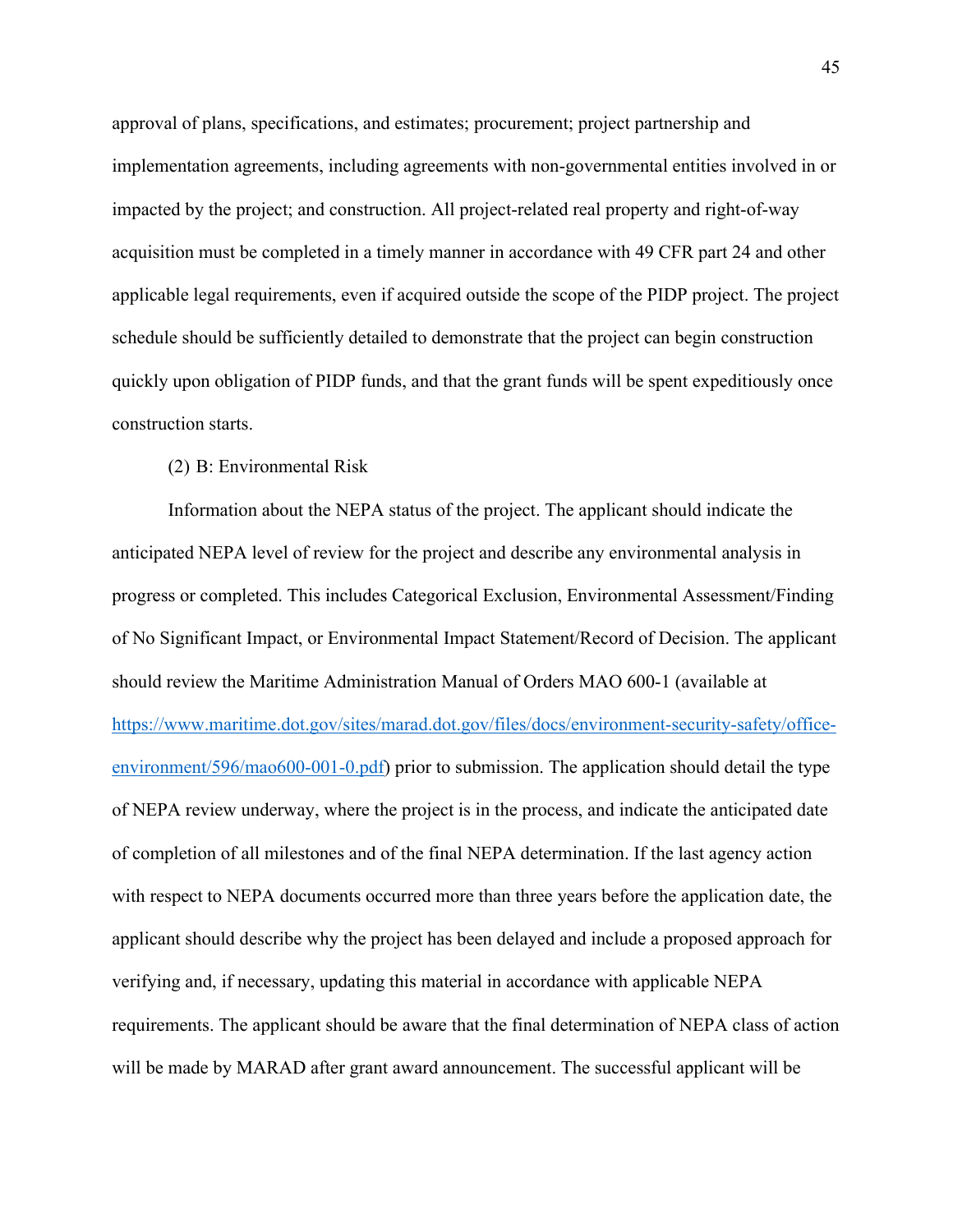approval of plans, specifications, and estimates; procurement; project partnership and implementation agreements, including agreements with non-governmental entities involved in or impacted by the project; and construction. All project-related real property and right-of-way acquisition must be completed in a timely manner in accordance with 49 CFR part 24 and other applicable legal requirements, even if acquired outside the scope of the PIDP project. The project schedule should be sufficiently detailed to demonstrate that the project can begin construction quickly upon obligation of PIDP funds, and that the grant funds will be spent expeditiously once construction starts.

(2) B: Environmental Risk

Information about the NEPA status of the project. The applicant should indicate the anticipated NEPA level of review for the project and describe any environmental analysis in progress or completed. This includes Categorical Exclusion, Environmental Assessment/Finding of No Significant Impact, or Environmental Impact Statement/Record of Decision. The applicant should review the Maritime Administration Manual of Orders MAO 600-1 (available at [https://www.maritime.dot.gov/sites/marad.dot.gov/files/docs/environment-security-safety/office-environment/596/mao600-001-0.pdf](https://www.maritime.dot.gov/sites/marad.dot.gov/files/docs/environment-security-safety/office-environment/596/mao600-001-0.pdf)) prior to submission. The application should detail the type of NEPA review underway, where the project is in the process, and indicate the anticipated date of completion of all milestones and of the final NEPA determination. If the last agency action with respect to NEPA documents occurred more than three years before the application date, the applicant should describe why the project has been delayed and include a proposed approach for verifying and, if necessary, updating this material in accordance with applicable NEPA requirements. The applicant should be aware that the final determination of NEPA class of action will be made by MARAD after grant award announcement. The successful applicant will be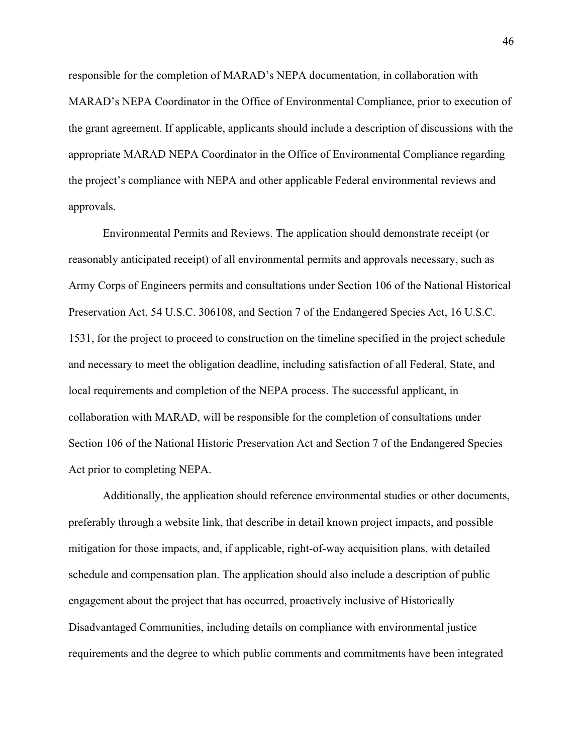responsible for the completion of MARAD's NEPA documentation, in collaboration with MARAD's NEPA Coordinator in the Office of Environmental Compliance, prior to execution of the grant agreement. If applicable, applicants should include a description of discussions with the appropriate MARAD NEPA Coordinator in the Office of Environmental Compliance regarding the project's compliance with NEPA and other applicable Federal environmental reviews and approvals.

Environmental Permits and Reviews. The application should demonstrate receipt (or reasonably anticipated receipt) of all environmental permits and approvals necessary, such as Army Corps of Engineers permits and consultations under Section 106 of the National Historical Preservation Act, 54 U.S.C. 306108, and Section 7 of the Endangered Species Act, 16 U.S.C. 1531, for the project to proceed to construction on the timeline specified in the project schedule and necessary to meet the obligation deadline, including satisfaction of all Federal, State, and local requirements and completion of the NEPA process. The successful applicant, in collaboration with MARAD, will be responsible for the completion of consultations under Section 106 of the National Historic Preservation Act and Section 7 of the Endangered Species Act prior to completing NEPA.

Additionally, the application should reference environmental studies or other documents, preferably through a website link, that describe in detail known project impacts, and possible mitigation for those impacts, and, if applicable, right-of-way acquisition plans, with detailed schedule and compensation plan. The application should also include a description of public engagement about the project that has occurred, proactively inclusive of Historically Disadvantaged Communities, including details on compliance with environmental justice requirements and the degree to which public comments and commitments have been integrated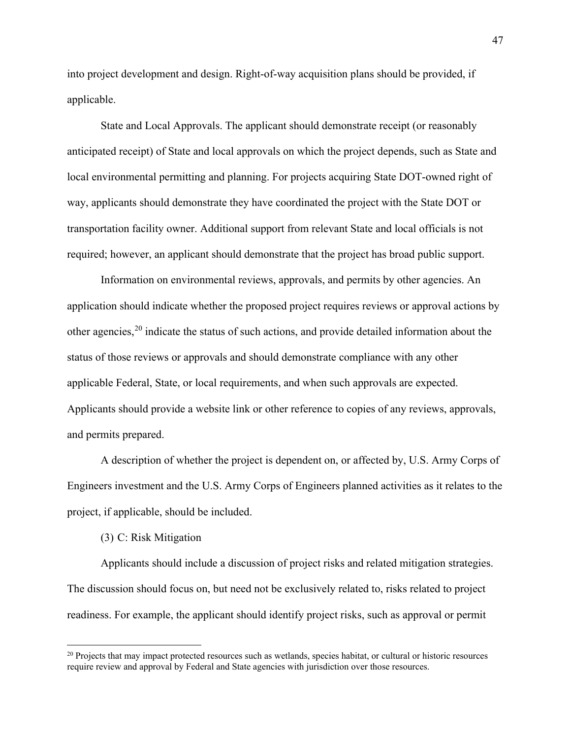into project development and design. Right-of-way acquisition plans should be provided, if applicable.

State and Local Approvals. The applicant should demonstrate receipt (or reasonably anticipated receipt) of State and local approvals on which the project depends, such as State and local environmental permitting and planning. For projects acquiring State DOT-owned right of way, applicants should demonstrate they have coordinated the project with the State DOT or transportation facility owner. Additional support from relevant State and local officials is not required; however, an applicant should demonstrate that the project has broad public support.

Information on environmental reviews, approvals, and permits by other agencies. An application should indicate whether the proposed project requires reviews or approval actions by other agencies,[20] indicate the status of such actions, and provide detailed information about the status of those reviews or approvals and should demonstrate compliance with any other applicable Federal, State, or local requirements, and when such approvals are expected. Applicants should provide a website link or other reference to copies of any reviews, approvals, and permits prepared.

A description of whether the project is dependent on, or affected by, U.S. Army Corps of Engineers investment and the U.S. Army Corps of Engineers planned activities as it relates to the project, if applicable, should be included.

(3) C: Risk Mitigation

Applicants should include a discussion of project risks and related mitigation strategies. The discussion should focus on, but need not be exclusively related to, risks related to project readiness. For example, the applicant should identify project risks, such as approval or permit

---

[20] Projects that may impact protected resources such as wetlands, species habitat, or cultural or historic resources require review and approval by Federal and State agencies with jurisdiction over those resources.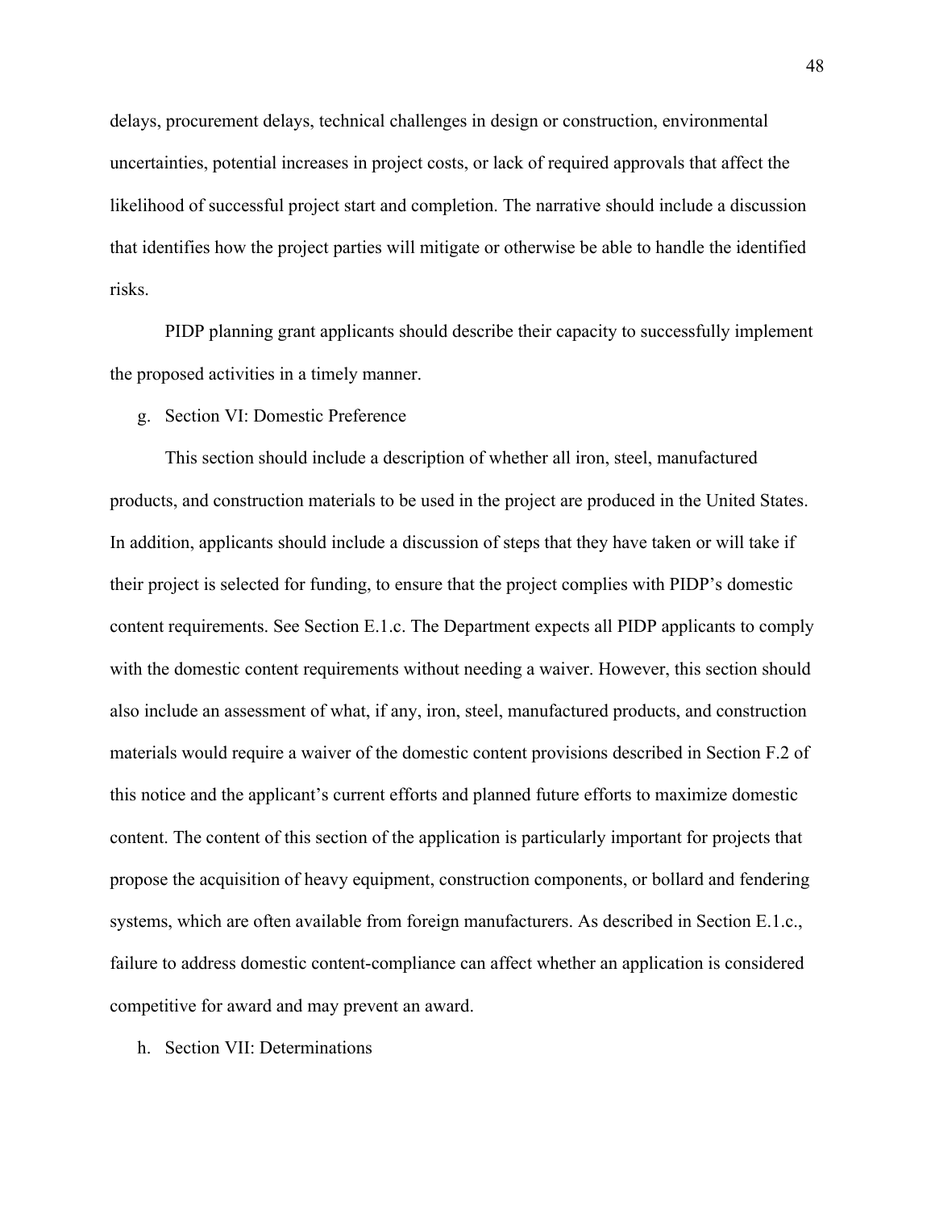delays, procurement delays, technical challenges in design or construction, environmental uncertainties, potential increases in project costs, or lack of required approvals that affect the likelihood of successful project start and completion. The narrative should include a discussion that identifies how the project parties will mitigate or otherwise be able to handle the identified risks.

PIDP planning grant applicants should describe their capacity to successfully implement the proposed activities in a timely manner.

g. Section VI: Domestic Preference

This section should include a description of whether all iron, steel, manufactured products, and construction materials to be used in the project are produced in the United States. In addition, applicants should include a discussion of steps that they have taken or will take if their project is selected for funding, to ensure that the project complies with PIDP's domestic content requirements. See Section E.1.c. The Department expects all PIDP applicants to comply with the domestic content requirements without needing a waiver. However, this section should also include an assessment of what, if any, iron, steel, manufactured products, and construction materials would require a waiver of the domestic content provisions described in Section F.2 of this notice and the applicant's current efforts and planned future efforts to maximize domestic content. The content of this section of the application is particularly important for projects that propose the acquisition of heavy equipment, construction components, or bollard and fendering systems, which are often available from foreign manufacturers. As described in Section E.1.c., failure to address domestic content-compliance can affect whether an application is considered competitive for award and may prevent an award.

h. Section VII: Determinations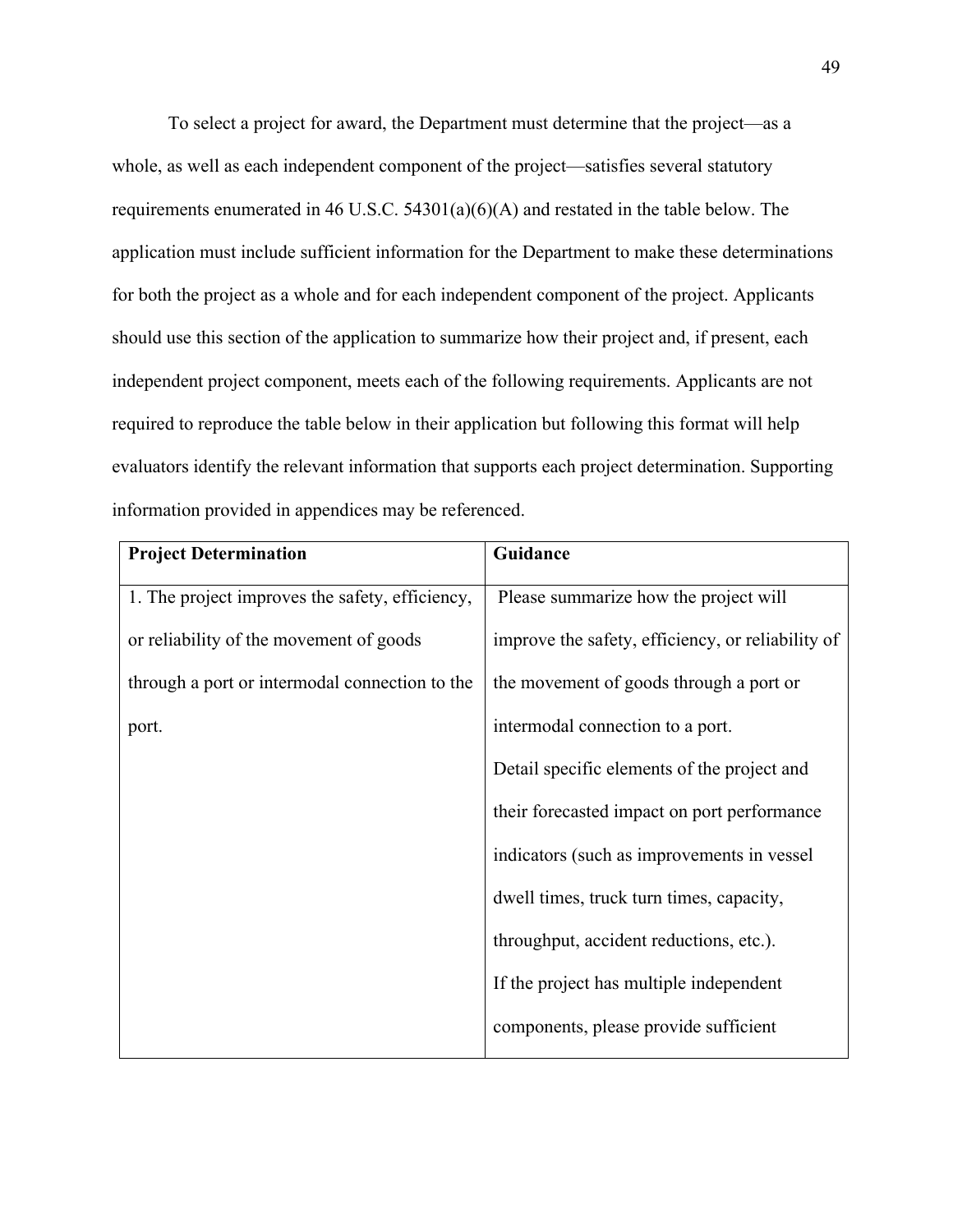To select a project for award, the Department must determine that the project—as a whole, as well as each independent component of the project—satisfies several statutory requirements enumerated in 46 U.S.C. 54301(a)(6)(A) and restated in the table below. The application must include sufficient information for the Department to make these determinations for both the project as a whole and for each independent component of the project. Applicants should use this section of the application to summarize how their project and, if present, each independent project component, meets each of the following requirements. Applicants are not required to reproduce the table below in their application but following this format will help evaluators identify the relevant information that supports each project determination. Supporting information provided in appendices may be referenced.

| **Project Determination** | **Guidance** |
|---|---|
| 1. The project improves the safety, efficiency, or reliability of the movement of goods through a port or intermodal connection to the port. | Please summarize how the project will improve the safety, efficiency, or reliability of the movement of goods through a port or intermodal connection to a port.<br>Detail specific elements of the project and their forecasted impact on port performance indicators (such as improvements in vessel dwell times, truck turn times, capacity, throughput, accident reductions, etc.).<br>If the project has multiple independent components, please provide sufficient |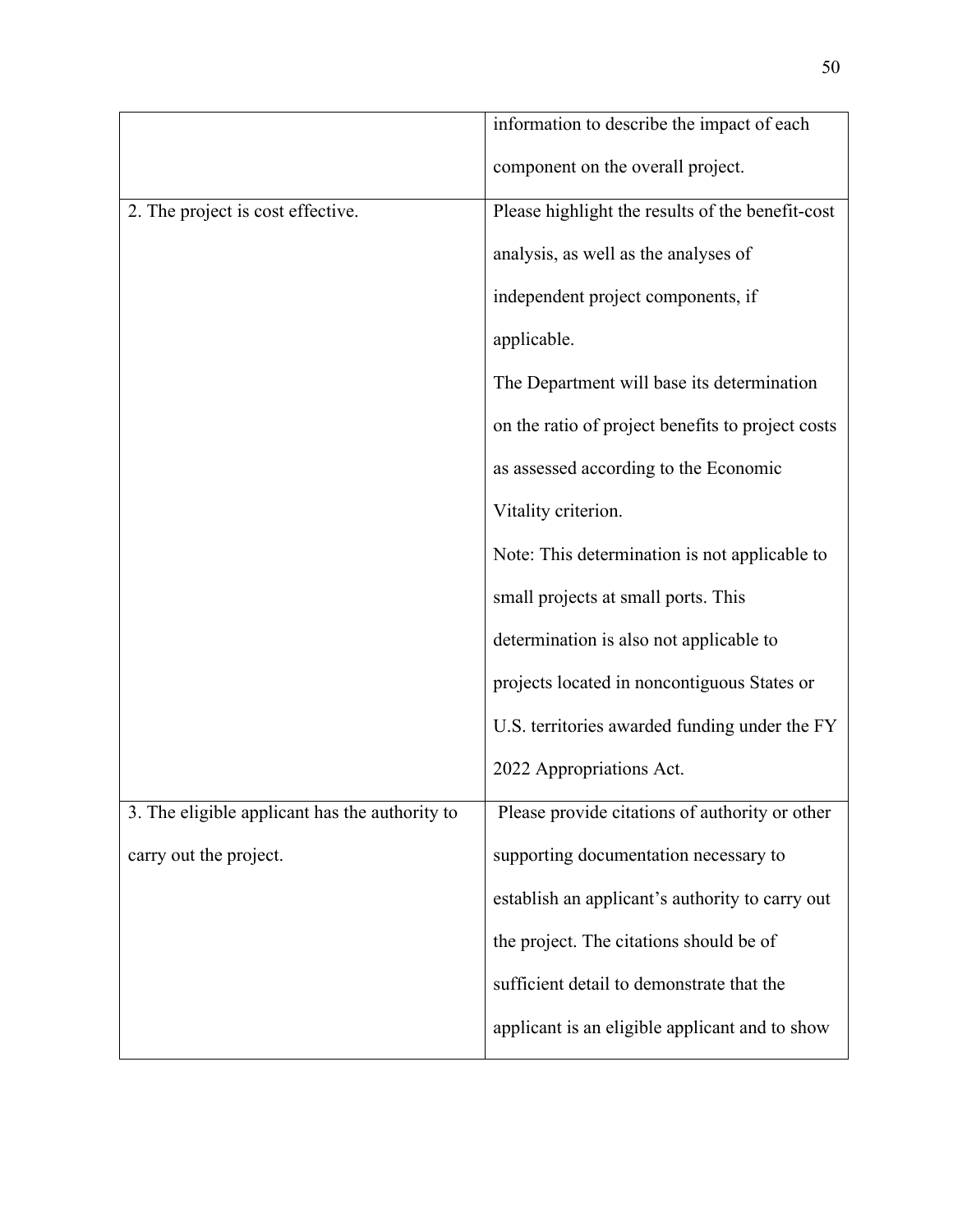| | |
|---|---|
| | information to describe the impact of each component on the overall project. |
| 2. The project is cost effective. | Please highlight the results of the benefit-cost analysis, as well as the analyses of independent project components, if applicable.<br>The Department will base its determination on the ratio of project benefits to project costs as assessed according to the Economic Vitality criterion.<br>Note: This determination is not applicable to small projects at small ports. This determination is also not applicable to projects located in noncontiguous States or U.S. territories awarded funding under the FY 2022 Appropriations Act. |
| 3. The eligible applicant has the authority to carry out the project. | Please provide citations of authority or other supporting documentation necessary to establish an applicant's authority to carry out the project. The citations should be of sufficient detail to demonstrate that the applicant is an eligible applicant and to show |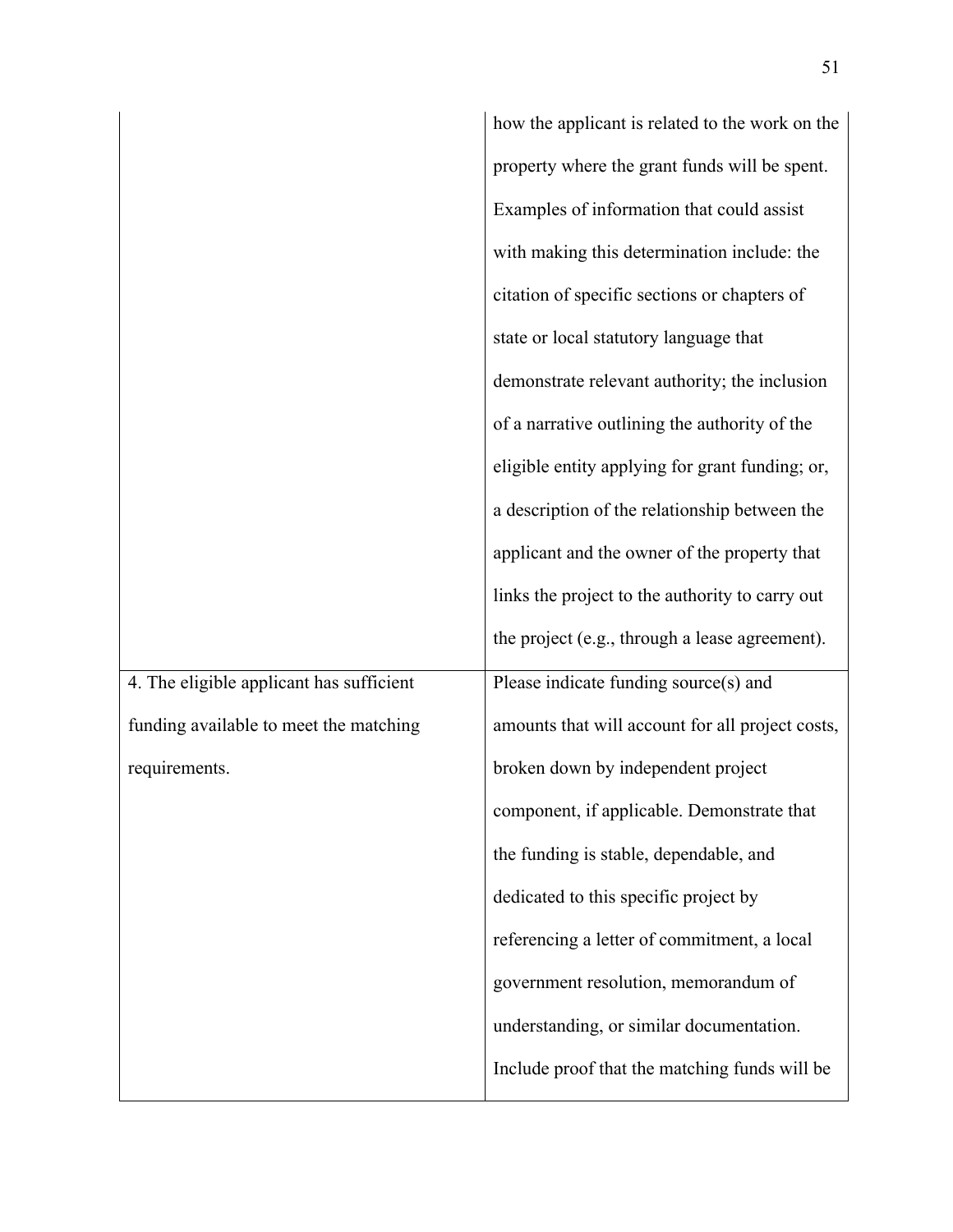| | |
|---|---|
| | how the applicant is related to the work on the property where the grant funds will be spent. Examples of information that could assist with making this determination include: the citation of specific sections or chapters of state or local statutory language that demonstrate relevant authority; the inclusion of a narrative outlining the authority of the eligible entity applying for grant funding; or, a description of the relationship between the applicant and the owner of the property that links the project to the authority to carry out the project (e.g., through a lease agreement). |
| 4. The eligible applicant has sufficient funding available to meet the matching requirements. | Please indicate funding source(s) and amounts that will account for all project costs, broken down by independent project component, if applicable. Demonstrate that the funding is stable, dependable, and dedicated to this specific project by referencing a letter of commitment, a local government resolution, memorandum of understanding, or similar documentation. Include proof that the matching funds will be |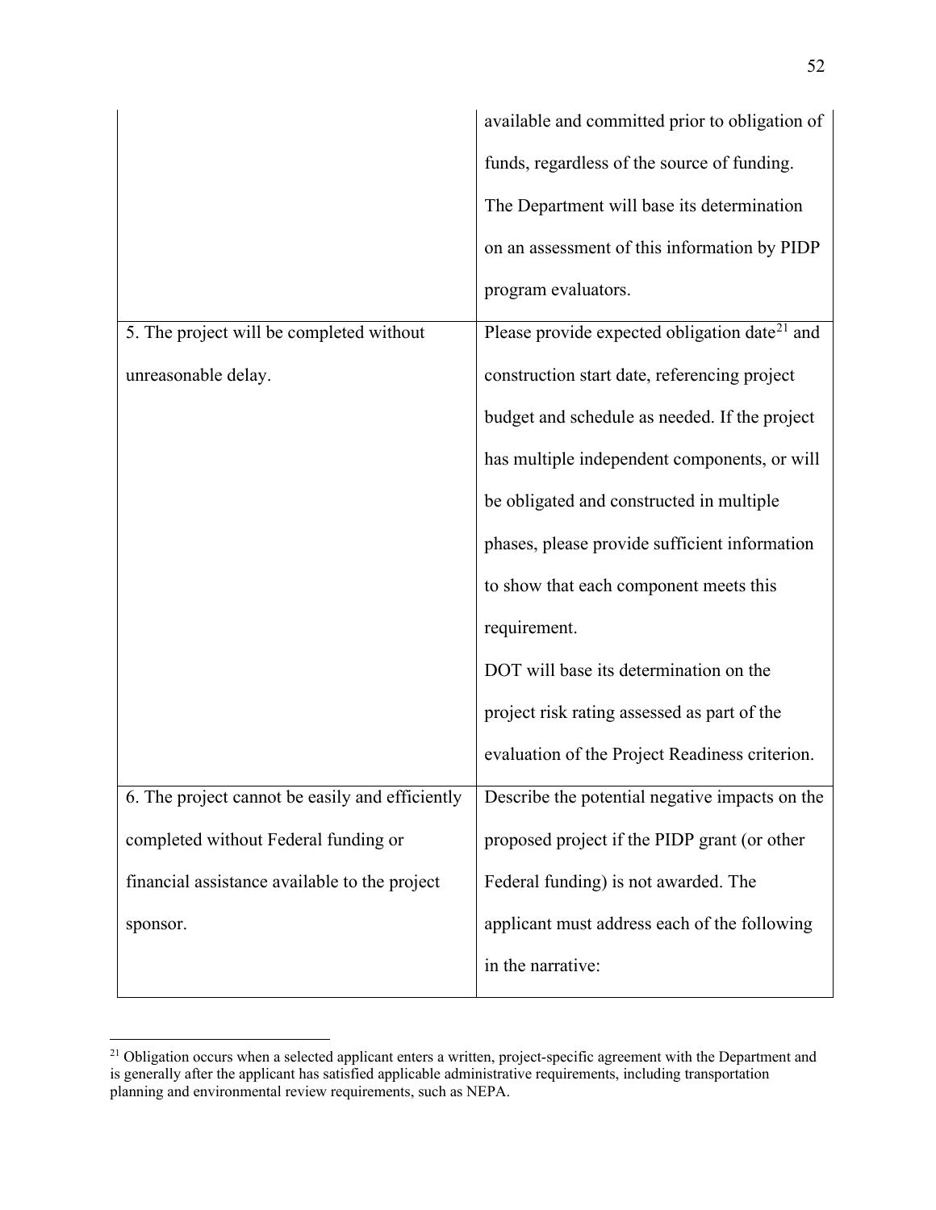| | |
|---|---|
| | available and committed prior to obligation of funds, regardless of the source of funding. The Department will base its determination on an assessment of this information by PIDP program evaluators. |
| 5. The project will be completed without unreasonable delay. | Please provide expected obligation date[21] and construction start date, referencing project budget and schedule as needed. If the project has multiple independent components, or will be obligated and constructed in multiple phases, please provide sufficient information to show that each component meets this requirement.<br>DOT will base its determination on the project risk rating assessed as part of the evaluation of the Project Readiness criterion. |
| 6. The project cannot be easily and efficiently completed without Federal funding or financial assistance available to the project sponsor. | Describe the potential negative impacts on the proposed project if the PIDP grant (or other Federal funding) is not awarded. The applicant must address each of the following in the narrative: |

[21] Obligation occurs when a selected applicant enters a written, project-specific agreement with the Department and is generally after the applicant has satisfied applicable administrative requirements, including transportation planning and environmental review requirements, such as NEPA.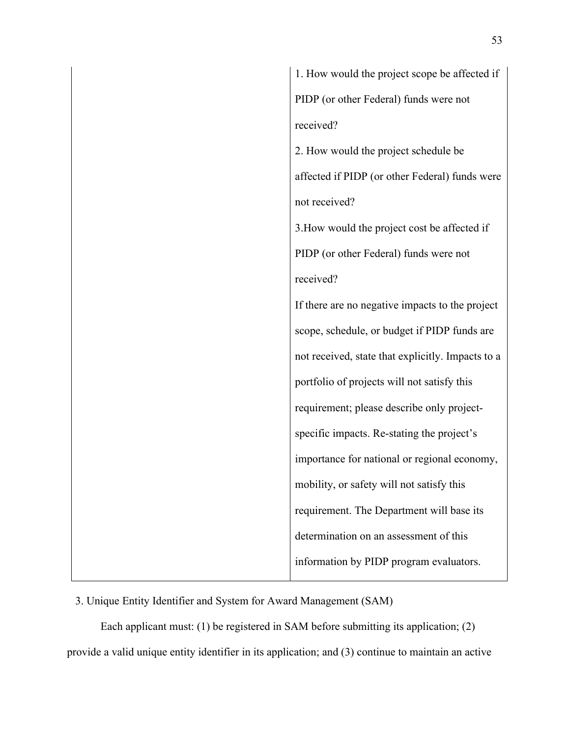| | |
|---|---|
| | 1. How would the project scope be affected if PIDP (or other Federal) funds were not received?<br>2. How would the project schedule be affected if PIDP (or other Federal) funds were not received?<br>3.How would the project cost be affected if PIDP (or other Federal) funds were not received?<br>If there are no negative impacts to the project scope, schedule, or budget if PIDP funds are not received, state that explicitly. Impacts to a portfolio of projects will not satisfy this requirement; please describe only project-specific impacts. Re-stating the project's importance for national or regional economy, mobility, or safety will not satisfy this requirement. The Department will base its determination on an assessment of this information by PIDP program evaluators. |

3. Unique Entity Identifier and System for Award Management (SAM)

Each applicant must: (1) be registered in SAM before submitting its application; (2) provide a valid unique entity identifier in its application; and (3) continue to maintain an active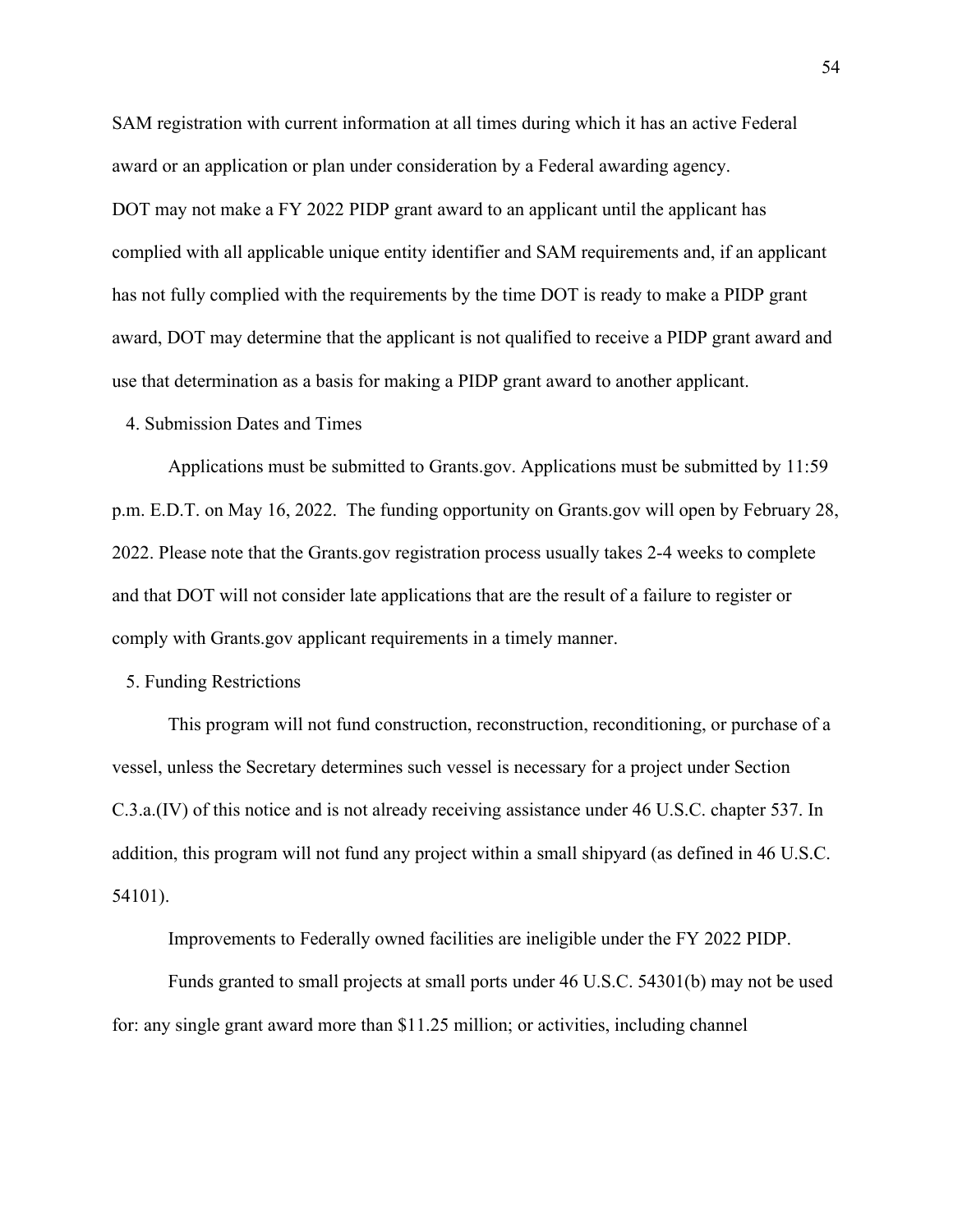SAM registration with current information at all times during which it has an active Federal award or an application or plan under consideration by a Federal awarding agency.

DOT may not make a FY 2022 PIDP grant award to an applicant until the applicant has complied with all applicable unique entity identifier and SAM requirements and, if an applicant has not fully complied with the requirements by the time DOT is ready to make a PIDP grant award, DOT may determine that the applicant is not qualified to receive a PIDP grant award and use that determination as a basis for making a PIDP grant award to another applicant.

4. Submission Dates and Times

Applications must be submitted to Grants.gov. Applications must be submitted by 11:59 p.m. E.D.T. on May 16, 2022. The funding opportunity on Grants.gov will open by February 28, 2022. Please note that the Grants.gov registration process usually takes 2-4 weeks to complete and that DOT will not consider late applications that are the result of a failure to register or comply with Grants.gov applicant requirements in a timely manner.

5. Funding Restrictions

This program will not fund construction, reconstruction, reconditioning, or purchase of a vessel, unless the Secretary determines such vessel is necessary for a project under Section C.3.a.(IV) of this notice and is not already receiving assistance under 46 U.S.C. chapter 537. In addition, this program will not fund any project within a small shipyard (as defined in 46 U.S.C. 54101).

Improvements to Federally owned facilities are ineligible under the FY 2022 PIDP.

Funds granted to small projects at small ports under 46 U.S.C. 54301(b) may not be used for: any single grant award more than $11.25 million; or activities, including channel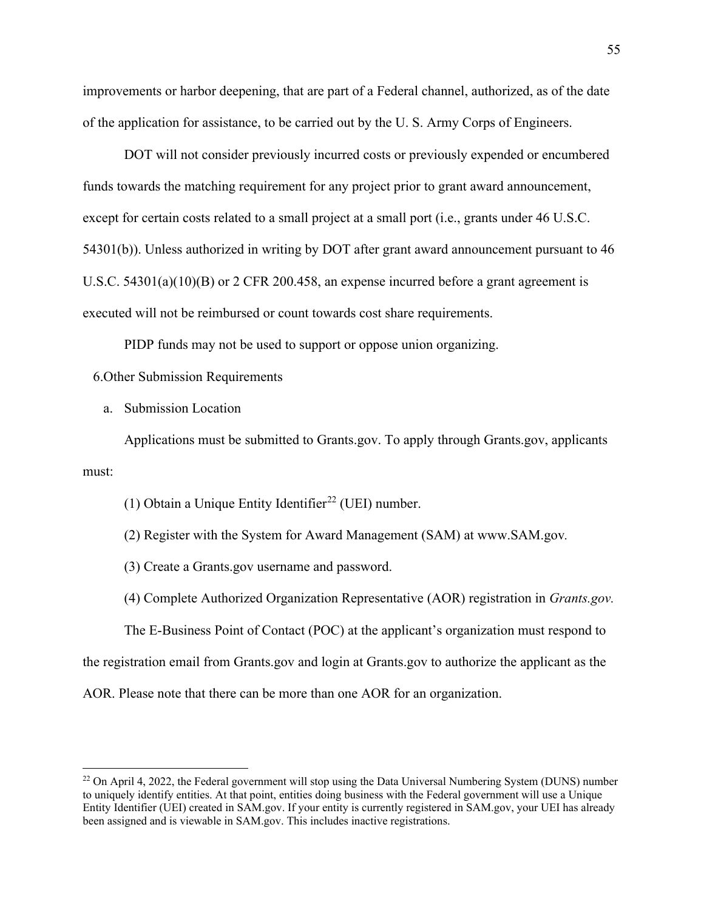improvements or harbor deepening, that are part of a Federal channel, authorized, as of the date of the application for assistance, to be carried out by the U. S. Army Corps of Engineers.

DOT will not consider previously incurred costs or previously expended or encumbered funds towards the matching requirement for any project prior to grant award announcement, except for certain costs related to a small project at a small port (i.e., grants under 46 U.S.C. 54301(b)). Unless authorized in writing by DOT after grant award announcement pursuant to 46 U.S.C. 54301(a)(10)(B) or 2 CFR 200.458, an expense incurred before a grant agreement is executed will not be reimbursed or count towards cost share requirements.

PIDP funds may not be used to support or oppose union organizing.

6. Other Submission Requirements

a. Submission Location

Applications must be submitted to Grants.gov. To apply through Grants.gov, applicants must:

(1) Obtain a Unique Entity Identifier[22] (UEI) number.

(2) Register with the System for Award Management (SAM) at www.SAM.gov.

(3) Create a Grants.gov username and password.

(4) Complete Authorized Organization Representative (AOR) registration in *Grants.gov.*

The E-Business Point of Contact (POC) at the applicant's organization must respond to the registration email from Grants.gov and login at Grants.gov to authorize the applicant as the AOR. Please note that there can be more than one AOR for an organization.

---

[22] On April 4, 2022, the Federal government will stop using the Data Universal Numbering System (DUNS) number to uniquely identify entities. At that point, entities doing business with the Federal government will use a Unique Entity Identifier (UEI) created in SAM.gov. If your entity is currently registered in SAM.gov, your UEI has already been assigned and is viewable in SAM.gov. This includes inactive registrations.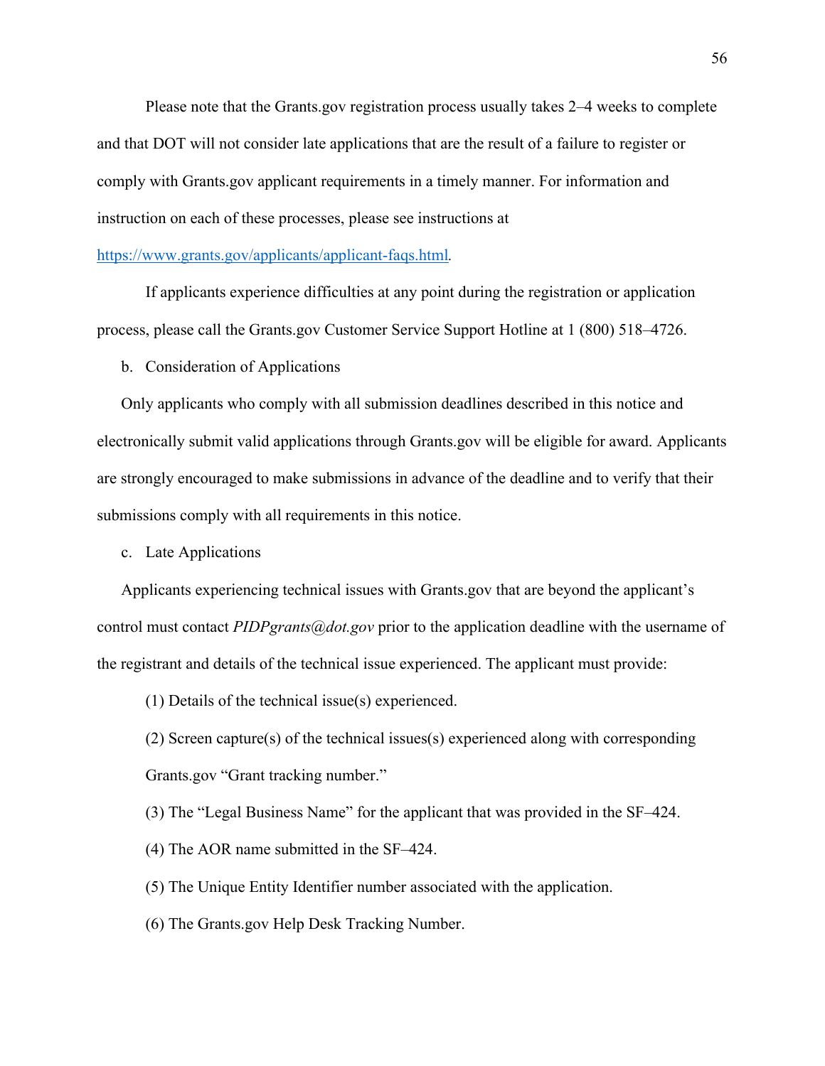Please note that the Grants.gov registration process usually takes 2–4 weeks to complete and that DOT will not consider late applications that are the result of a failure to register or comply with Grants.gov applicant requirements in a timely manner. For information and instruction on each of these processes, please see instructions at [https://www.grants.gov/applicants/applicant-faqs.html](https://www.grants.gov/applicants/applicant-faqs.html).

If applicants experience difficulties at any point during the registration or application process, please call the Grants.gov Customer Service Support Hotline at 1 (800) 518–4726.

b. Consideration of Applications

Only applicants who comply with all submission deadlines described in this notice and electronically submit valid applications through Grants.gov will be eligible for award. Applicants are strongly encouraged to make submissions in advance of the deadline and to verify that their submissions comply with all requirements in this notice.

c. Late Applications

Applicants experiencing technical issues with Grants.gov that are beyond the applicant's control must contact *PIDPgrants@dot.gov* prior to the application deadline with the username of the registrant and details of the technical issue experienced. The applicant must provide:

(1) Details of the technical issue(s) experienced.

(2) Screen capture(s) of the technical issues(s) experienced along with corresponding Grants.gov "Grant tracking number."

(3) The "Legal Business Name" for the applicant that was provided in the SF–424.

(4) The AOR name submitted in the SF–424.

(5) The Unique Entity Identifier number associated with the application.

(6) The Grants.gov Help Desk Tracking Number.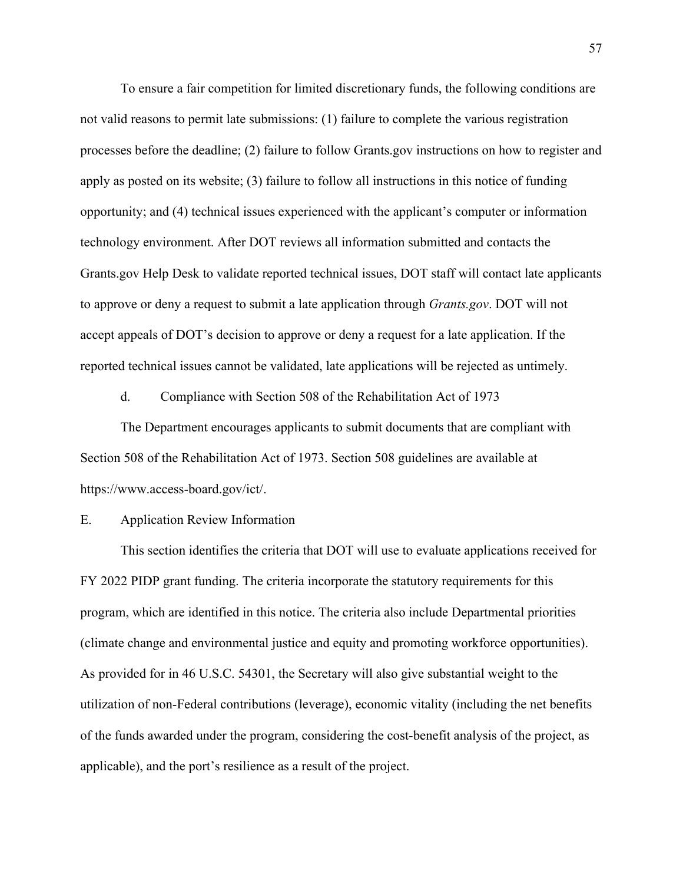To ensure a fair competition for limited discretionary funds, the following conditions are not valid reasons to permit late submissions: (1) failure to complete the various registration processes before the deadline; (2) failure to follow Grants.gov instructions on how to register and apply as posted on its website; (3) failure to follow all instructions in this notice of funding opportunity; and (4) technical issues experienced with the applicant's computer or information technology environment. After DOT reviews all information submitted and contacts the Grants.gov Help Desk to validate reported technical issues, DOT staff will contact late applicants to approve or deny a request to submit a late application through *Grants.gov*. DOT will not accept appeals of DOT's decision to approve or deny a request for a late application. If the reported technical issues cannot be validated, late applications will be rejected as untimely.

### d. Compliance with Section 508 of the Rehabilitation Act of 1973

The Department encourages applicants to submit documents that are compliant with Section 508 of the Rehabilitation Act of 1973. Section 508 guidelines are available at https://www.access-board.gov/ict/.

## E. Application Review Information

This section identifies the criteria that DOT will use to evaluate applications received for FY 2022 PIDP grant funding. The criteria incorporate the statutory requirements for this program, which are identified in this notice. The criteria also include Departmental priorities (climate change and environmental justice and equity and promoting workforce opportunities). As provided for in 46 U.S.C. 54301, the Secretary will also give substantial weight to the utilization of non-Federal contributions (leverage), economic vitality (including the net benefits of the funds awarded under the program, considering the cost-benefit analysis of the project, as applicable), and the port's resilience as a result of the project.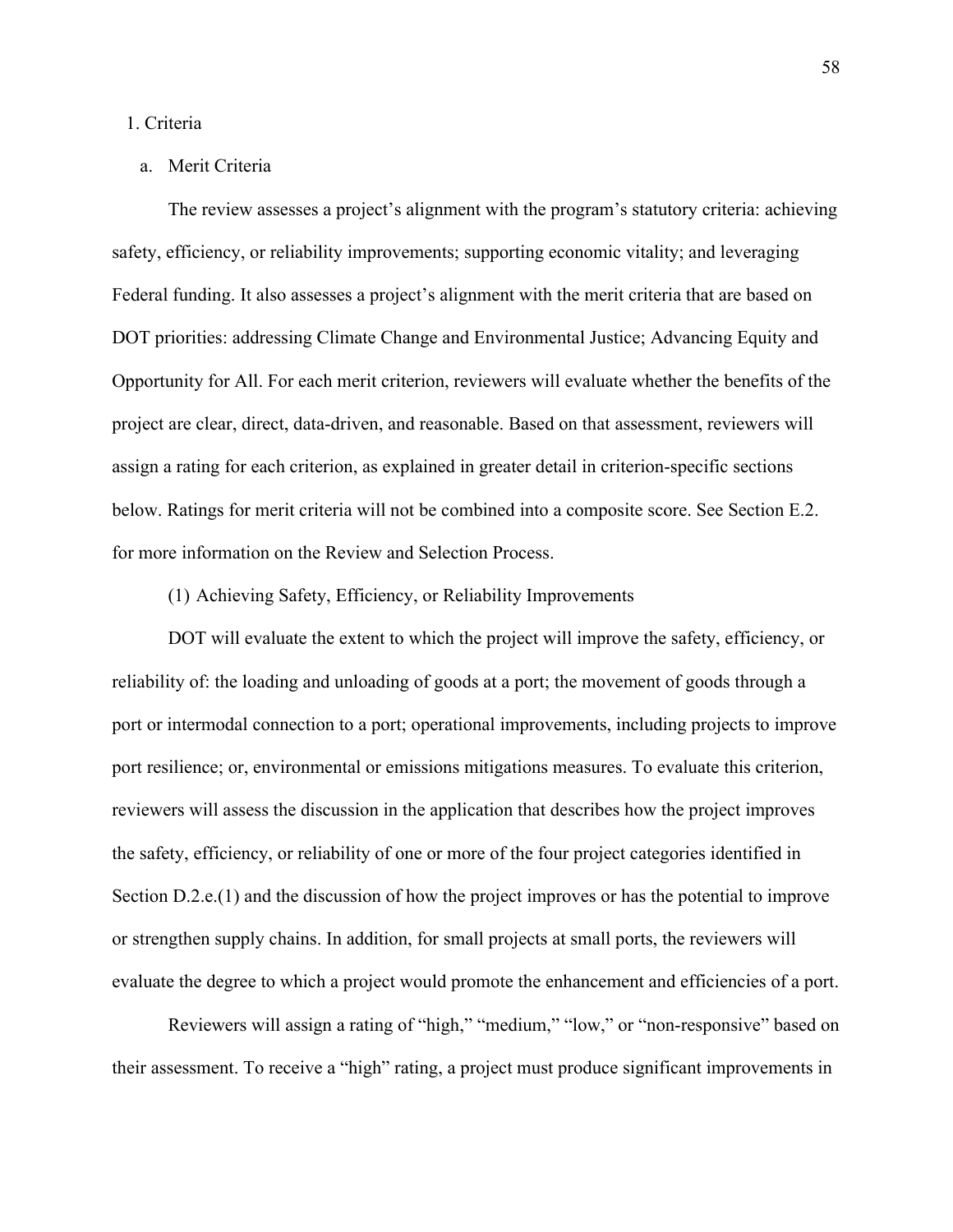1. Criteria

a. Merit Criteria

The review assesses a project's alignment with the program's statutory criteria: achieving safety, efficiency, or reliability improvements; supporting economic vitality; and leveraging Federal funding. It also assesses a project's alignment with the merit criteria that are based on DOT priorities: addressing Climate Change and Environmental Justice; Advancing Equity and Opportunity for All. For each merit criterion, reviewers will evaluate whether the benefits of the project are clear, direct, data-driven, and reasonable. Based on that assessment, reviewers will assign a rating for each criterion, as explained in greater detail in criterion-specific sections below. Ratings for merit criteria will not be combined into a composite score. See Section E.2. for more information on the Review and Selection Process.

(1) Achieving Safety, Efficiency, or Reliability Improvements

DOT will evaluate the extent to which the project will improve the safety, efficiency, or reliability of: the loading and unloading of goods at a port; the movement of goods through a port or intermodal connection to a port; operational improvements, including projects to improve port resilience; or, environmental or emissions mitigations measures. To evaluate this criterion, reviewers will assess the discussion in the application that describes how the project improves the safety, efficiency, or reliability of one or more of the four project categories identified in Section D.2.e.(1) and the discussion of how the project improves or has the potential to improve or strengthen supply chains. In addition, for small projects at small ports, the reviewers will evaluate the degree to which a project would promote the enhancement and efficiencies of a port.

Reviewers will assign a rating of "high," "medium," "low," or "non-responsive" based on their assessment. To receive a "high" rating, a project must produce significant improvements in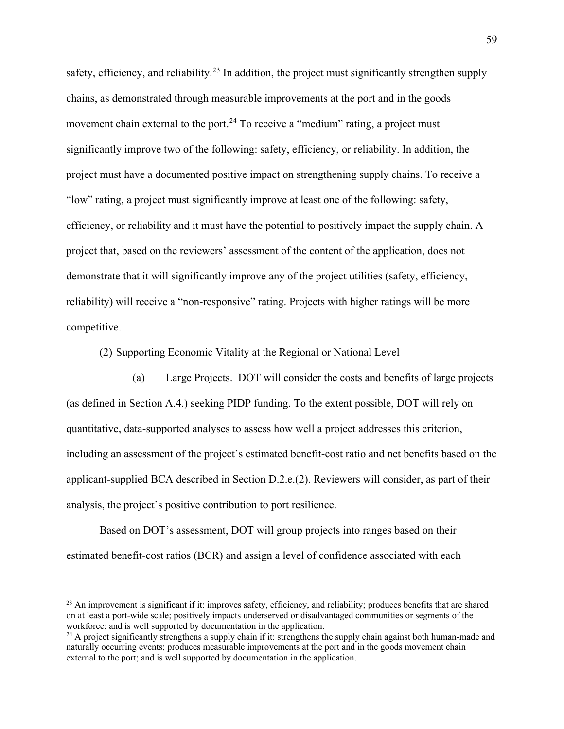safety, efficiency, and reliability.[23] In addition, the project must significantly strengthen supply chains, as demonstrated through measurable improvements at the port and in the goods movement chain external to the port.[24] To receive a "medium" rating, a project must significantly improve two of the following: safety, efficiency, or reliability. In addition, the project must have a documented positive impact on strengthening supply chains. To receive a "low" rating, a project must significantly improve at least one of the following: safety, efficiency, or reliability and it must have the potential to positively impact the supply chain. A project that, based on the reviewers' assessment of the content of the application, does not demonstrate that it will significantly improve any of the project utilities (safety, efficiency, reliability) will receive a "non-responsive" rating. Projects with higher ratings will be more competitive.

(2) Supporting Economic Vitality at the Regional or National Level

(a) Large Projects. DOT will consider the costs and benefits of large projects (as defined in Section A.4.) seeking PIDP funding. To the extent possible, DOT will rely on quantitative, data-supported analyses to assess how well a project addresses this criterion, including an assessment of the project's estimated benefit-cost ratio and net benefits based on the applicant-supplied BCA described in Section D.2.e.(2). Reviewers will consider, as part of their analysis, the project's positive contribution to port resilience.

Based on DOT's assessment, DOT will group projects into ranges based on their estimated benefit-cost ratios (BCR) and assign a level of confidence associated with each

---

[23] An improvement is significant if it: improves safety, efficiency, <u>and</u> reliability; produces benefits that are shared on at least a port-wide scale; positively impacts underserved or disadvantaged communities or segments of the workforce; and is well supported by documentation in the application.

[24] A project significantly strengthens a supply chain if it: strengthens the supply chain against both human-made and naturally occurring events; produces measurable improvements at the port and in the goods movement chain external to the port; and is well supported by documentation in the application.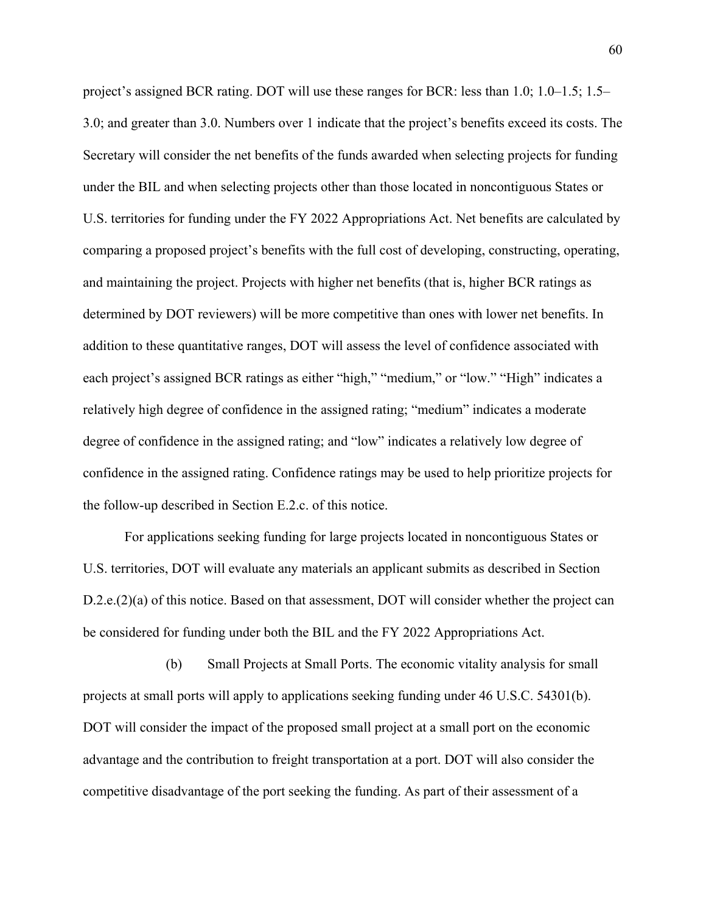project's assigned BCR rating. DOT will use these ranges for BCR: less than 1.0; 1.0–1.5; 1.5–3.0; and greater than 3.0. Numbers over 1 indicate that the project's benefits exceed its costs. The Secretary will consider the net benefits of the funds awarded when selecting projects for funding under the BIL and when selecting projects other than those located in noncontiguous States or U.S. territories for funding under the FY 2022 Appropriations Act. Net benefits are calculated by comparing a proposed project's benefits with the full cost of developing, constructing, operating, and maintaining the project. Projects with higher net benefits (that is, higher BCR ratings as determined by DOT reviewers) will be more competitive than ones with lower net benefits. In addition to these quantitative ranges, DOT will assess the level of confidence associated with each project's assigned BCR ratings as either "high," "medium," or "low." "High" indicates a relatively high degree of confidence in the assigned rating; "medium" indicates a moderate degree of confidence in the assigned rating; and "low" indicates a relatively low degree of confidence in the assigned rating. Confidence ratings may be used to help prioritize projects for the follow-up described in Section E.2.c. of this notice.

For applications seeking funding for large projects located in noncontiguous States or U.S. territories, DOT will evaluate any materials an applicant submits as described in Section D.2.e.(2)(a) of this notice. Based on that assessment, DOT will consider whether the project can be considered for funding under both the BIL and the FY 2022 Appropriations Act.

(b) Small Projects at Small Ports. The economic vitality analysis for small projects at small ports will apply to applications seeking funding under 46 U.S.C. 54301(b). DOT will consider the impact of the proposed small project at a small port on the economic advantage and the contribution to freight transportation at a port. DOT will also consider the competitive disadvantage of the port seeking the funding. As part of their assessment of a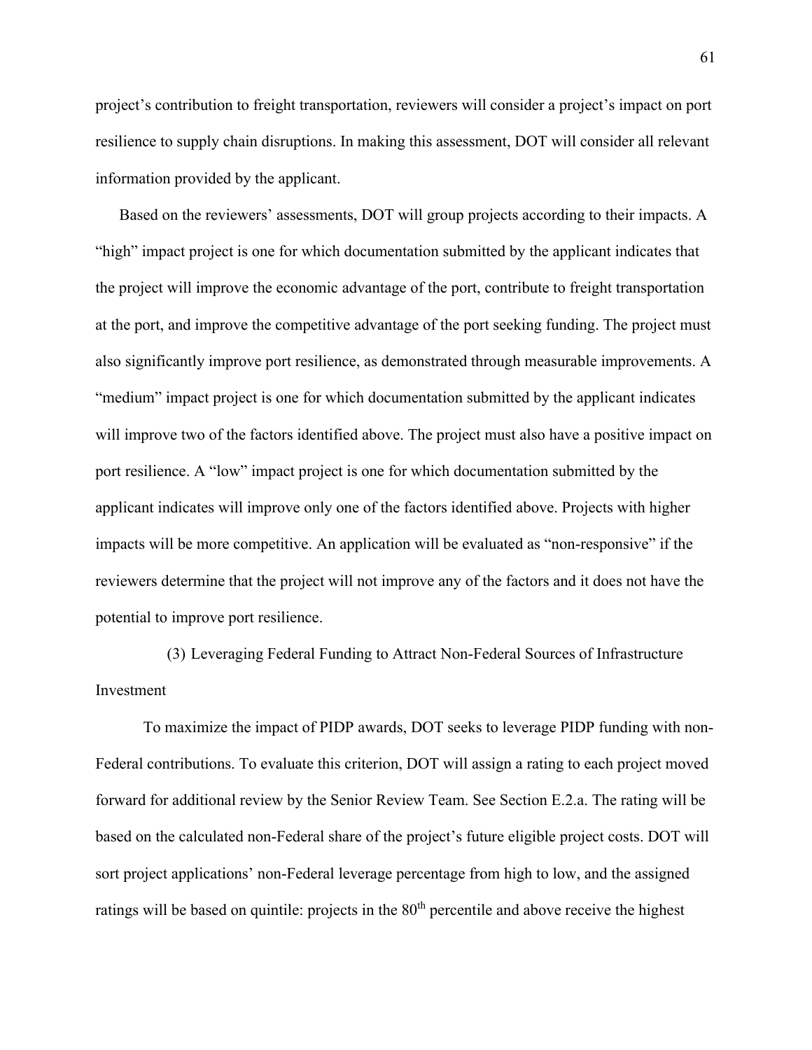project's contribution to freight transportation, reviewers will consider a project's impact on port resilience to supply chain disruptions. In making this assessment, DOT will consider all relevant information provided by the applicant.

Based on the reviewers' assessments, DOT will group projects according to their impacts. A "high" impact project is one for which documentation submitted by the applicant indicates that the project will improve the economic advantage of the port, contribute to freight transportation at the port, and improve the competitive advantage of the port seeking funding. The project must also significantly improve port resilience, as demonstrated through measurable improvements. A "medium" impact project is one for which documentation submitted by the applicant indicates will improve two of the factors identified above. The project must also have a positive impact on port resilience. A "low" impact project is one for which documentation submitted by the applicant indicates will improve only one of the factors identified above. Projects with higher impacts will be more competitive. An application will be evaluated as "non-responsive" if the reviewers determine that the project will not improve any of the factors and it does not have the potential to improve port resilience.

(3) Leveraging Federal Funding to Attract Non-Federal Sources of Infrastructure Investment

To maximize the impact of PIDP awards, DOT seeks to leverage PIDP funding with non-Federal contributions. To evaluate this criterion, DOT will assign a rating to each project moved forward for additional review by the Senior Review Team. See Section E.2.a. The rating will be based on the calculated non-Federal share of the project's future eligible project costs. DOT will sort project applications' non-Federal leverage percentage from high to low, and the assigned ratings will be based on quintile: projects in the 80th percentile and above receive the highest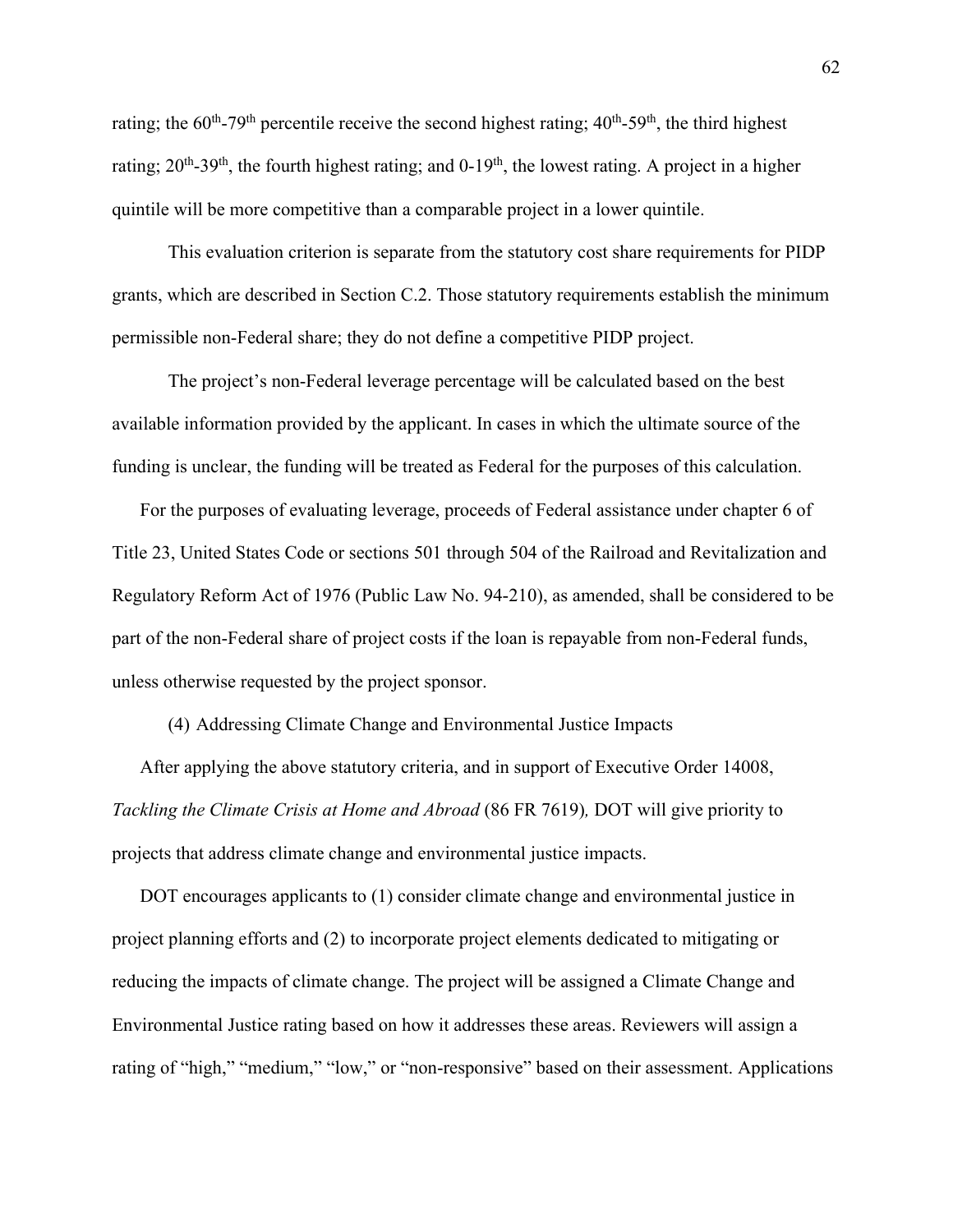rating; the 60th-79th percentile receive the second highest rating; 40th-59th, the third highest rating; 20th-39th, the fourth highest rating; and 0-19th, the lowest rating. A project in a higher quintile will be more competitive than a comparable project in a lower quintile.

This evaluation criterion is separate from the statutory cost share requirements for PIDP grants, which are described in Section C.2. Those statutory requirements establish the minimum permissible non-Federal share; they do not define a competitive PIDP project.

The project's non-Federal leverage percentage will be calculated based on the best available information provided by the applicant. In cases in which the ultimate source of the funding is unclear, the funding will be treated as Federal for the purposes of this calculation.

For the purposes of evaluating leverage, proceeds of Federal assistance under chapter 6 of Title 23, United States Code or sections 501 through 504 of the Railroad and Revitalization and Regulatory Reform Act of 1976 (Public Law No. 94-210), as amended, shall be considered to be part of the non-Federal share of project costs if the loan is repayable from non-Federal funds, unless otherwise requested by the project sponsor.

(4) Addressing Climate Change and Environmental Justice Impacts

After applying the above statutory criteria, and in support of Executive Order 14008, *Tackling the Climate Crisis at Home and Abroad* (86 FR 7619)*,* DOT will give priority to projects that address climate change and environmental justice impacts.

DOT encourages applicants to (1) consider climate change and environmental justice in project planning efforts and (2) to incorporate project elements dedicated to mitigating or reducing the impacts of climate change. The project will be assigned a Climate Change and Environmental Justice rating based on how it addresses these areas. Reviewers will assign a rating of "high," "medium," "low," or "non-responsive" based on their assessment. Applications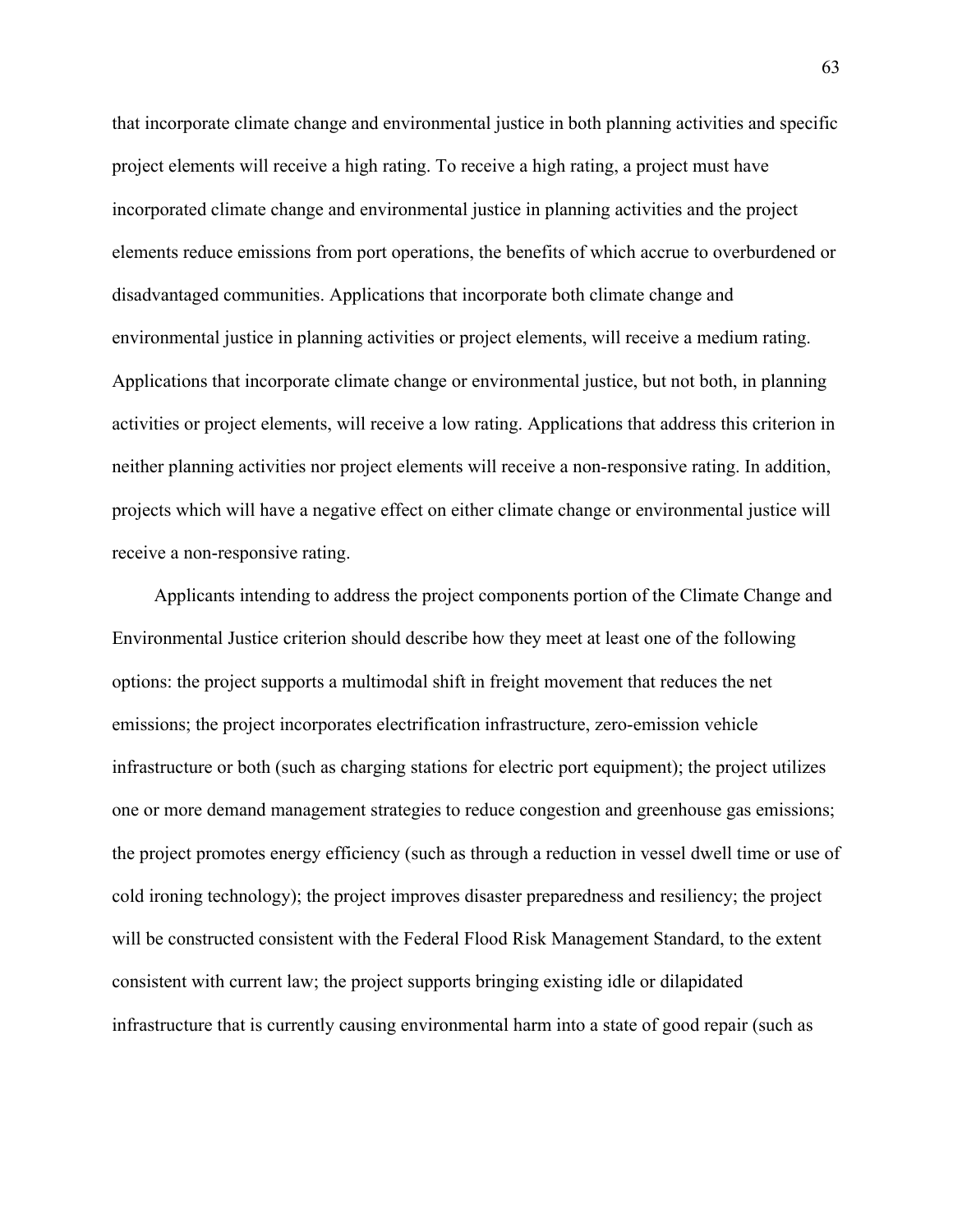that incorporate climate change and environmental justice in both planning activities and specific project elements will receive a high rating. To receive a high rating, a project must have incorporated climate change and environmental justice in planning activities and the project elements reduce emissions from port operations, the benefits of which accrue to overburdened or disadvantaged communities. Applications that incorporate both climate change and environmental justice in planning activities or project elements, will receive a medium rating. Applications that incorporate climate change or environmental justice, but not both, in planning activities or project elements, will receive a low rating. Applications that address this criterion in neither planning activities nor project elements will receive a non-responsive rating. In addition, projects which will have a negative effect on either climate change or environmental justice will receive a non-responsive rating.

Applicants intending to address the project components portion of the Climate Change and Environmental Justice criterion should describe how they meet at least one of the following options: the project supports a multimodal shift in freight movement that reduces the net emissions; the project incorporates electrification infrastructure, zero-emission vehicle infrastructure or both (such as charging stations for electric port equipment); the project utilizes one or more demand management strategies to reduce congestion and greenhouse gas emissions; the project promotes energy efficiency (such as through a reduction in vessel dwell time or use of cold ironing technology); the project improves disaster preparedness and resiliency; the project will be constructed consistent with the Federal Flood Risk Management Standard, to the extent consistent with current law; the project supports bringing existing idle or dilapidated infrastructure that is currently causing environmental harm into a state of good repair (such as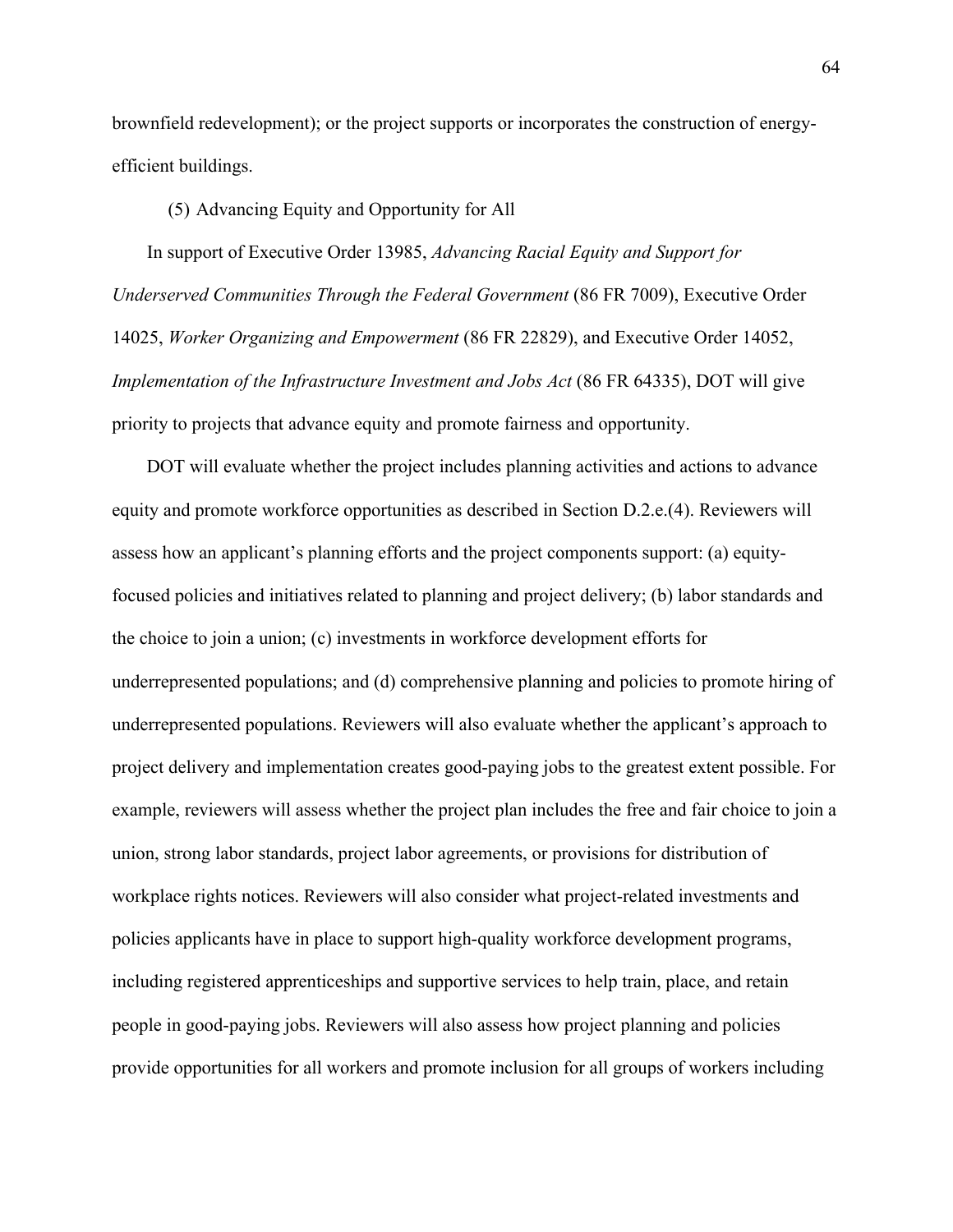brownfield redevelopment); or the project supports or incorporates the construction of energy-efficient buildings.

(5) Advancing Equity and Opportunity for All

In support of Executive Order 13985, *Advancing Racial Equity and Support for Underserved Communities Through the Federal Government* (86 FR 7009), Executive Order 14025, *Worker Organizing and Empowerment* (86 FR 22829), and Executive Order 14052, *Implementation of the Infrastructure Investment and Jobs Act* (86 FR 64335), DOT will give priority to projects that advance equity and promote fairness and opportunity.

DOT will evaluate whether the project includes planning activities and actions to advance equity and promote workforce opportunities as described in Section D.2.e.(4). Reviewers will assess how an applicant's planning efforts and the project components support: (a) equity-focused policies and initiatives related to planning and project delivery; (b) labor standards and the choice to join a union; (c) investments in workforce development efforts for underrepresented populations; and (d) comprehensive planning and policies to promote hiring of underrepresented populations. Reviewers will also evaluate whether the applicant's approach to project delivery and implementation creates good-paying jobs to the greatest extent possible. For example, reviewers will assess whether the project plan includes the free and fair choice to join a union, strong labor standards, project labor agreements, or provisions for distribution of workplace rights notices. Reviewers will also consider what project-related investments and policies applicants have in place to support high-quality workforce development programs, including registered apprenticeships and supportive services to help train, place, and retain people in good-paying jobs. Reviewers will also assess how project planning and policies provide opportunities for all workers and promote inclusion for all groups of workers including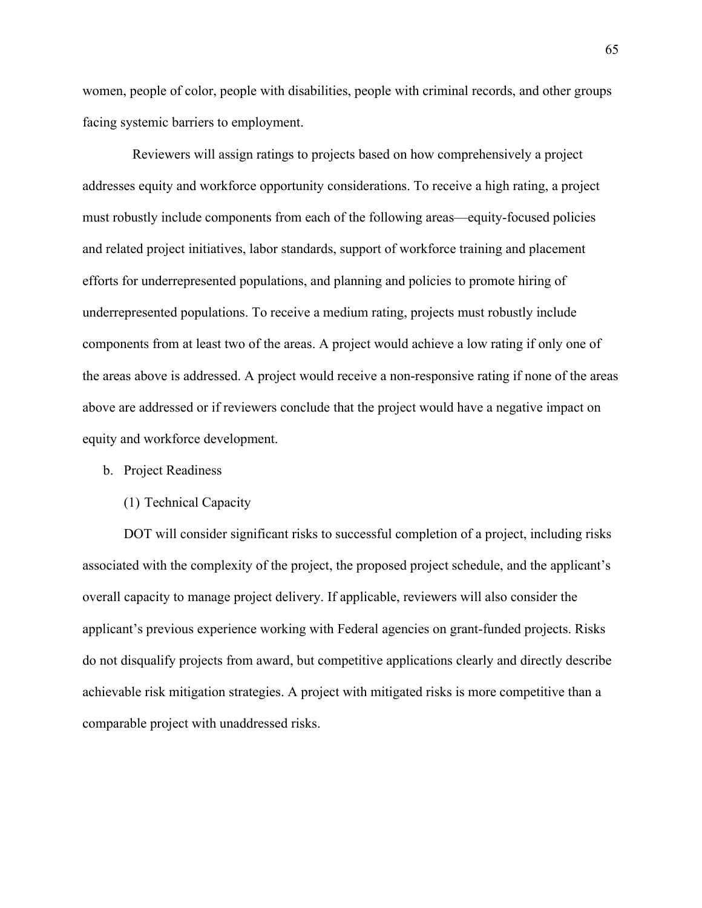women, people of color, people with disabilities, people with criminal records, and other groups facing systemic barriers to employment.

Reviewers will assign ratings to projects based on how comprehensively a project addresses equity and workforce opportunity considerations. To receive a high rating, a project must robustly include components from each of the following areas—equity-focused policies and related project initiatives, labor standards, support of workforce training and placement efforts for underrepresented populations, and planning and policies to promote hiring of underrepresented populations. To receive a medium rating, projects must robustly include components from at least two of the areas. A project would achieve a low rating if only one of the areas above is addressed. A project would receive a non-responsive rating if none of the areas above are addressed or if reviewers conclude that the project would have a negative impact on equity and workforce development.

b. Project Readiness

(1) Technical Capacity

DOT will consider significant risks to successful completion of a project, including risks associated with the complexity of the project, the proposed project schedule, and the applicant's overall capacity to manage project delivery. If applicable, reviewers will also consider the applicant's previous experience working with Federal agencies on grant-funded projects. Risks do not disqualify projects from award, but competitive applications clearly and directly describe achievable risk mitigation strategies. A project with mitigated risks is more competitive than a comparable project with unaddressed risks.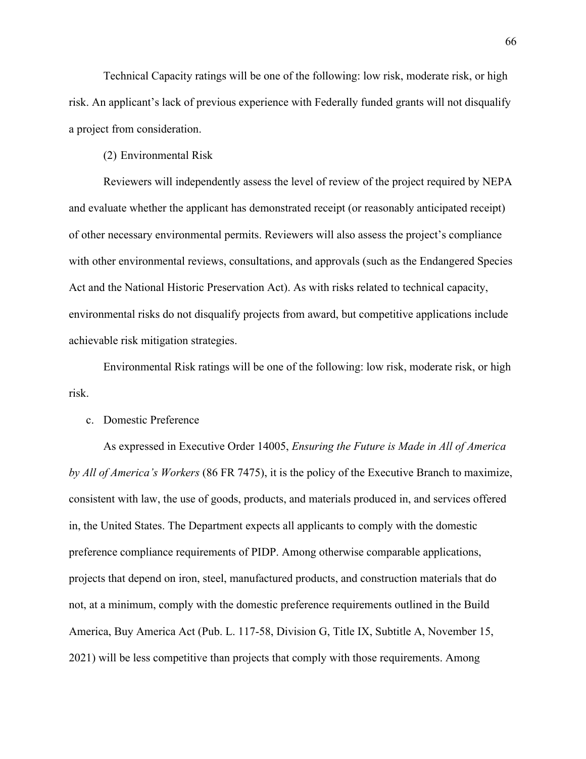Technical Capacity ratings will be one of the following: low risk, moderate risk, or high risk. An applicant's lack of previous experience with Federally funded grants will not disqualify a project from consideration.

(2) Environmental Risk

Reviewers will independently assess the level of review of the project required by NEPA and evaluate whether the applicant has demonstrated receipt (or reasonably anticipated receipt) of other necessary environmental permits. Reviewers will also assess the project's compliance with other environmental reviews, consultations, and approvals (such as the Endangered Species Act and the National Historic Preservation Act). As with risks related to technical capacity, environmental risks do not disqualify projects from award, but competitive applications include achievable risk mitigation strategies.

Environmental Risk ratings will be one of the following: low risk, moderate risk, or high risk.

c. Domestic Preference

As expressed in Executive Order 14005, *Ensuring the Future is Made in All of America by All of America's Workers* (86 FR 7475), it is the policy of the Executive Branch to maximize, consistent with law, the use of goods, products, and materials produced in, and services offered in, the United States. The Department expects all applicants to comply with the domestic preference compliance requirements of PIDP. Among otherwise comparable applications, projects that depend on iron, steel, manufactured products, and construction materials that do not, at a minimum, comply with the domestic preference requirements outlined in the Build America, Buy America Act (Pub. L. 117-58, Division G, Title IX, Subtitle A, November 15, 2021) will be less competitive than projects that comply with those requirements. Among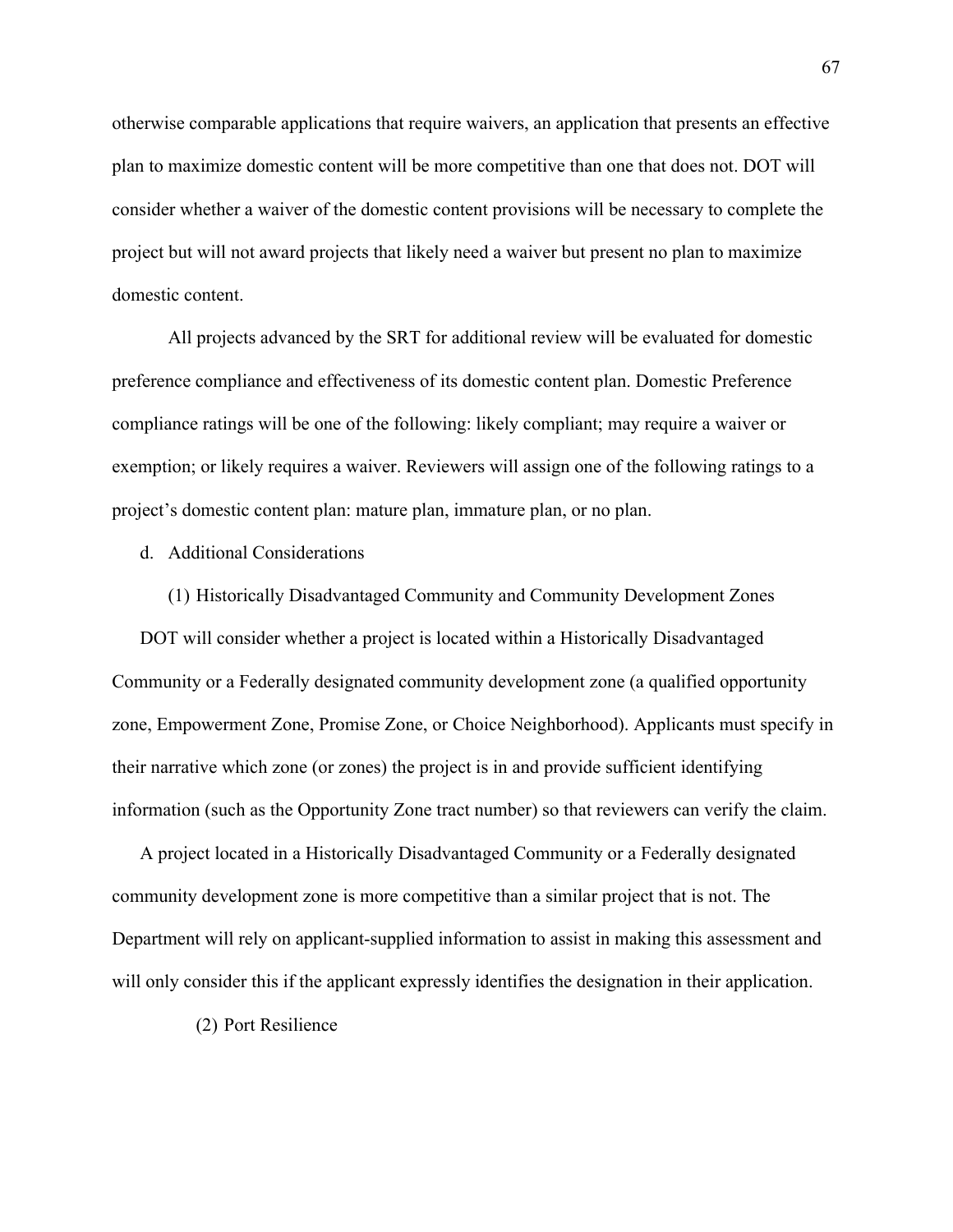otherwise comparable applications that require waivers, an application that presents an effective plan to maximize domestic content will be more competitive than one that does not. DOT will consider whether a waiver of the domestic content provisions will be necessary to complete the project but will not award projects that likely need a waiver but present no plan to maximize domestic content.

All projects advanced by the SRT for additional review will be evaluated for domestic preference compliance and effectiveness of its domestic content plan. Domestic Preference compliance ratings will be one of the following: likely compliant; may require a waiver or exemption; or likely requires a waiver. Reviewers will assign one of the following ratings to a project's domestic content plan: mature plan, immature plan, or no plan.

d. Additional Considerations

(1) Historically Disadvantaged Community and Community Development Zones

DOT will consider whether a project is located within a Historically Disadvantaged Community or a Federally designated community development zone (a qualified opportunity zone, Empowerment Zone, Promise Zone, or Choice Neighborhood). Applicants must specify in their narrative which zone (or zones) the project is in and provide sufficient identifying information (such as the Opportunity Zone tract number) so that reviewers can verify the claim.

A project located in a Historically Disadvantaged Community or a Federally designated community development zone is more competitive than a similar project that is not. The Department will rely on applicant-supplied information to assist in making this assessment and will only consider this if the applicant expressly identifies the designation in their application.

(2) Port Resilience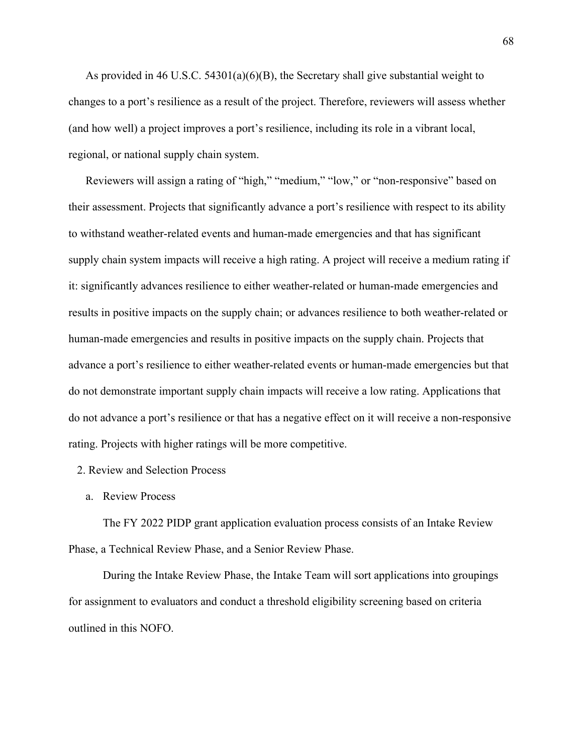As provided in 46 U.S.C. 54301(a)(6)(B), the Secretary shall give substantial weight to changes to a port's resilience as a result of the project. Therefore, reviewers will assess whether (and how well) a project improves a port's resilience, including its role in a vibrant local, regional, or national supply chain system.

Reviewers will assign a rating of "high," "medium," "low," or "non-responsive" based on their assessment. Projects that significantly advance a port's resilience with respect to its ability to withstand weather-related events and human-made emergencies and that has significant supply chain system impacts will receive a high rating. A project will receive a medium rating if it: significantly advances resilience to either weather-related or human-made emergencies and results in positive impacts on the supply chain; or advances resilience to both weather-related or human-made emergencies and results in positive impacts on the supply chain. Projects that advance a port's resilience to either weather-related events or human-made emergencies but that do not demonstrate important supply chain impacts will receive a low rating. Applications that do not advance a port's resilience or that has a negative effect on it will receive a non-responsive rating. Projects with higher ratings will be more competitive.

2. Review and Selection Process

a. Review Process

The FY 2022 PIDP grant application evaluation process consists of an Intake Review Phase, a Technical Review Phase, and a Senior Review Phase.

During the Intake Review Phase, the Intake Team will sort applications into groupings for assignment to evaluators and conduct a threshold eligibility screening based on criteria outlined in this NOFO.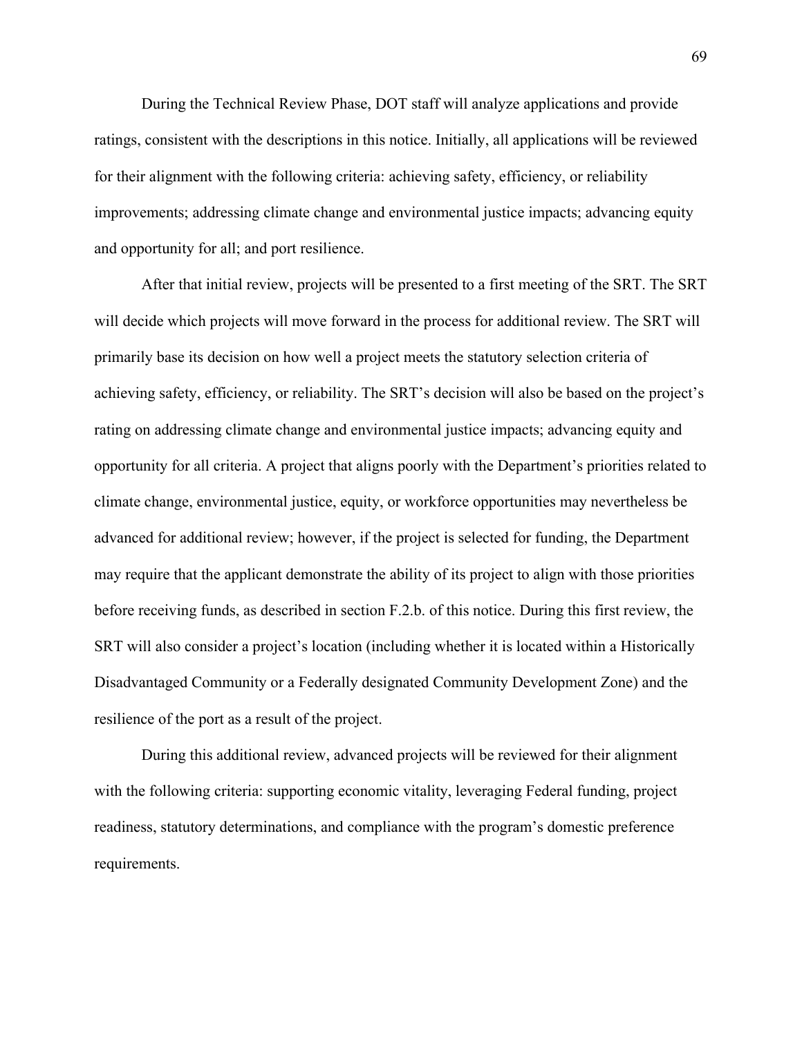During the Technical Review Phase, DOT staff will analyze applications and provide ratings, consistent with the descriptions in this notice. Initially, all applications will be reviewed for their alignment with the following criteria: achieving safety, efficiency, or reliability improvements; addressing climate change and environmental justice impacts; advancing equity and opportunity for all; and port resilience.

After that initial review, projects will be presented to a first meeting of the SRT. The SRT will decide which projects will move forward in the process for additional review. The SRT will primarily base its decision on how well a project meets the statutory selection criteria of achieving safety, efficiency, or reliability. The SRT's decision will also be based on the project's rating on addressing climate change and environmental justice impacts; advancing equity and opportunity for all criteria. A project that aligns poorly with the Department's priorities related to climate change, environmental justice, equity, or workforce opportunities may nevertheless be advanced for additional review; however, if the project is selected for funding, the Department may require that the applicant demonstrate the ability of its project to align with those priorities before receiving funds, as described in section F.2.b. of this notice. During this first review, the SRT will also consider a project's location (including whether it is located within a Historically Disadvantaged Community or a Federally designated Community Development Zone) and the resilience of the port as a result of the project.

During this additional review, advanced projects will be reviewed for their alignment with the following criteria: supporting economic vitality, leveraging Federal funding, project readiness, statutory determinations, and compliance with the program's domestic preference requirements.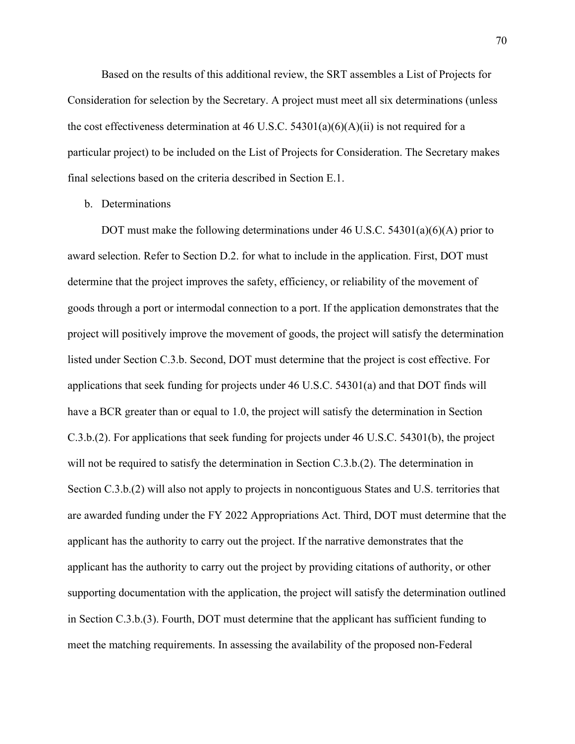Based on the results of this additional review, the SRT assembles a List of Projects for Consideration for selection by the Secretary. A project must meet all six determinations (unless the cost effectiveness determination at 46 U.S.C. 54301(a)(6)(A)(ii) is not required for a particular project) to be included on the List of Projects for Consideration. The Secretary makes final selections based on the criteria described in Section E.1.

b. Determinations

DOT must make the following determinations under 46 U.S.C. 54301(a)(6)(A) prior to award selection. Refer to Section D.2. for what to include in the application. First, DOT must determine that the project improves the safety, efficiency, or reliability of the movement of goods through a port or intermodal connection to a port. If the application demonstrates that the project will positively improve the movement of goods, the project will satisfy the determination listed under Section C.3.b. Second, DOT must determine that the project is cost effective. For applications that seek funding for projects under 46 U.S.C. 54301(a) and that DOT finds will have a BCR greater than or equal to 1.0, the project will satisfy the determination in Section C.3.b.(2). For applications that seek funding for projects under 46 U.S.C. 54301(b), the project will not be required to satisfy the determination in Section C.3.b.(2). The determination in Section C.3.b.(2) will also not apply to projects in noncontiguous States and U.S. territories that are awarded funding under the FY 2022 Appropriations Act. Third, DOT must determine that the applicant has the authority to carry out the project. If the narrative demonstrates that the applicant has the authority to carry out the project by providing citations of authority, or other supporting documentation with the application, the project will satisfy the determination outlined in Section C.3.b.(3). Fourth, DOT must determine that the applicant has sufficient funding to meet the matching requirements. In assessing the availability of the proposed non-Federal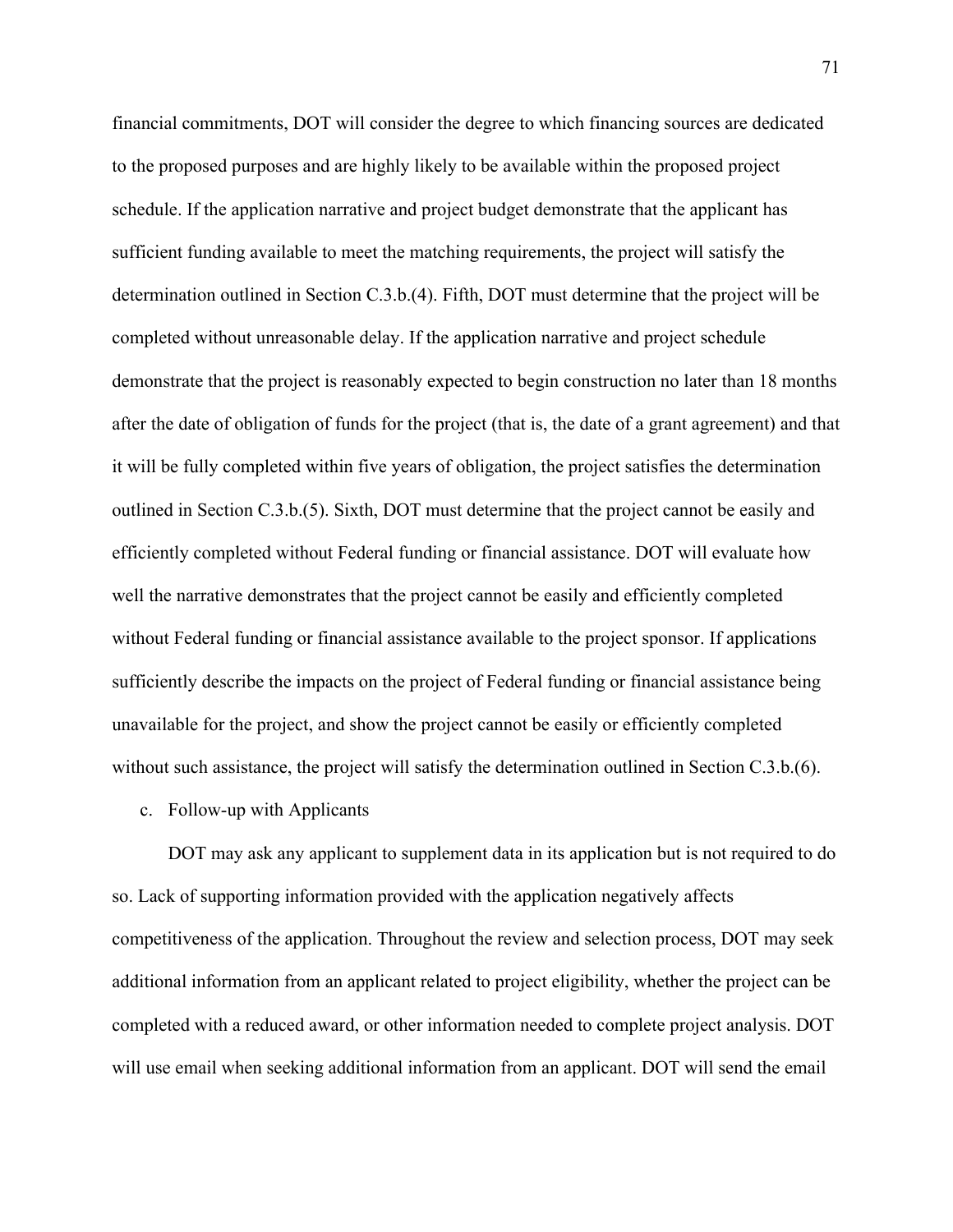financial commitments, DOT will consider the degree to which financing sources are dedicated to the proposed purposes and are highly likely to be available within the proposed project schedule. If the application narrative and project budget demonstrate that the applicant has sufficient funding available to meet the matching requirements, the project will satisfy the determination outlined in Section C.3.b.(4). Fifth, DOT must determine that the project will be completed without unreasonable delay. If the application narrative and project schedule demonstrate that the project is reasonably expected to begin construction no later than 18 months after the date of obligation of funds for the project (that is, the date of a grant agreement) and that it will be fully completed within five years of obligation, the project satisfies the determination outlined in Section C.3.b.(5). Sixth, DOT must determine that the project cannot be easily and efficiently completed without Federal funding or financial assistance. DOT will evaluate how well the narrative demonstrates that the project cannot be easily and efficiently completed without Federal funding or financial assistance available to the project sponsor. If applications sufficiently describe the impacts on the project of Federal funding or financial assistance being unavailable for the project, and show the project cannot be easily or efficiently completed without such assistance, the project will satisfy the determination outlined in Section C.3.b.(6).

c. Follow-up with Applicants

DOT may ask any applicant to supplement data in its application but is not required to do so. Lack of supporting information provided with the application negatively affects competitiveness of the application. Throughout the review and selection process, DOT may seek additional information from an applicant related to project eligibility, whether the project can be completed with a reduced award, or other information needed to complete project analysis. DOT will use email when seeking additional information from an applicant. DOT will send the email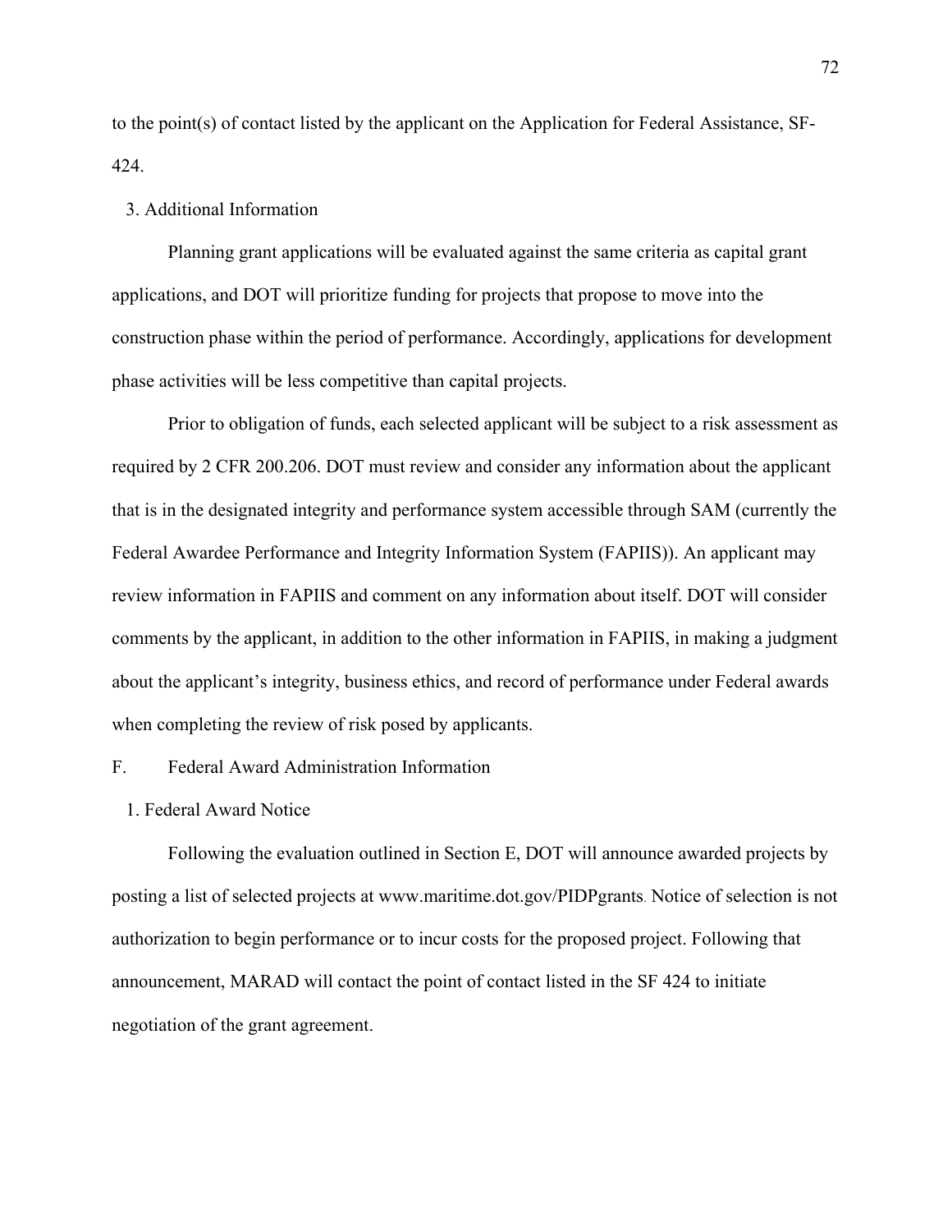to the point(s) of contact listed by the applicant on the Application for Federal Assistance, SF-424.

### 3. Additional Information

Planning grant applications will be evaluated against the same criteria as capital grant applications, and DOT will prioritize funding for projects that propose to move into the construction phase within the period of performance. Accordingly, applications for development phase activities will be less competitive than capital projects.

Prior to obligation of funds, each selected applicant will be subject to a risk assessment as required by 2 CFR 200.206. DOT must review and consider any information about the applicant that is in the designated integrity and performance system accessible through SAM (currently the Federal Awardee Performance and Integrity Information System (FAPIIS)). An applicant may review information in FAPIIS and comment on any information about itself. DOT will consider comments by the applicant, in addition to the other information in FAPIIS, in making a judgment about the applicant's integrity, business ethics, and record of performance under Federal awards when completing the review of risk posed by applicants.

## F. Federal Award Administration Information

### 1. Federal Award Notice

Following the evaluation outlined in Section E, DOT will announce awarded projects by posting a list of selected projects at www.maritime.dot.gov/PIDPgrants. Notice of selection is not authorization to begin performance or to incur costs for the proposed project. Following that announcement, MARAD will contact the point of contact listed in the SF 424 to initiate negotiation of the grant agreement.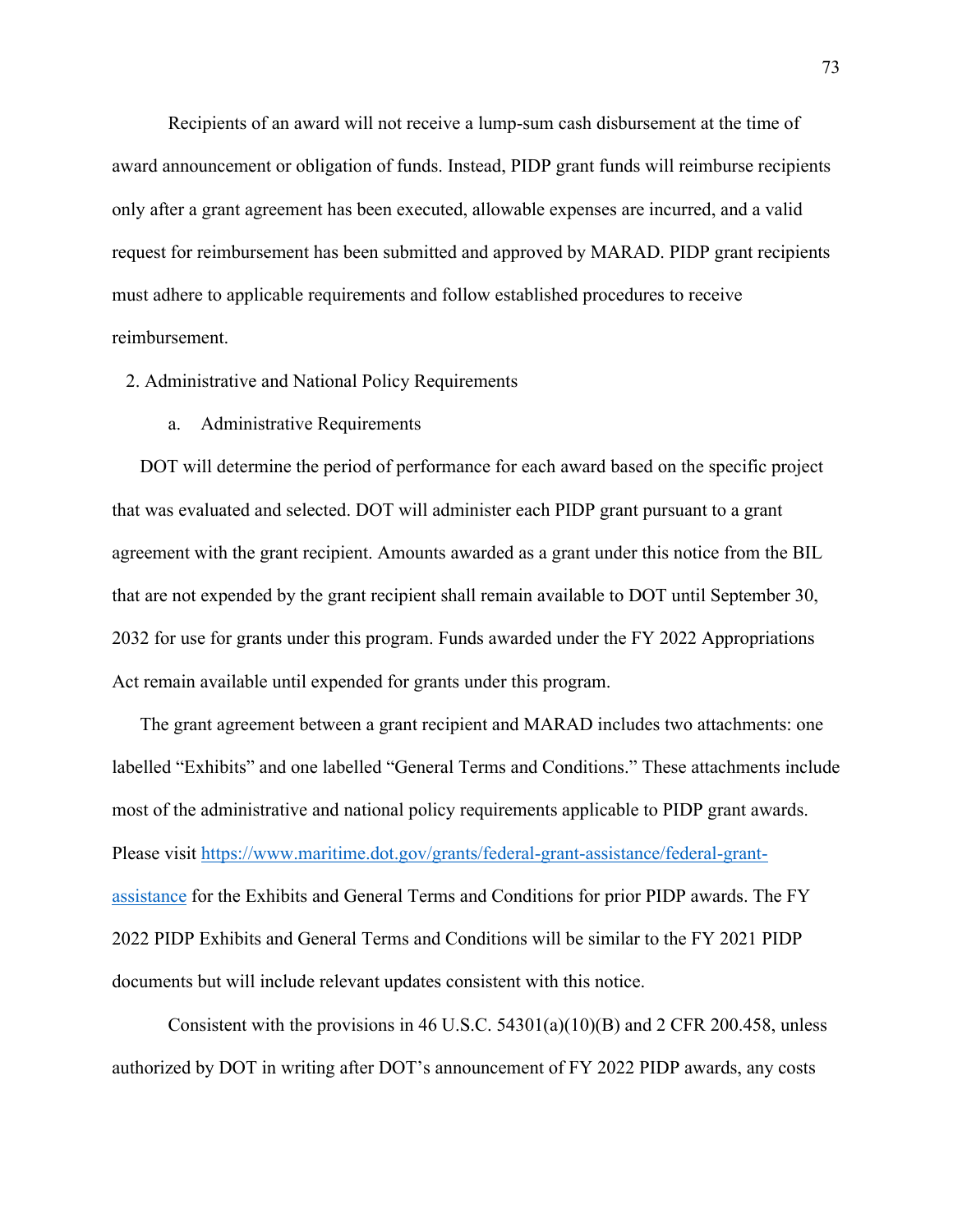Recipients of an award will not receive a lump-sum cash disbursement at the time of award announcement or obligation of funds. Instead, PIDP grant funds will reimburse recipients only after a grant agreement has been executed, allowable expenses are incurred, and a valid request for reimbursement has been submitted and approved by MARAD. PIDP grant recipients must adhere to applicable requirements and follow established procedures to receive reimbursement.

## 2. Administrative and National Policy Requirements

### a. Administrative Requirements

DOT will determine the period of performance for each award based on the specific project that was evaluated and selected. DOT will administer each PIDP grant pursuant to a grant agreement with the grant recipient. Amounts awarded as a grant under this notice from the BIL that are not expended by the grant recipient shall remain available to DOT until September 30, 2032 for use for grants under this program. Funds awarded under the FY 2022 Appropriations Act remain available until expended for grants under this program.

The grant agreement between a grant recipient and MARAD includes two attachments: one labelled "Exhibits" and one labelled "General Terms and Conditions." These attachments include most of the administrative and national policy requirements applicable to PIDP grant awards. Please visit [https://www.maritime.dot.gov/grants/federal-grant-assistance/federal-grant-assistance](https://www.maritime.dot.gov/grants/federal-grant-assistance/federal-grant-assistance) for the Exhibits and General Terms and Conditions for prior PIDP awards. The FY 2022 PIDP Exhibits and General Terms and Conditions will be similar to the FY 2021 PIDP documents but will include relevant updates consistent with this notice.

Consistent with the provisions in 46 U.S.C. 54301(a)(10)(B) and 2 CFR 200.458, unless authorized by DOT in writing after DOT's announcement of FY 2022 PIDP awards, any costs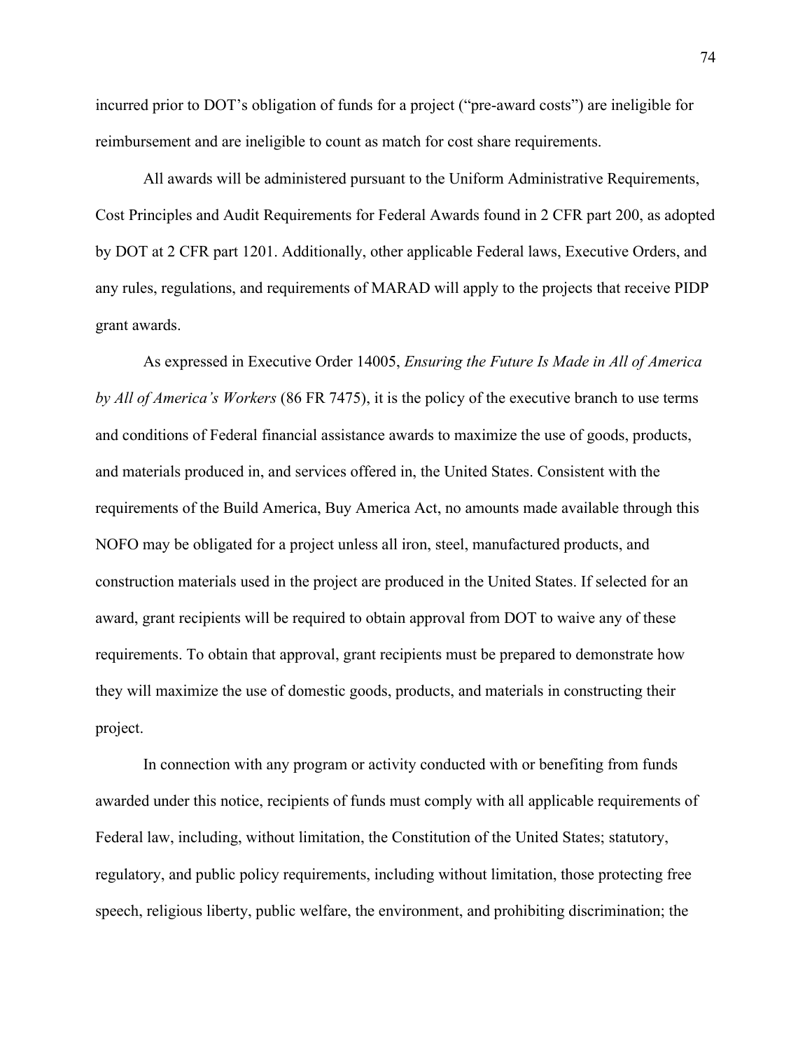incurred prior to DOT's obligation of funds for a project ("pre-award costs") are ineligible for reimbursement and are ineligible to count as match for cost share requirements.

All awards will be administered pursuant to the Uniform Administrative Requirements, Cost Principles and Audit Requirements for Federal Awards found in 2 CFR part 200, as adopted by DOT at 2 CFR part 1201. Additionally, other applicable Federal laws, Executive Orders, and any rules, regulations, and requirements of MARAD will apply to the projects that receive PIDP grant awards.

As expressed in Executive Order 14005, *Ensuring the Future Is Made in All of America by All of America's Workers* (86 FR 7475), it is the policy of the executive branch to use terms and conditions of Federal financial assistance awards to maximize the use of goods, products, and materials produced in, and services offered in, the United States. Consistent with the requirements of the Build America, Buy America Act, no amounts made available through this NOFO may be obligated for a project unless all iron, steel, manufactured products, and construction materials used in the project are produced in the United States. If selected for an award, grant recipients will be required to obtain approval from DOT to waive any of these requirements. To obtain that approval, grant recipients must be prepared to demonstrate how they will maximize the use of domestic goods, products, and materials in constructing their project.

In connection with any program or activity conducted with or benefiting from funds awarded under this notice, recipients of funds must comply with all applicable requirements of Federal law, including, without limitation, the Constitution of the United States; statutory, regulatory, and public policy requirements, including without limitation, those protecting free speech, religious liberty, public welfare, the environment, and prohibiting discrimination; the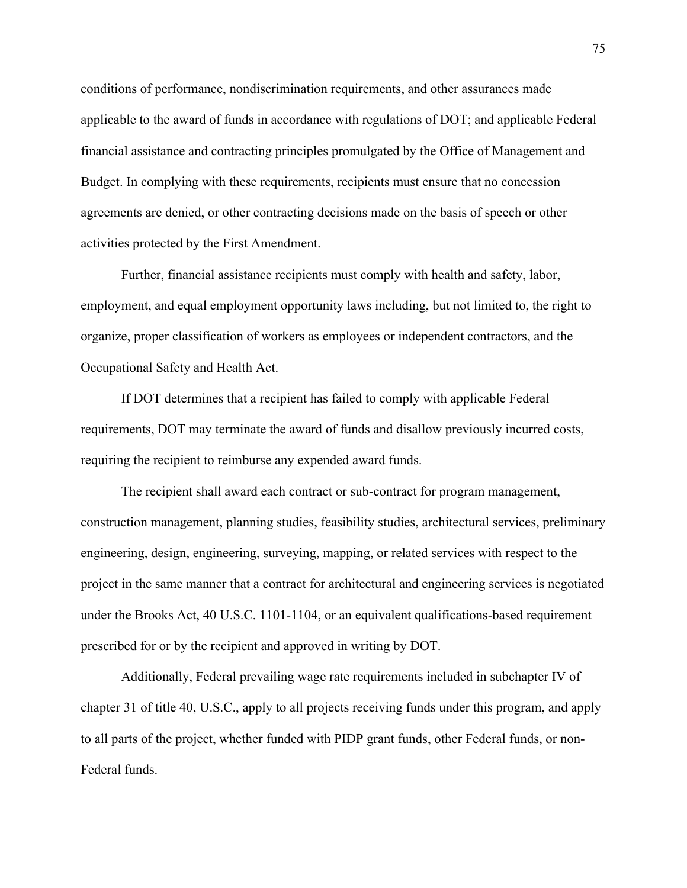conditions of performance, nondiscrimination requirements, and other assurances made applicable to the award of funds in accordance with regulations of DOT; and applicable Federal financial assistance and contracting principles promulgated by the Office of Management and Budget. In complying with these requirements, recipients must ensure that no concession agreements are denied, or other contracting decisions made on the basis of speech or other activities protected by the First Amendment.

Further, financial assistance recipients must comply with health and safety, labor, employment, and equal employment opportunity laws including, but not limited to, the right to organize, proper classification of workers as employees or independent contractors, and the Occupational Safety and Health Act.

If DOT determines that a recipient has failed to comply with applicable Federal requirements, DOT may terminate the award of funds and disallow previously incurred costs, requiring the recipient to reimburse any expended award funds.

The recipient shall award each contract or sub-contract for program management, construction management, planning studies, feasibility studies, architectural services, preliminary engineering, design, engineering, surveying, mapping, or related services with respect to the project in the same manner that a contract for architectural and engineering services is negotiated under the Brooks Act, 40 U.S.C. 1101-1104, or an equivalent qualifications-based requirement prescribed for or by the recipient and approved in writing by DOT.

Additionally, Federal prevailing wage rate requirements included in subchapter IV of chapter 31 of title 40, U.S.C., apply to all projects receiving funds under this program, and apply to all parts of the project, whether funded with PIDP grant funds, other Federal funds, or non-Federal funds.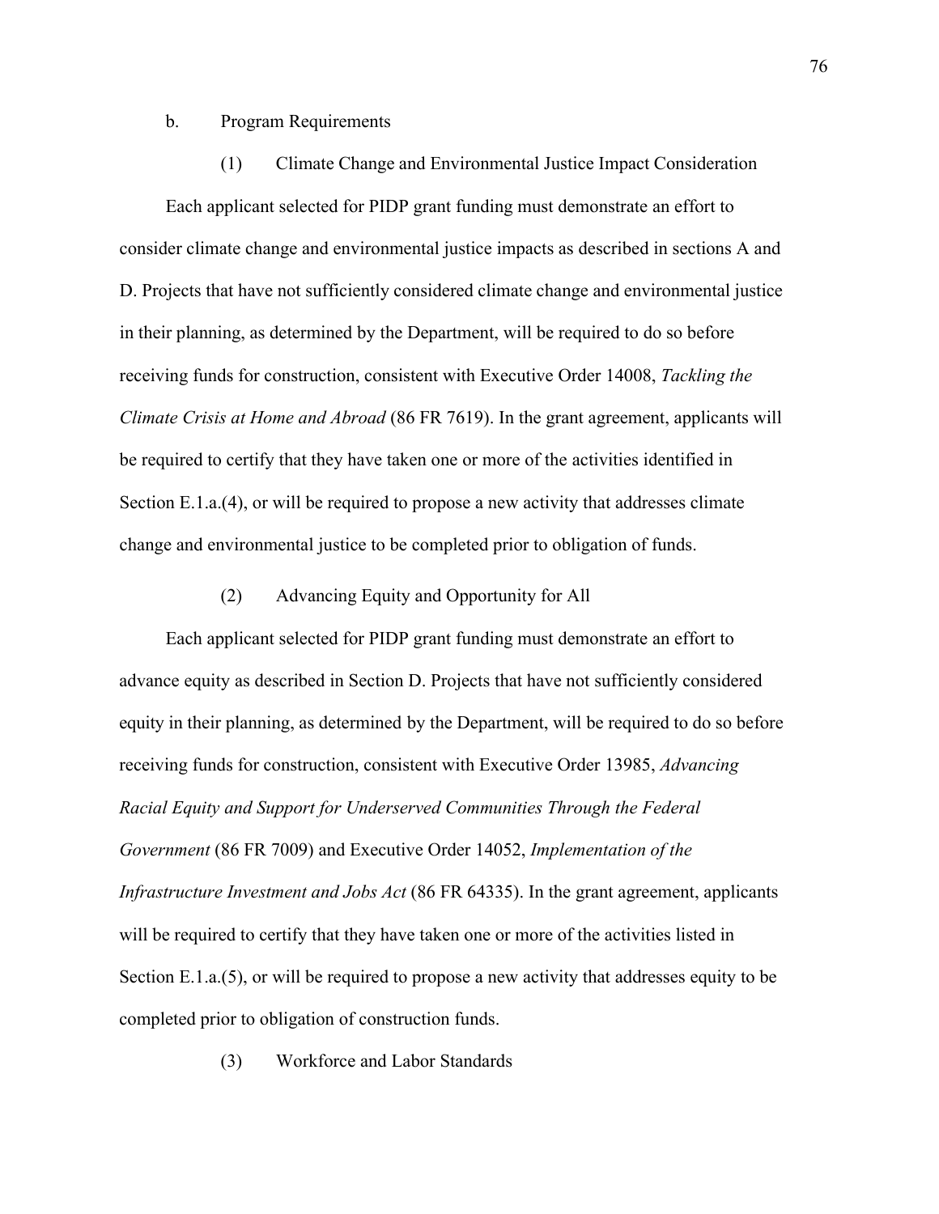b. Program Requirements

(1) Climate Change and Environmental Justice Impact Consideration

Each applicant selected for PIDP grant funding must demonstrate an effort to consider climate change and environmental justice impacts as described in sections A and D. Projects that have not sufficiently considered climate change and environmental justice in their planning, as determined by the Department, will be required to do so before receiving funds for construction, consistent with Executive Order 14008, *Tackling the Climate Crisis at Home and Abroad* (86 FR 7619). In the grant agreement, applicants will be required to certify that they have taken one or more of the activities identified in Section E.1.a.(4), or will be required to propose a new activity that addresses climate change and environmental justice to be completed prior to obligation of funds.

(2) Advancing Equity and Opportunity for All

Each applicant selected for PIDP grant funding must demonstrate an effort to advance equity as described in Section D. Projects that have not sufficiently considered equity in their planning, as determined by the Department, will be required to do so before receiving funds for construction, consistent with Executive Order 13985, *Advancing Racial Equity and Support for Underserved Communities Through the Federal Government* (86 FR 7009) and Executive Order 14052, *Implementation of the Infrastructure Investment and Jobs Act* (86 FR 64335). In the grant agreement, applicants will be required to certify that they have taken one or more of the activities listed in Section E.1.a.(5), or will be required to propose a new activity that addresses equity to be completed prior to obligation of construction funds.

(3) Workforce and Labor Standards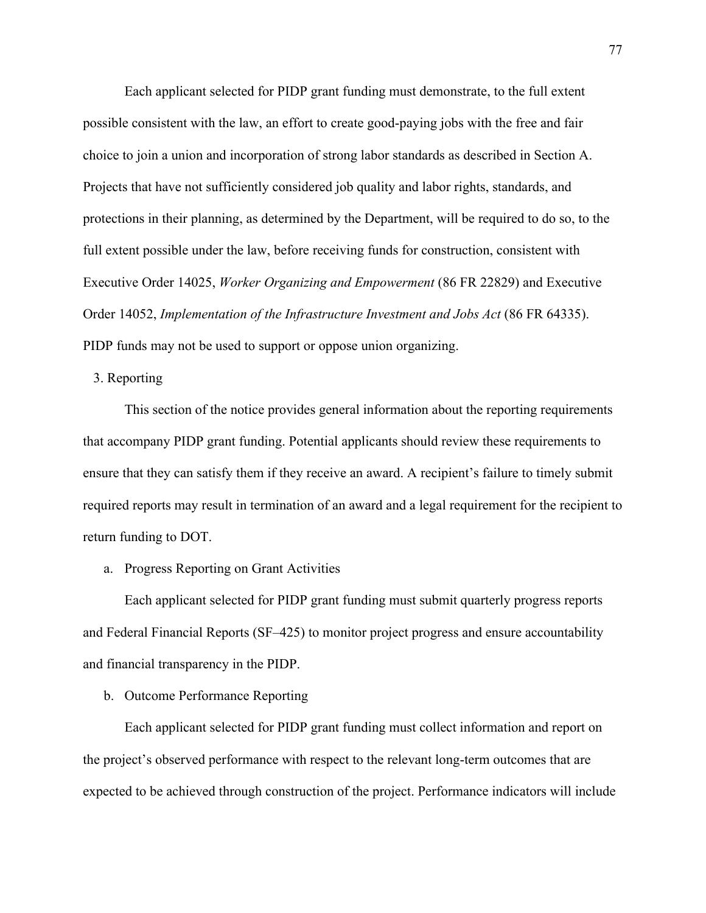Each applicant selected for PIDP grant funding must demonstrate, to the full extent possible consistent with the law, an effort to create good-paying jobs with the free and fair choice to join a union and incorporation of strong labor standards as described in Section A. Projects that have not sufficiently considered job quality and labor rights, standards, and protections in their planning, as determined by the Department, will be required to do so, to the full extent possible under the law, before receiving funds for construction, consistent with Executive Order 14025, *Worker Organizing and Empowerment* (86 FR 22829) and Executive Order 14052, *Implementation of the Infrastructure Investment and Jobs Act* (86 FR 64335). PIDP funds may not be used to support or oppose union organizing.

3. Reporting

This section of the notice provides general information about the reporting requirements that accompany PIDP grant funding. Potential applicants should review these requirements to ensure that they can satisfy them if they receive an award. A recipient's failure to timely submit required reports may result in termination of an award and a legal requirement for the recipient to return funding to DOT.

a. Progress Reporting on Grant Activities

Each applicant selected for PIDP grant funding must submit quarterly progress reports and Federal Financial Reports (SF–425) to monitor project progress and ensure accountability and financial transparency in the PIDP.

b. Outcome Performance Reporting

Each applicant selected for PIDP grant funding must collect information and report on the project's observed performance with respect to the relevant long-term outcomes that are expected to be achieved through construction of the project. Performance indicators will include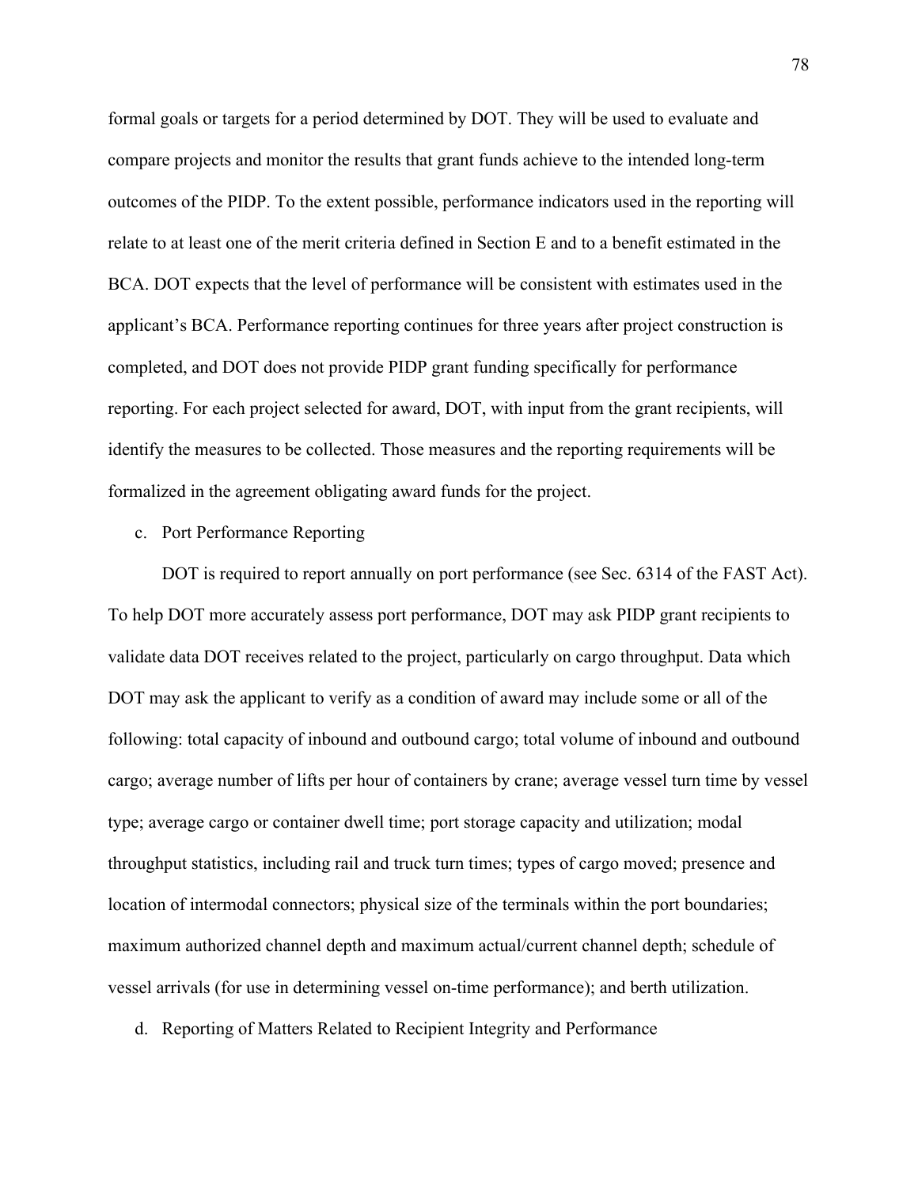formal goals or targets for a period determined by DOT. They will be used to evaluate and compare projects and monitor the results that grant funds achieve to the intended long-term outcomes of the PIDP. To the extent possible, performance indicators used in the reporting will relate to at least one of the merit criteria defined in Section E and to a benefit estimated in the BCA. DOT expects that the level of performance will be consistent with estimates used in the applicant's BCA. Performance reporting continues for three years after project construction is completed, and DOT does not provide PIDP grant funding specifically for performance reporting. For each project selected for award, DOT, with input from the grant recipients, will identify the measures to be collected. Those measures and the reporting requirements will be formalized in the agreement obligating award funds for the project.

c. Port Performance Reporting

DOT is required to report annually on port performance (see Sec. 6314 of the FAST Act). To help DOT more accurately assess port performance, DOT may ask PIDP grant recipients to validate data DOT receives related to the project, particularly on cargo throughput. Data which DOT may ask the applicant to verify as a condition of award may include some or all of the following: total capacity of inbound and outbound cargo; total volume of inbound and outbound cargo; average number of lifts per hour of containers by crane; average vessel turn time by vessel type; average cargo or container dwell time; port storage capacity and utilization; modal throughput statistics, including rail and truck turn times; types of cargo moved; presence and location of intermodal connectors; physical size of the terminals within the port boundaries; maximum authorized channel depth and maximum actual/current channel depth; schedule of vessel arrivals (for use in determining vessel on-time performance); and berth utilization.

d. Reporting of Matters Related to Recipient Integrity and Performance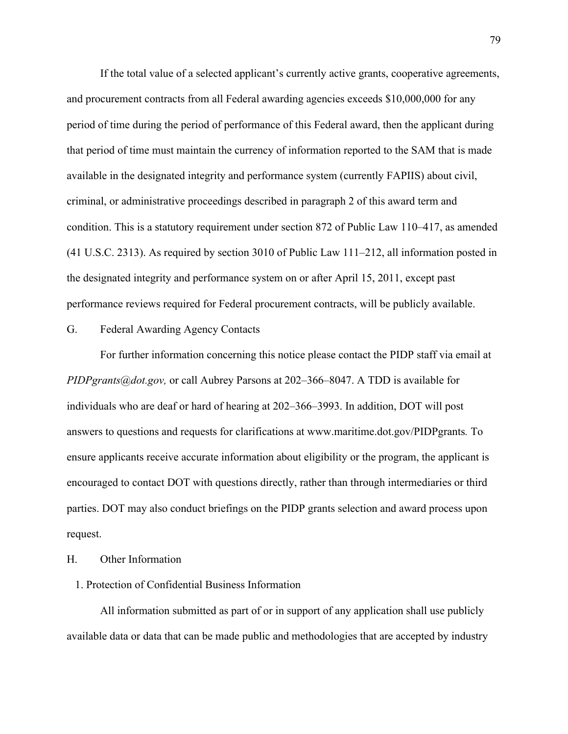If the total value of a selected applicant's currently active grants, cooperative agreements, and procurement contracts from all Federal awarding agencies exceeds $10,000,000 for any period of time during the period of performance of this Federal award, then the applicant during that period of time must maintain the currency of information reported to the SAM that is made available in the designated integrity and performance system (currently FAPIIS) about civil, criminal, or administrative proceedings described in paragraph 2 of this award term and condition. This is a statutory requirement under section 872 of Public Law 110–417, as amended (41 U.S.C. 2313). As required by section 3010 of Public Law 111–212, all information posted in the designated integrity and performance system on or after April 15, 2011, except past performance reviews required for Federal procurement contracts, will be publicly available.

## G. Federal Awarding Agency Contacts

For further information concerning this notice please contact the PIDP staff via email at *PIDPgrants@dot.gov,* or call Aubrey Parsons at 202–366–8047. A TDD is available for individuals who are deaf or hard of hearing at 202–366–3993. In addition, DOT will post answers to questions and requests for clarifications at www.maritime.dot.gov/PIDPgrants*.* To ensure applicants receive accurate information about eligibility or the program, the applicant is encouraged to contact DOT with questions directly, rather than through intermediaries or third parties. DOT may also conduct briefings on the PIDP grants selection and award process upon request.

## H. Other Information

### 1. Protection of Confidential Business Information

All information submitted as part of or in support of any application shall use publicly available data or data that can be made public and methodologies that are accepted by industry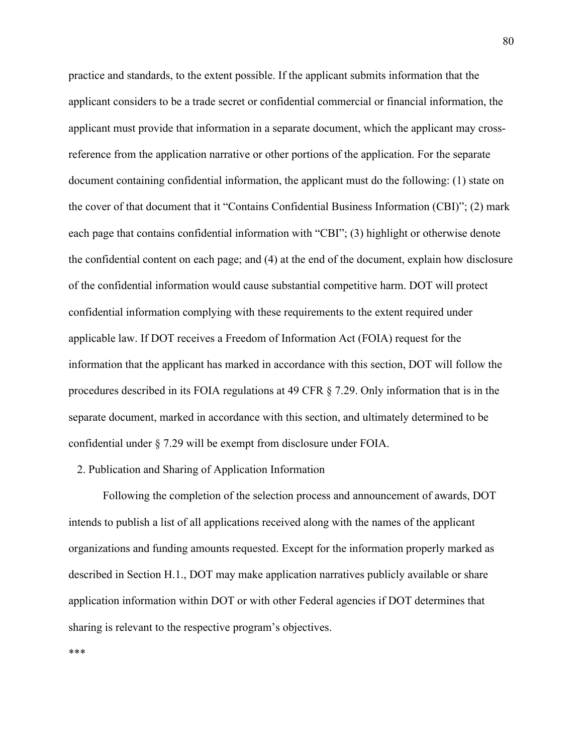practice and standards, to the extent possible. If the applicant submits information that the applicant considers to be a trade secret or confidential commercial or financial information, the applicant must provide that information in a separate document, which the applicant may cross-reference from the application narrative or other portions of the application. For the separate document containing confidential information, the applicant must do the following: (1) state on the cover of that document that it "Contains Confidential Business Information (CBI)"; (2) mark each page that contains confidential information with "CBI"; (3) highlight or otherwise denote the confidential content on each page; and (4) at the end of the document, explain how disclosure of the confidential information would cause substantial competitive harm. DOT will protect confidential information complying with these requirements to the extent required under applicable law. If DOT receives a Freedom of Information Act (FOIA) request for the information that the applicant has marked in accordance with this section, DOT will follow the procedures described in its FOIA regulations at 49 CFR § 7.29. Only information that is in the separate document, marked in accordance with this section, and ultimately determined to be confidential under § 7.29 will be exempt from disclosure under FOIA.

2. Publication and Sharing of Application Information

Following the completion of the selection process and announcement of awards, DOT intends to publish a list of all applications received along with the names of the applicant organizations and funding amounts requested. Except for the information properly marked as described in Section H.1., DOT may make application narratives publicly available or share application information within DOT or with other Federal agencies if DOT determines that sharing is relevant to the respective program's objectives.

***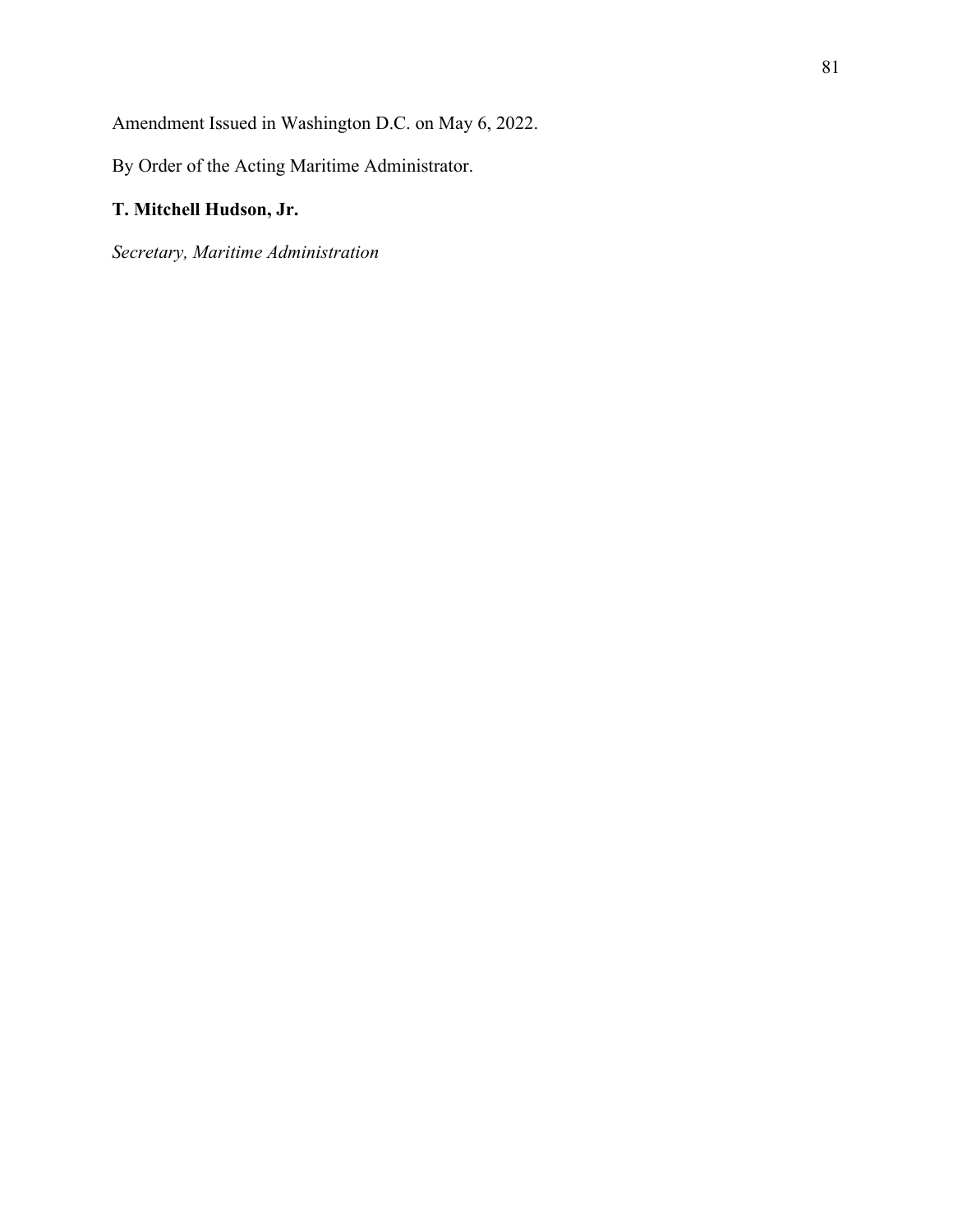Amendment Issued in Washington D.C. on May 6, 2022.

By Order of the Acting Maritime Administrator.

**T. Mitchell Hudson, Jr.**

*Secretary, Maritime Administration*